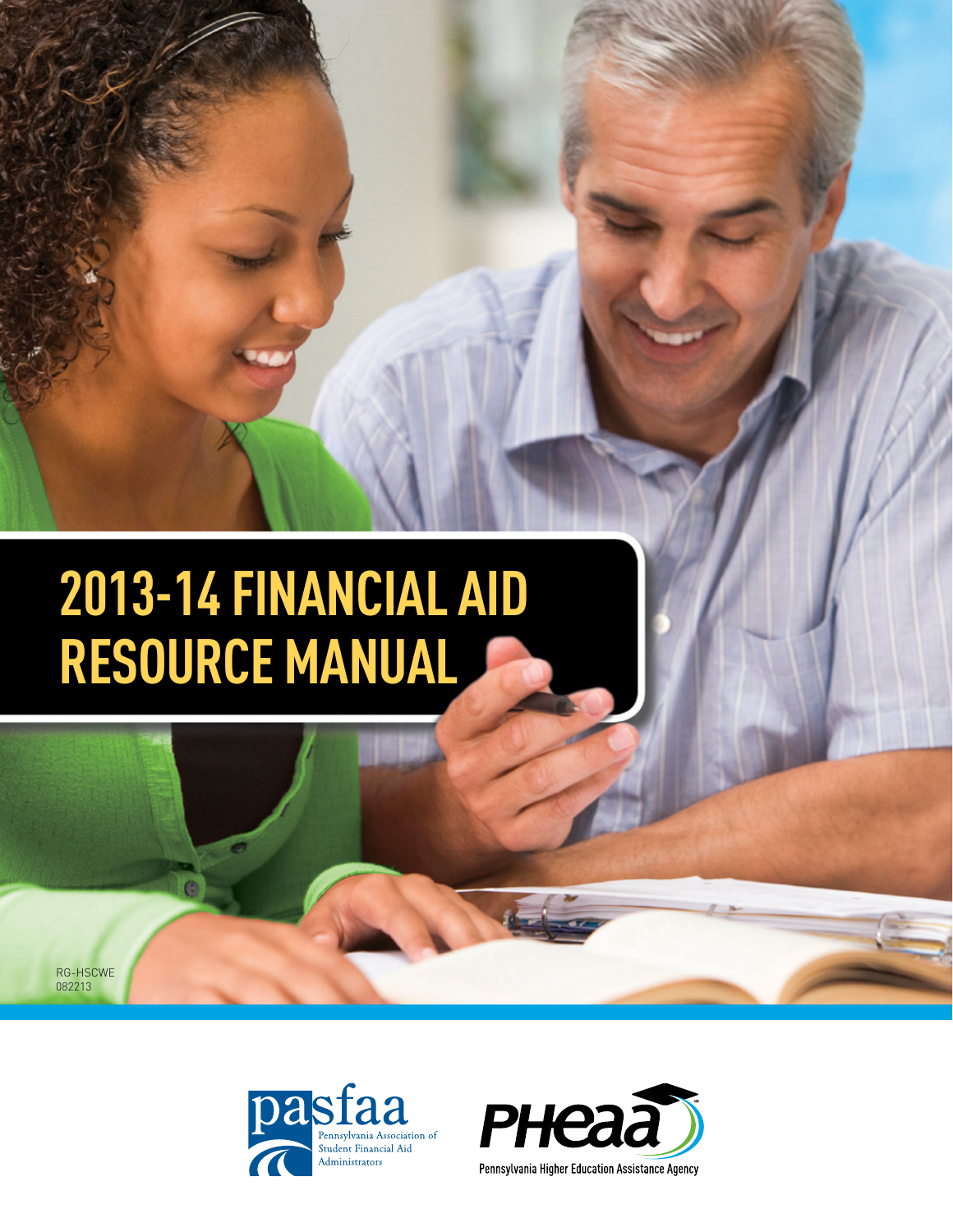# 2013-14 FINANCIAL AID RESOURCE MANUAL

RG-HSCWE
082213

pasfaa
Pennsylvania Association of Student Financial Aid Administrators

PHEAA
Pennsylvania Higher Education Assistance Agency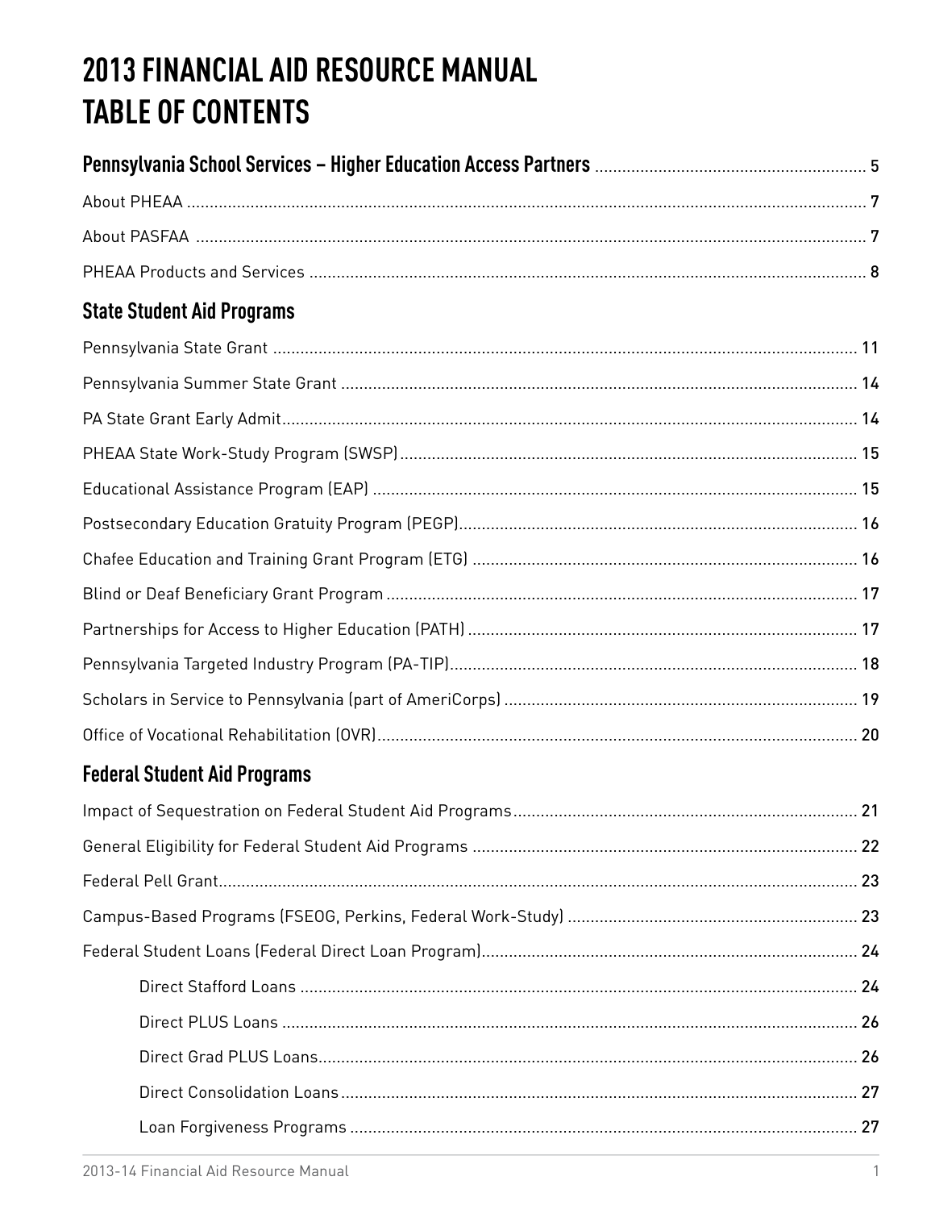# 2013 FINANCIAL AID RESOURCE MANUAL
# TABLE OF CONTENTS

## Pennsylvania School Services – Higher Education Access Partners .......... 5

About PHEAA .......... 7

About PASFAA .......... 7

PHEAA Products and Services .......... 8

## State Student Aid Programs

Pennsylvania State Grant .......... 11

Pennsylvania Summer State Grant .......... 14

PA State Grant Early Admit .......... 14

PHEAA State Work-Study Program (SWSP) .......... 15

Educational Assistance Program (EAP) .......... 15

Postsecondary Education Gratuity Program (PEGP) .......... 16

Chafee Education and Training Grant Program (ETG) .......... 16

Blind or Deaf Beneficiary Grant Program .......... 17

Partnerships for Access to Higher Education (PATH) .......... 17

Pennsylvania Targeted Industry Program (PA-TIP) .......... 18

Scholars in Service to Pennsylvania (part of AmeriCorps) .......... 19

Office of Vocational Rehabilitation (OVR) .......... 20

## Federal Student Aid Programs

Impact of Sequestration on Federal Student Aid Programs .......... 21

General Eligibility for Federal Student Aid Programs .......... 22

Federal Pell Grant .......... 23

Campus-Based Programs (FSEOG, Perkins, Federal Work-Study) .......... 23

Federal Student Loans (Federal Direct Loan Program) .......... 24

- Direct Stafford Loans .......... 24
- Direct PLUS Loans .......... 26
- Direct Grad PLUS Loans .......... 26
- Direct Consolidation Loans .......... 27
- Loan Forgiveness Programs .......... 27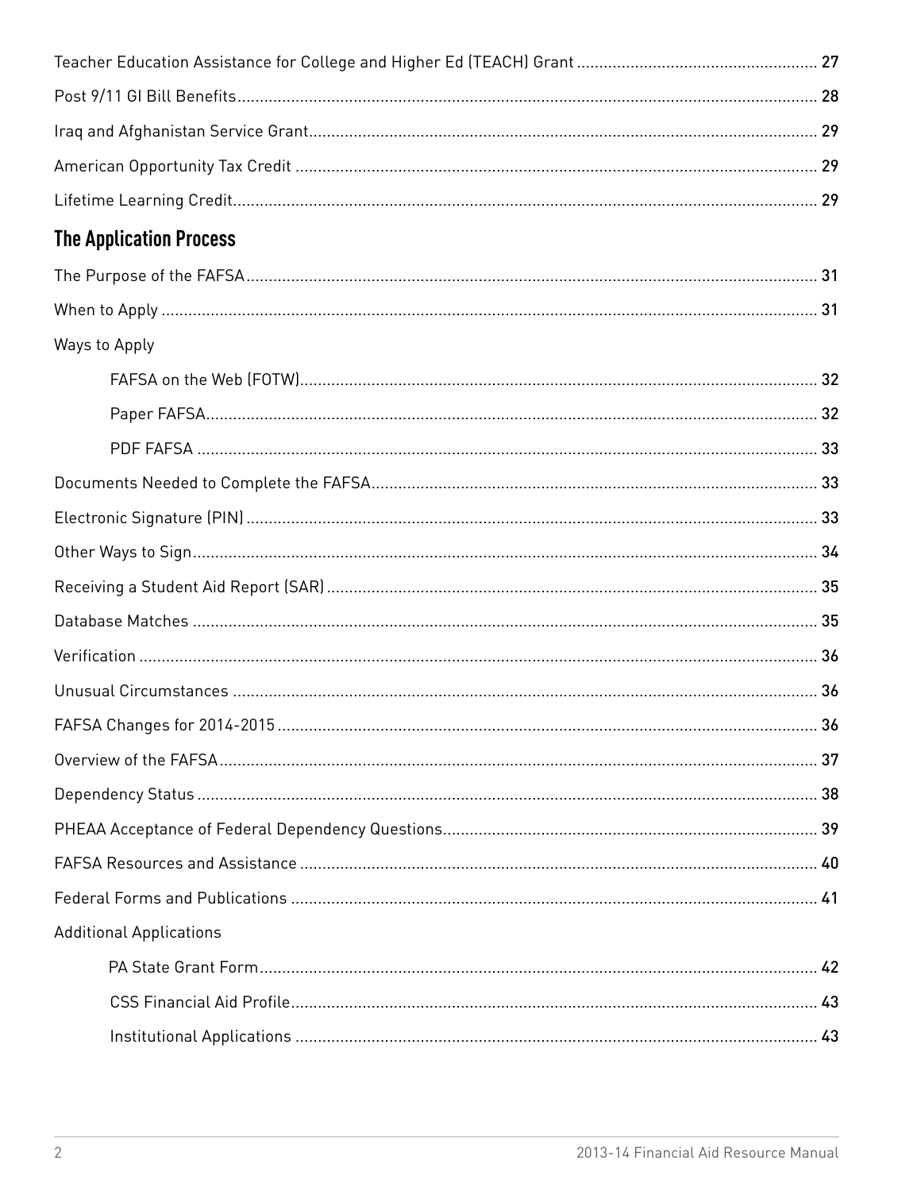Teacher Education Assistance for College and Higher Ed (TEACH) Grant ........ 27

Post 9/11 GI Bill Benefits ........ 28

Iraq and Afghanistan Service Grant ........ 29

American Opportunity Tax Credit ........ 29

Lifetime Learning Credit ........ 29

## The Application Process

The Purpose of the FAFSA ........ 31

When to Apply ........ 31

Ways to Apply

- FAFSA on the Web (FOTW) ........ 32
- Paper FAFSA ........ 32
- PDF FAFSA ........ 33

Documents Needed to Complete the FAFSA ........ 33

Electronic Signature (PIN) ........ 33

Other Ways to Sign ........ 34

Receiving a Student Aid Report (SAR) ........ 35

Database Matches ........ 35

Verification ........ 36

Unusual Circumstances ........ 36

FAFSA Changes for 2014-2015 ........ 36

Overview of the FAFSA ........ 37

Dependency Status ........ 38

PHEAA Acceptance of Federal Dependency Questions ........ 39

FAFSA Resources and Assistance ........ 40

Federal Forms and Publications ........ 41

Additional Applications

- PA State Grant Form ........ 42
- CSS Financial Aid Profile ........ 43
- Institutional Applications ........ 43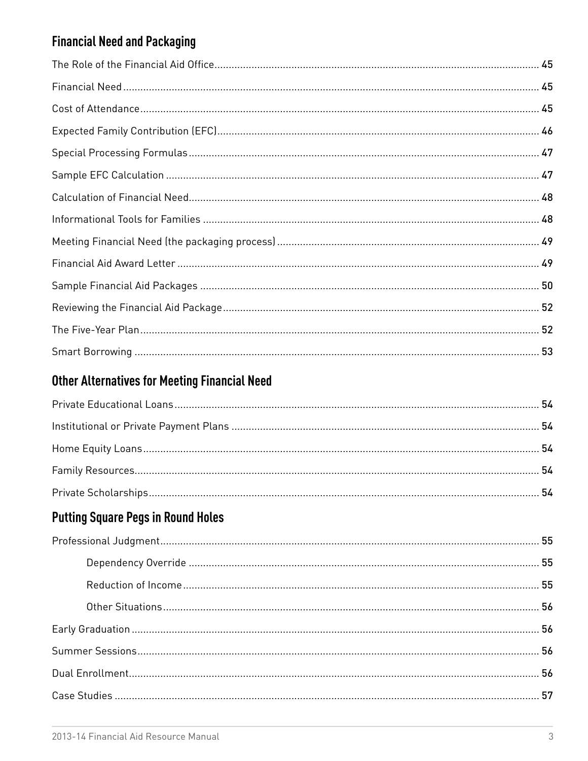## Financial Need and Packaging

The Role of the Financial Aid Office .......... 45

Financial Need .......... 45

Cost of Attendance .......... 45

Expected Family Contribution (EFC) .......... 46

Special Processing Formulas .......... 47

Sample EFC Calculation .......... 47

Calculation of Financial Need .......... 48

Informational Tools for Families .......... 48

Meeting Financial Need (the packaging process) .......... 49

Financial Aid Award Letter .......... 49

Sample Financial Aid Packages .......... 50

Reviewing the Financial Aid Package .......... 52

The Five-Year Plan .......... 52

Smart Borrowing .......... 53

## Other Alternatives for Meeting Financial Need

Private Educational Loans .......... 54

Institutional or Private Payment Plans .......... 54

Home Equity Loans .......... 54

Family Resources .......... 54

Private Scholarships .......... 54

## Putting Square Pegs in Round Holes

Professional Judgment .......... 55

- Dependency Override .......... 55
- Reduction of Income .......... 55
- Other Situations .......... 56

Early Graduation .......... 56

Summer Sessions .......... 56

Dual Enrollment .......... 56

Case Studies .......... 57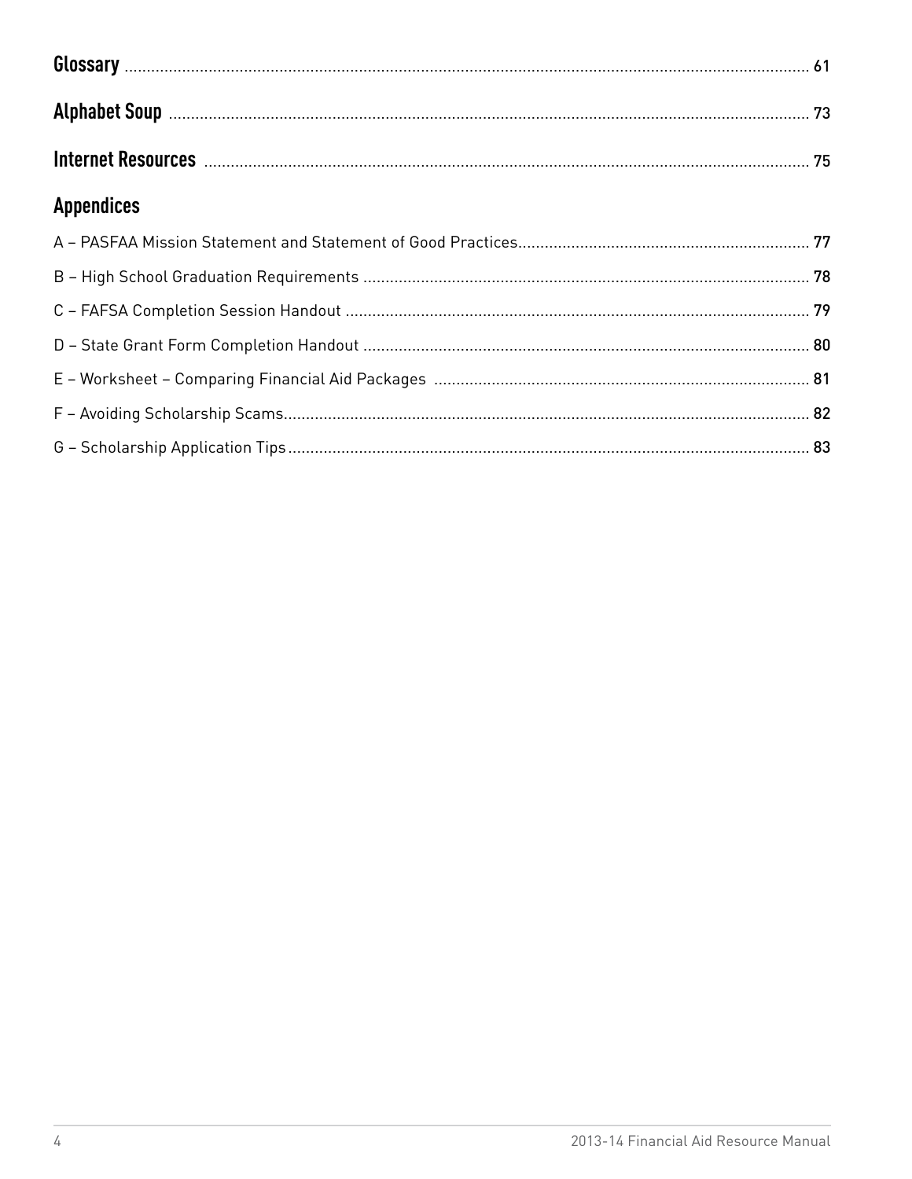**Glossary** .......... 61

**Alphabet Soup** .......... 73

**Internet Resources** .......... 75

## Appendices

A – PASFAA Mission Statement and Statement of Good Practices .......... 77

B – High School Graduation Requirements .......... 78

C – FAFSA Completion Session Handout .......... 79

D – State Grant Form Completion Handout .......... 80

E – Worksheet – Comparing Financial Aid Packages .......... 81

F – Avoiding Scholarship Scams .......... 82

G – Scholarship Application Tips .......... 83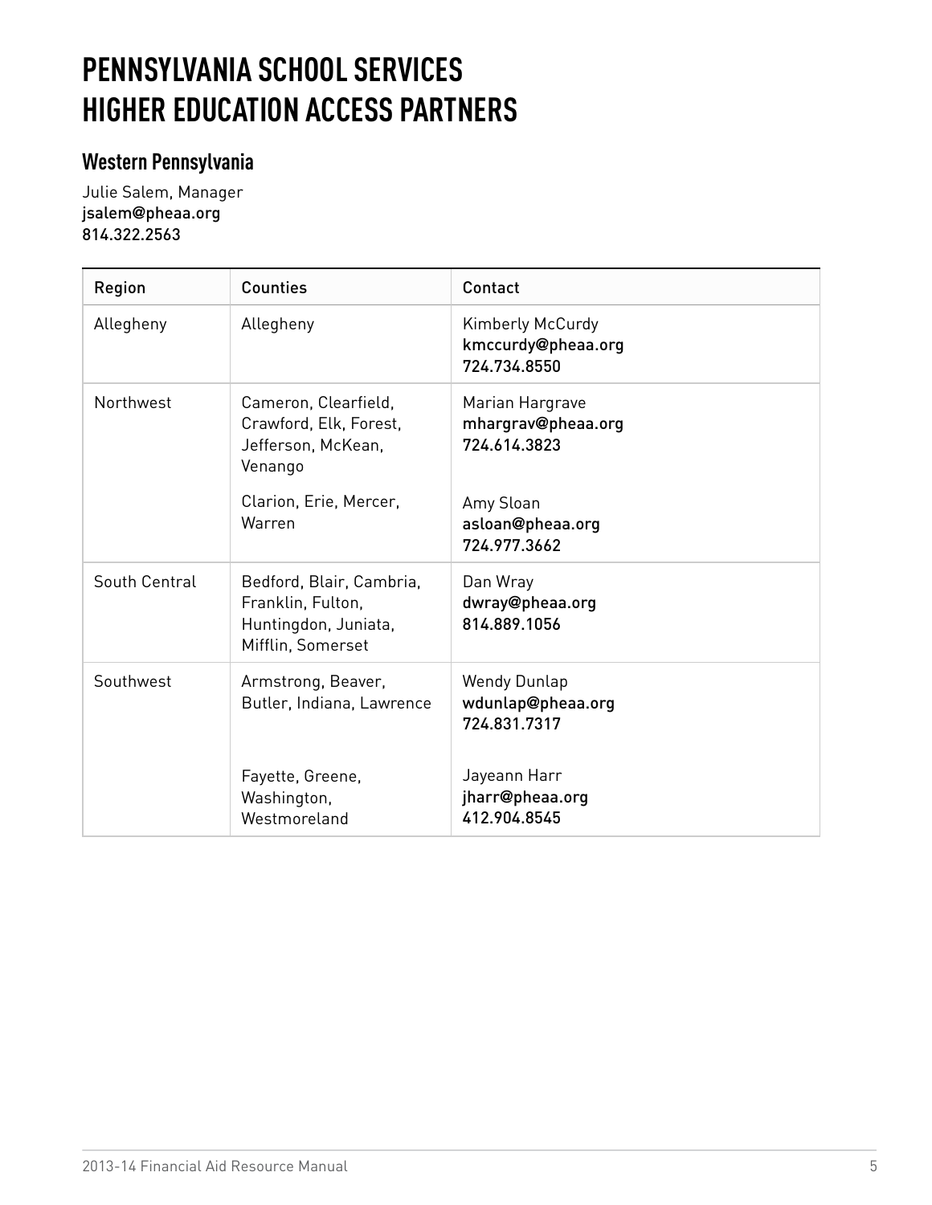# PENNSYLVANIA SCHOOL SERVICES HIGHER EDUCATION ACCESS PARTNERS

## Western Pennsylvania

Julie Salem, Manager
jsalem@pheaa.org
814.322.2563

| Region | Counties | Contact |
|---|---|---|
| Allegheny | Allegheny | Kimberly McCurdy<br>kmccurdy@pheaa.org<br>724.734.8550 |
| Northwest | Cameron, Clearfield, Crawford, Elk, Forest, Jefferson, McKean, Venango | Marian Hargrave<br>mhargrav@pheaa.org<br>724.614.3823 |
| | Clarion, Erie, Mercer, Warren | Amy Sloan<br>asloan@pheaa.org<br>724.977.3662 |
| South Central | Bedford, Blair, Cambria, Franklin, Fulton, Huntingdon, Juniata, Mifflin, Somerset | Dan Wray<br>dwray@pheaa.org<br>814.889.1056 |
| Southwest | Armstrong, Beaver, Butler, Indiana, Lawrence | Wendy Dunlap<br>wdunlap@pheaa.org<br>724.831.7317 |
| | Fayette, Greene, Washington, Westmoreland | Jayeann Harr<br>jharr@pheaa.org<br>412.904.8545 |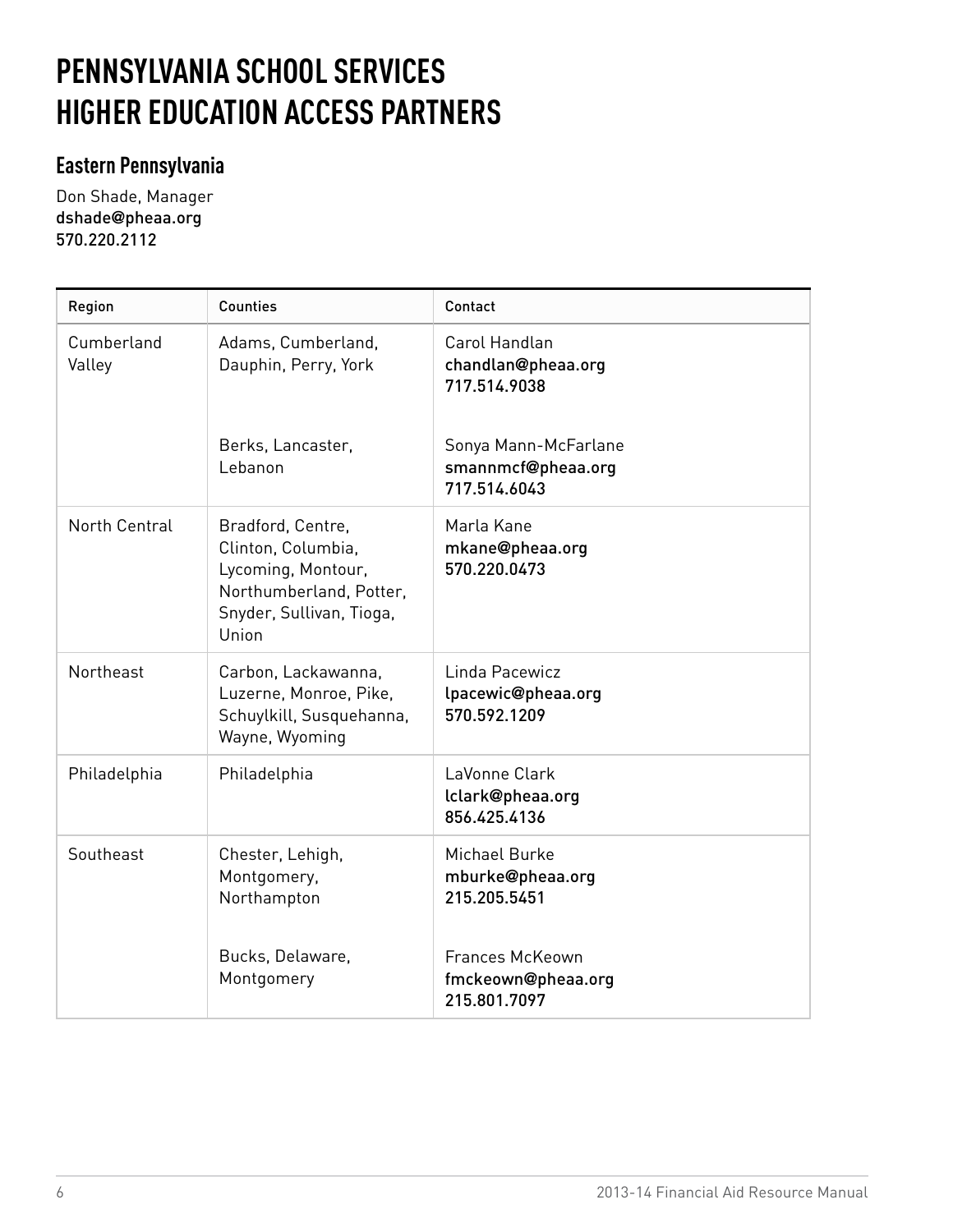# PENNSYLVANIA SCHOOL SERVICES HIGHER EDUCATION ACCESS PARTNERS

## Eastern Pennsylvania

Don Shade, Manager
dshade@pheaa.org
570.220.2112

| Region | Counties | Contact |
|---|---|---|
| Cumberland Valley | Adams, Cumberland, Dauphin, Perry, York | Carol Handlan<br>chandlan@pheaa.org<br>717.514.9038 |
| | Berks, Lancaster, Lebanon | Sonya Mann-McFarlane<br>smannmcf@pheaa.org<br>717.514.6043 |
| North Central | Bradford, Centre, Clinton, Columbia, Lycoming, Montour, Northumberland, Potter, Snyder, Sullivan, Tioga, Union | Marla Kane<br>mkane@pheaa.org<br>570.220.0473 |
| Northeast | Carbon, Lackawanna, Luzerne, Monroe, Pike, Schuylkill, Susquehanna, Wayne, Wyoming | Linda Pacewicz<br>lpacewic@pheaa.org<br>570.592.1209 |
| Philadelphia | Philadelphia | LaVonne Clark<br>lclark@pheaa.org<br>856.425.4136 |
| Southeast | Chester, Lehigh, Montgomery, Northampton | Michael Burke<br>mburke@pheaa.org<br>215.205.5451 |
| | Bucks, Delaware, Montgomery | Frances McKeown<br>fmckeown@pheaa.org<br>215.801.7097 |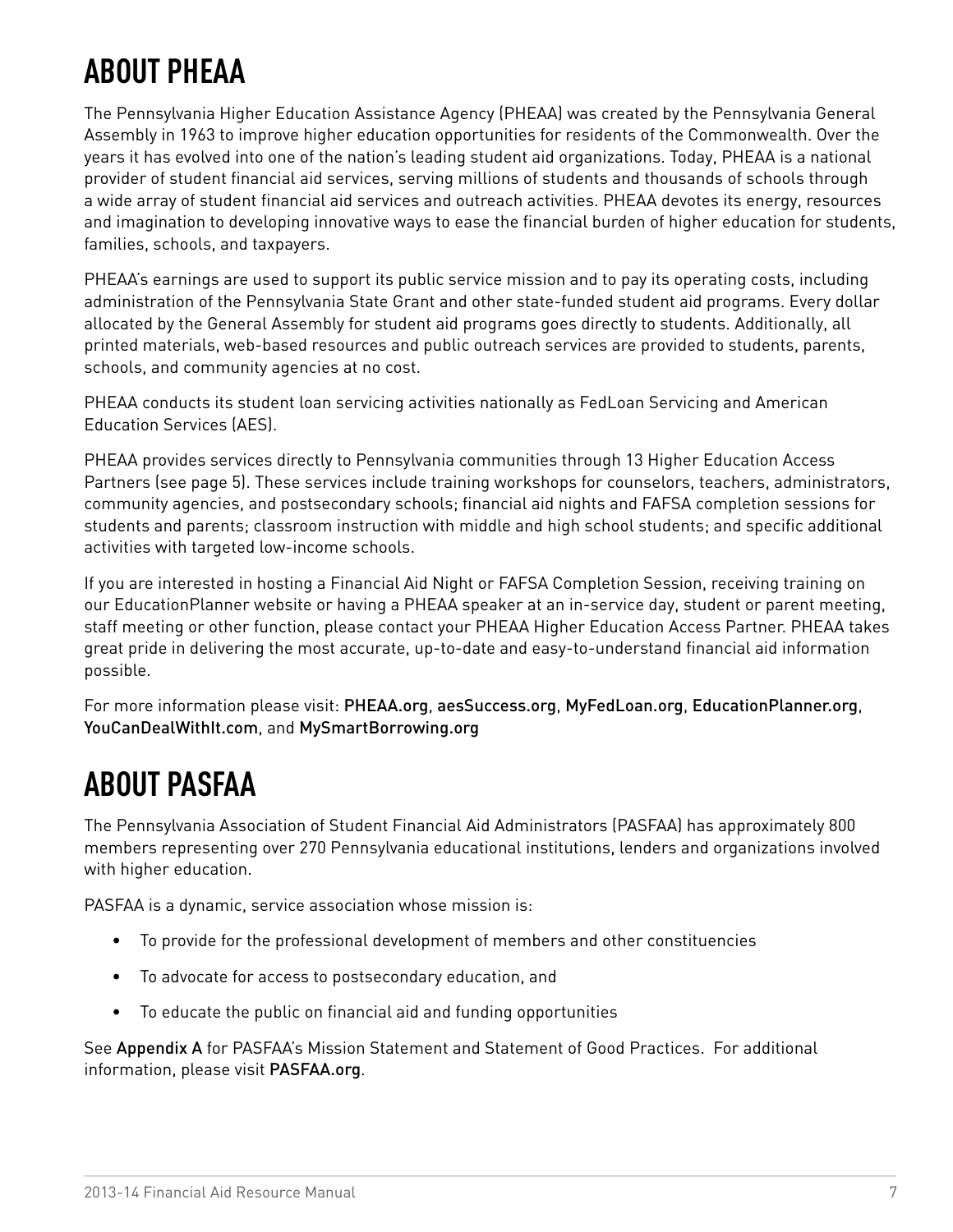# ABOUT PHEAA

The Pennsylvania Higher Education Assistance Agency (PHEAA) was created by the Pennsylvania General Assembly in 1963 to improve higher education opportunities for residents of the Commonwealth. Over the years it has evolved into one of the nation's leading student aid organizations. Today, PHEAA is a national provider of student financial aid services, serving millions of students and thousands of schools through a wide array of student financial aid services and outreach activities. PHEAA devotes its energy, resources and imagination to developing innovative ways to ease the financial burden of higher education for students, families, schools, and taxpayers.

PHEAA's earnings are used to support its public service mission and to pay its operating costs, including administration of the Pennsylvania State Grant and other state-funded student aid programs. Every dollar allocated by the General Assembly for student aid programs goes directly to students. Additionally, all printed materials, web-based resources and public outreach services are provided to students, parents, schools, and community agencies at no cost.

PHEAA conducts its student loan servicing activities nationally as FedLoan Servicing and American Education Services (AES).

PHEAA provides services directly to Pennsylvania communities through 13 Higher Education Access Partners (see page 5). These services include training workshops for counselors, teachers, administrators, community agencies, and postsecondary schools; financial aid nights and FAFSA completion sessions for students and parents; classroom instruction with middle and high school students; and specific additional activities with targeted low-income schools.

If you are interested in hosting a Financial Aid Night or FAFSA Completion Session, receiving training on our EducationPlanner website or having a PHEAA speaker at an in-service day, student or parent meeting, staff meeting or other function, please contact your PHEAA Higher Education Access Partner. PHEAA takes great pride in delivering the most accurate, up-to-date and easy-to-understand financial aid information possible.

For more information please visit: PHEAA.org, aesSuccess.org, MyFedLoan.org, EducationPlanner.org, YouCanDealWithIt.com, and MySmartBorrowing.org

# ABOUT PASFAA

The Pennsylvania Association of Student Financial Aid Administrators (PASFAA) has approximately 800 members representing over 270 Pennsylvania educational institutions, lenders and organizations involved with higher education.

PASFAA is a dynamic, service association whose mission is:

- To provide for the professional development of members and other constituencies
- To advocate for access to postsecondary education, and
- To educate the public on financial aid and funding opportunities

See Appendix A for PASFAA's Mission Statement and Statement of Good Practices. For additional information, please visit PASFAA.org.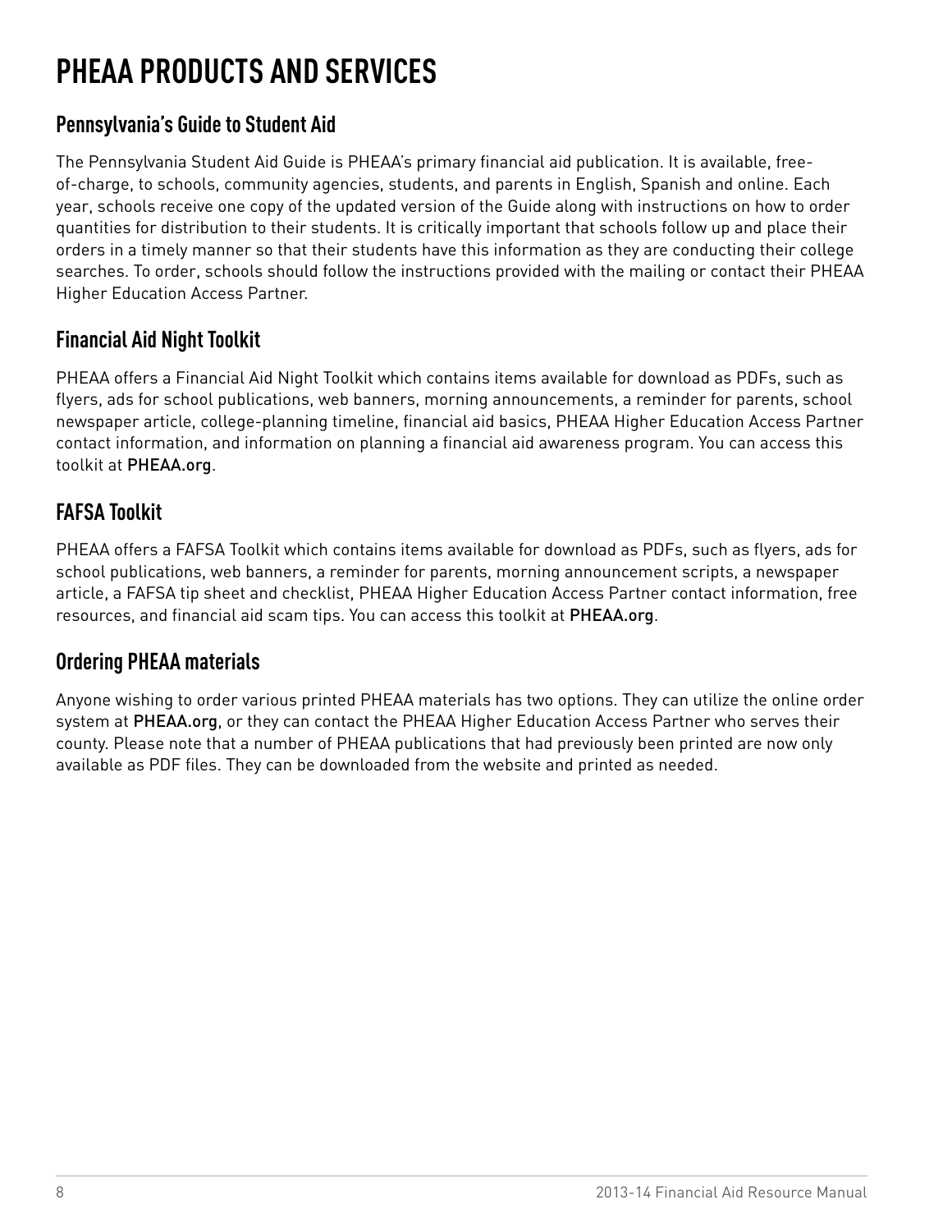# PHEAA PRODUCTS AND SERVICES

## Pennsylvania's Guide to Student Aid

The Pennsylvania Student Aid Guide is PHEAA's primary financial aid publication. It is available, free-of-charge, to schools, community agencies, students, and parents in English, Spanish and online. Each year, schools receive one copy of the updated version of the Guide along with instructions on how to order quantities for distribution to their students. It is critically important that schools follow up and place their orders in a timely manner so that their students have this information as they are conducting their college searches. To order, schools should follow the instructions provided with the mailing or contact their PHEAA Higher Education Access Partner.

## Financial Aid Night Toolkit

PHEAA offers a Financial Aid Night Toolkit which contains items available for download as PDFs, such as flyers, ads for school publications, web banners, morning announcements, a reminder for parents, school newspaper article, college-planning timeline, financial aid basics, PHEAA Higher Education Access Partner contact information, and information on planning a financial aid awareness program. You can access this toolkit at PHEAA.org.

## FAFSA Toolkit

PHEAA offers a FAFSA Toolkit which contains items available for download as PDFs, such as flyers, ads for school publications, web banners, a reminder for parents, morning announcement scripts, a newspaper article, a FAFSA tip sheet and checklist, PHEAA Higher Education Access Partner contact information, free resources, and financial aid scam tips. You can access this toolkit at PHEAA.org.

## Ordering PHEAA materials

Anyone wishing to order various printed PHEAA materials has two options. They can utilize the online order system at PHEAA.org, or they can contact the PHEAA Higher Education Access Partner who serves their county. Please note that a number of PHEAA publications that had previously been printed are now only available as PDF files. They can be downloaded from the website and printed as needed.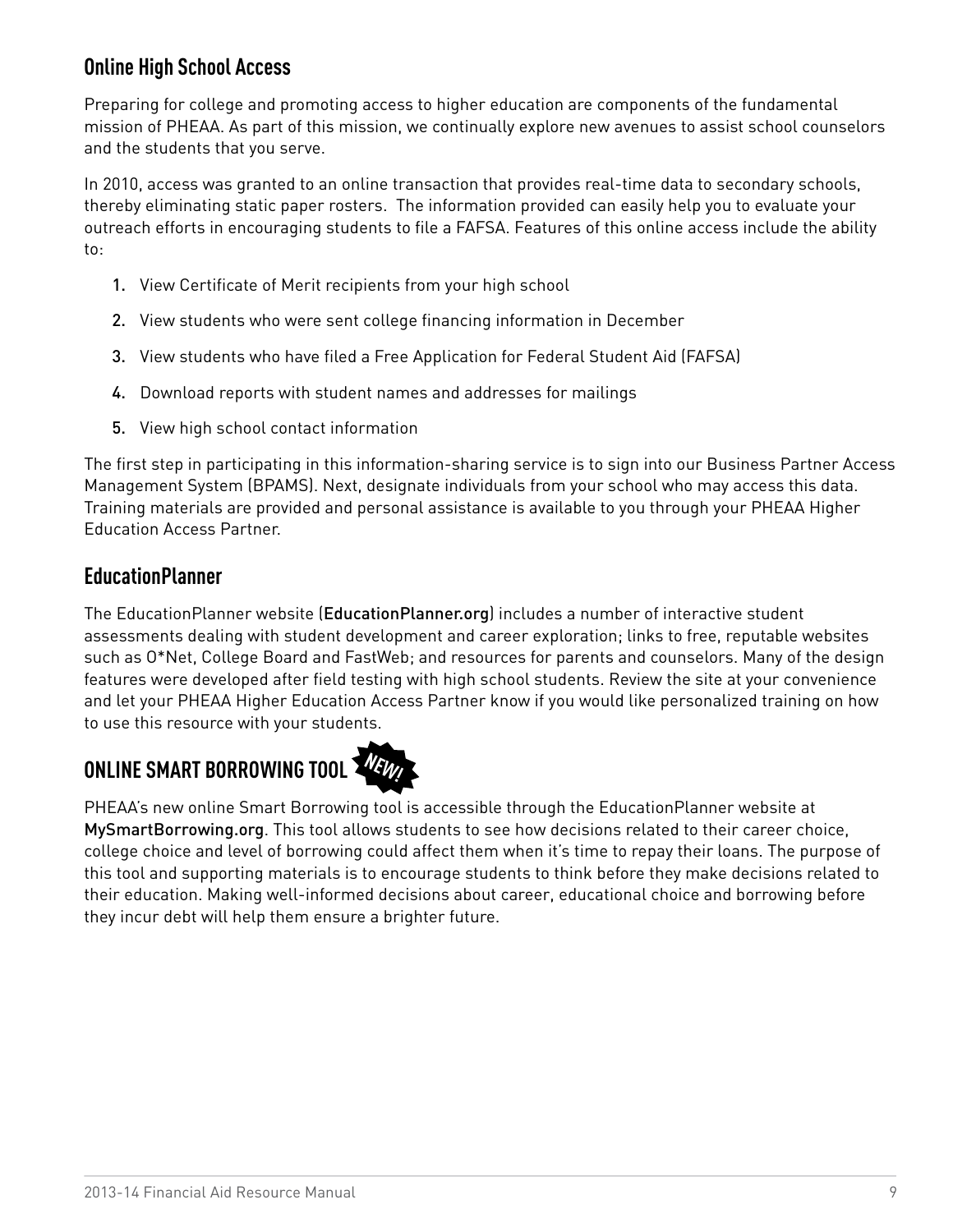## Online High School Access

Preparing for college and promoting access to higher education are components of the fundamental mission of PHEAA. As part of this mission, we continually explore new avenues to assist school counselors and the students that you serve.

In 2010, access was granted to an online transaction that provides real-time data to secondary schools, thereby eliminating static paper rosters. The information provided can easily help you to evaluate your outreach efforts in encouraging students to file a FAFSA. Features of this online access include the ability to:

1. View Certificate of Merit recipients from your high school
2. View students who were sent college financing information in December
3. View students who have filed a Free Application for Federal Student Aid (FAFSA)
4. Download reports with student names and addresses for mailings
5. View high school contact information

The first step in participating in this information-sharing service is to sign into our Business Partner Access Management System (BPAMS). Next, designate individuals from your school who may access this data. Training materials are provided and personal assistance is available to you through your PHEAA Higher Education Access Partner.

## EducationPlanner

The EducationPlanner website (EducationPlanner.org) includes a number of interactive student assessments dealing with student development and career exploration; links to free, reputable websites such as O*Net, College Board and FastWeb; and resources for parents and counselors. Many of the design features were developed after field testing with high school students. Review the site at your convenience and let your PHEAA Higher Education Access Partner know if you would like personalized training on how to use this resource with your students.

## ONLINE SMART BORROWING TOOL NEW!

PHEAA's new online Smart Borrowing tool is accessible through the EducationPlanner website at MySmartBorrowing.org. This tool allows students to see how decisions related to their career choice, college choice and level of borrowing could affect them when it's time to repay their loans. The purpose of this tool and supporting materials is to encourage students to think before they make decisions related to their education. Making well-informed decisions about career, educational choice and borrowing before they incur debt will help them ensure a brighter future.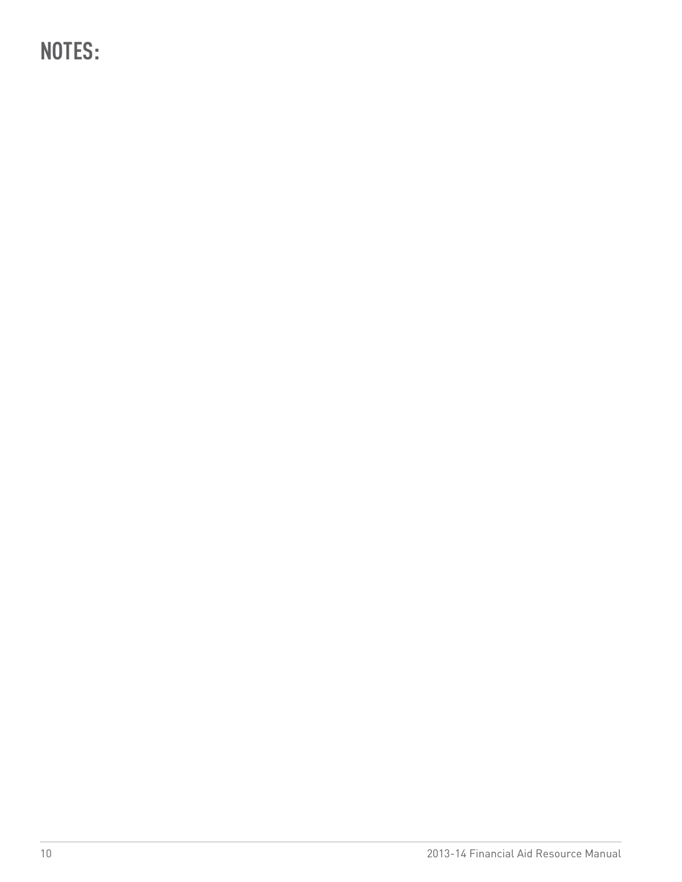# NOTES: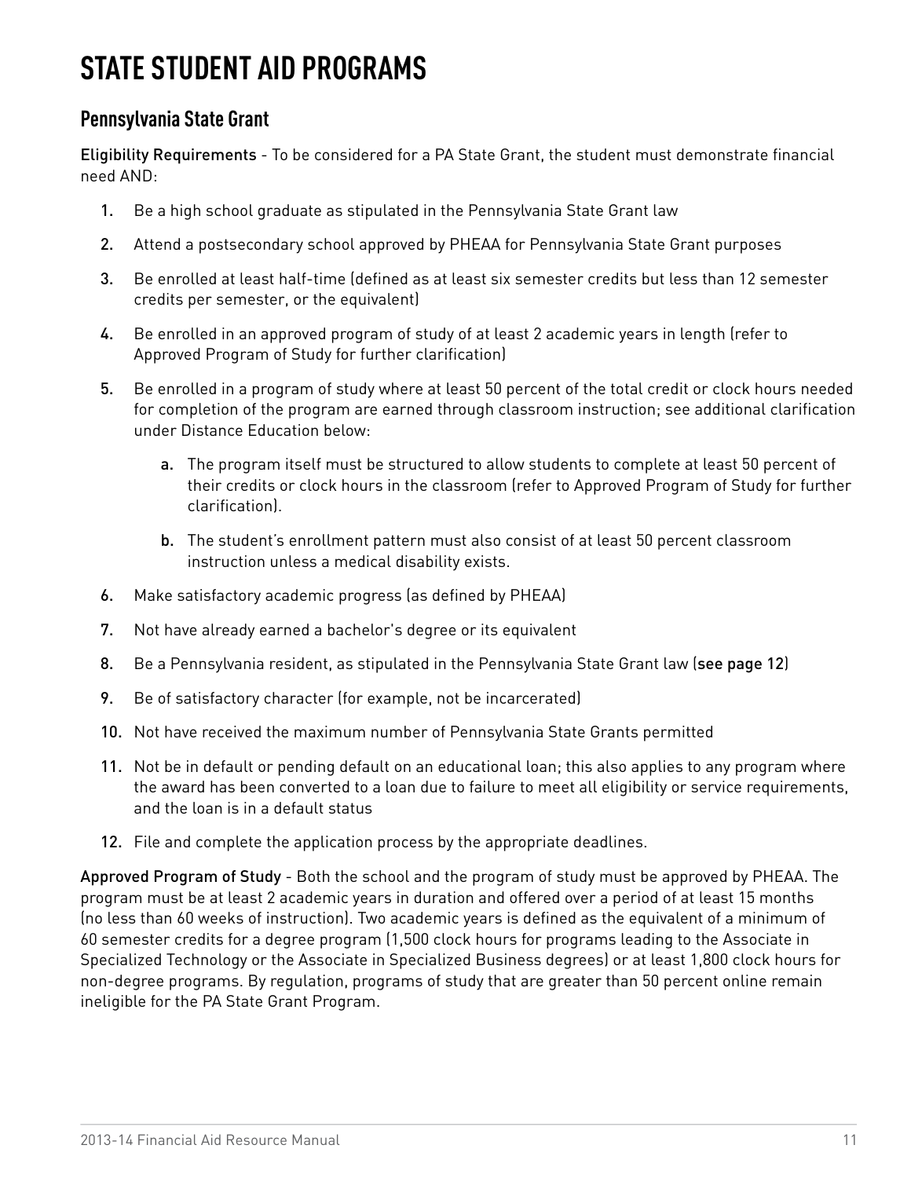# STATE STUDENT AID PROGRAMS

## Pennsylvania State Grant

**Eligibility Requirements** - To be considered for a PA State Grant, the student must demonstrate financial need AND:

1. Be a high school graduate as stipulated in the Pennsylvania State Grant law
2. Attend a postsecondary school approved by PHEAA for Pennsylvania State Grant purposes
3. Be enrolled at least half-time (defined as at least six semester credits but less than 12 semester credits per semester, or the equivalent)
4. Be enrolled in an approved program of study of at least 2 academic years in length (refer to Approved Program of Study for further clarification)
5. Be enrolled in a program of study where at least 50 percent of the total credit or clock hours needed for completion of the program are earned through classroom instruction; see additional clarification under Distance Education below:
    a. The program itself must be structured to allow students to complete at least 50 percent of their credits or clock hours in the classroom (refer to Approved Program of Study for further clarification).
    b. The student's enrollment pattern must also consist of at least 50 percent classroom instruction unless a medical disability exists.
6. Make satisfactory academic progress (as defined by PHEAA)
7. Not have already earned a bachelor's degree or its equivalent
8. Be a Pennsylvania resident, as stipulated in the Pennsylvania State Grant law (see page 12)
9. Be of satisfactory character (for example, not be incarcerated)
10. Not have received the maximum number of Pennsylvania State Grants permitted
11. Not be in default or pending default on an educational loan; this also applies to any program where the award has been converted to a loan due to failure to meet all eligibility or service requirements, and the loan is in a default status
12. File and complete the application process by the appropriate deadlines.

**Approved Program of Study** - Both the school and the program of study must be approved by PHEAA. The program must be at least 2 academic years in duration and offered over a period of at least 15 months (no less than 60 weeks of instruction). Two academic years is defined as the equivalent of a minimum of 60 semester credits for a degree program (1,500 clock hours for programs leading to the Associate in Specialized Technology or the Associate in Specialized Business degrees) or at least 1,800 clock hours for non-degree programs. By regulation, programs of study that are greater than 50 percent online remain ineligible for the PA State Grant Program.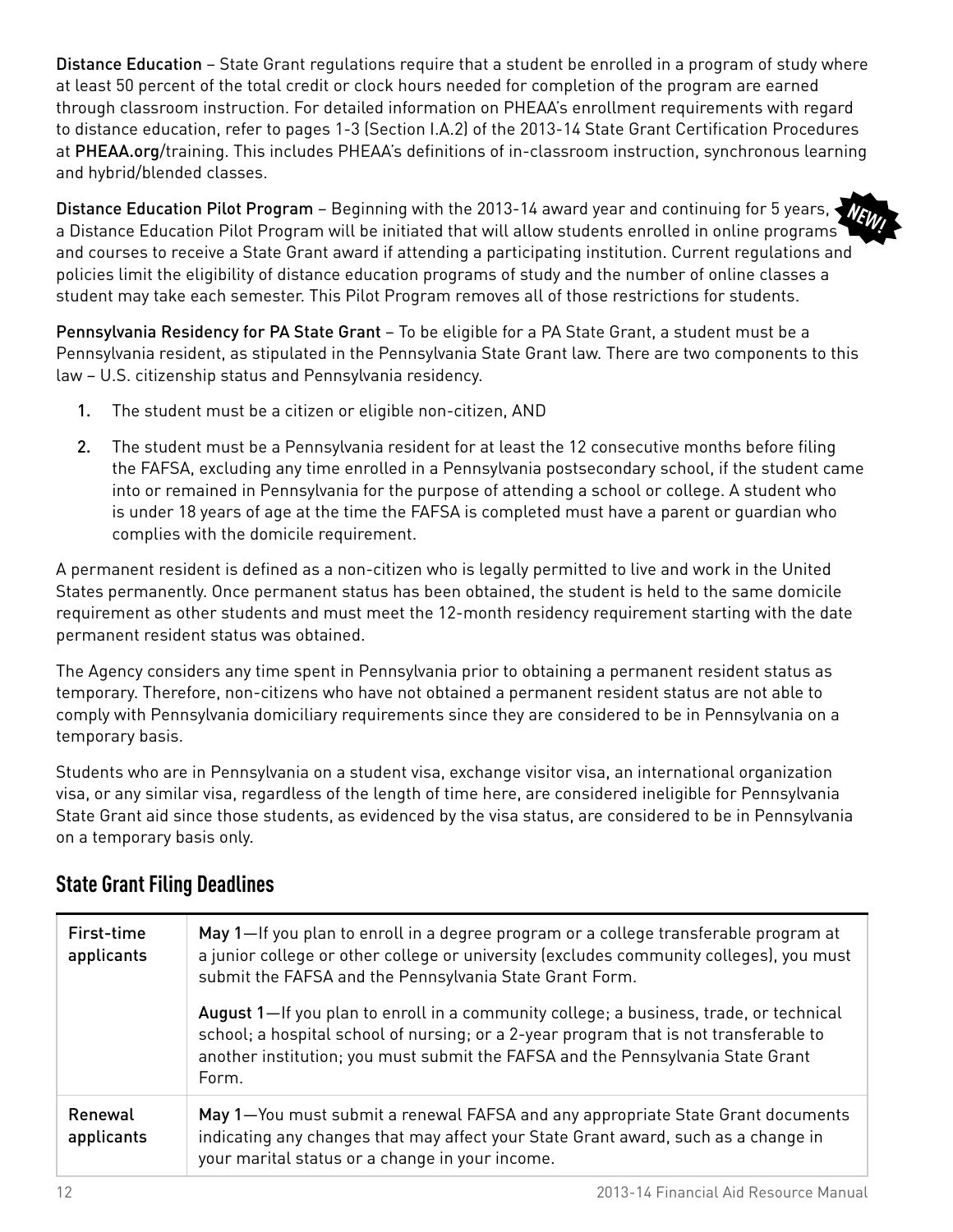**Distance Education** – State Grant regulations require that a student be enrolled in a program of study where at least 50 percent of the total credit or clock hours needed for completion of the program are earned through classroom instruction. For detailed information on PHEAA's enrollment requirements with regard to distance education, refer to pages 1-3 (Section I.A.2) of the 2013-14 State Grant Certification Procedures at PHEAA.org/training. This includes PHEAA's definitions of in-classroom instruction, synchronous learning and hybrid/blended classes.

**Distance Education Pilot Program** – Beginning with the 2013-14 award year and continuing for 5 years, a Distance Education Pilot Program will be initiated that will allow students enrolled in online programs and courses to receive a State Grant award if attending a participating institution. Current regulations and policies limit the eligibility of distance education programs of study and the number of online classes a student may take each semester. This Pilot Program removes all of those restrictions for students. NEW!

**Pennsylvania Residency for PA State Grant** – To be eligible for a PA State Grant, a student must be a Pennsylvania resident, as stipulated in the Pennsylvania State Grant law. There are two components to this law – U.S. citizenship status and Pennsylvania residency.

1. The student must be a citizen or eligible non-citizen, AND
2. The student must be a Pennsylvania resident for at least the 12 consecutive months before filing the FAFSA, excluding any time enrolled in a Pennsylvania postsecondary school, if the student came into or remained in Pennsylvania for the purpose of attending a school or college. A student who is under 18 years of age at the time the FAFSA is completed must have a parent or guardian who complies with the domicile requirement.

A permanent resident is defined as a non-citizen who is legally permitted to live and work in the United States permanently. Once permanent status has been obtained, the student is held to the same domicile requirement as other students and must meet the 12-month residency requirement starting with the date permanent resident status was obtained.

The Agency considers any time spent in Pennsylvania prior to obtaining a permanent resident status as temporary. Therefore, non-citizens who have not obtained a permanent resident status are not able to comply with Pennsylvania domiciliary requirements since they are considered to be in Pennsylvania on a temporary basis.

Students who are in Pennsylvania on a student visa, exchange visitor visa, an international organization visa, or any similar visa, regardless of the length of time here, are considered ineligible for Pennsylvania State Grant aid since those students, as evidenced by the visa status, are considered to be in Pennsylvania on a temporary basis only.

## State Grant Filing Deadlines

| | |
|---|---|
| First-time applicants | **May 1**—If you plan to enroll in a degree program or a college transferable program at a junior college or other college or university (excludes community colleges), you must submit the FAFSA and the Pennsylvania State Grant Form.<br><br>**August 1**—If you plan to enroll in a community college; a business, trade, or technical school; a hospital school of nursing; or a 2-year program that is not transferable to another institution; you must submit the FAFSA and the Pennsylvania State Grant Form. |
| Renewal applicants | **May 1**—You must submit a renewal FAFSA and any appropriate State Grant documents indicating any changes that may affect your State Grant award, such as a change in your marital status or a change in your income. |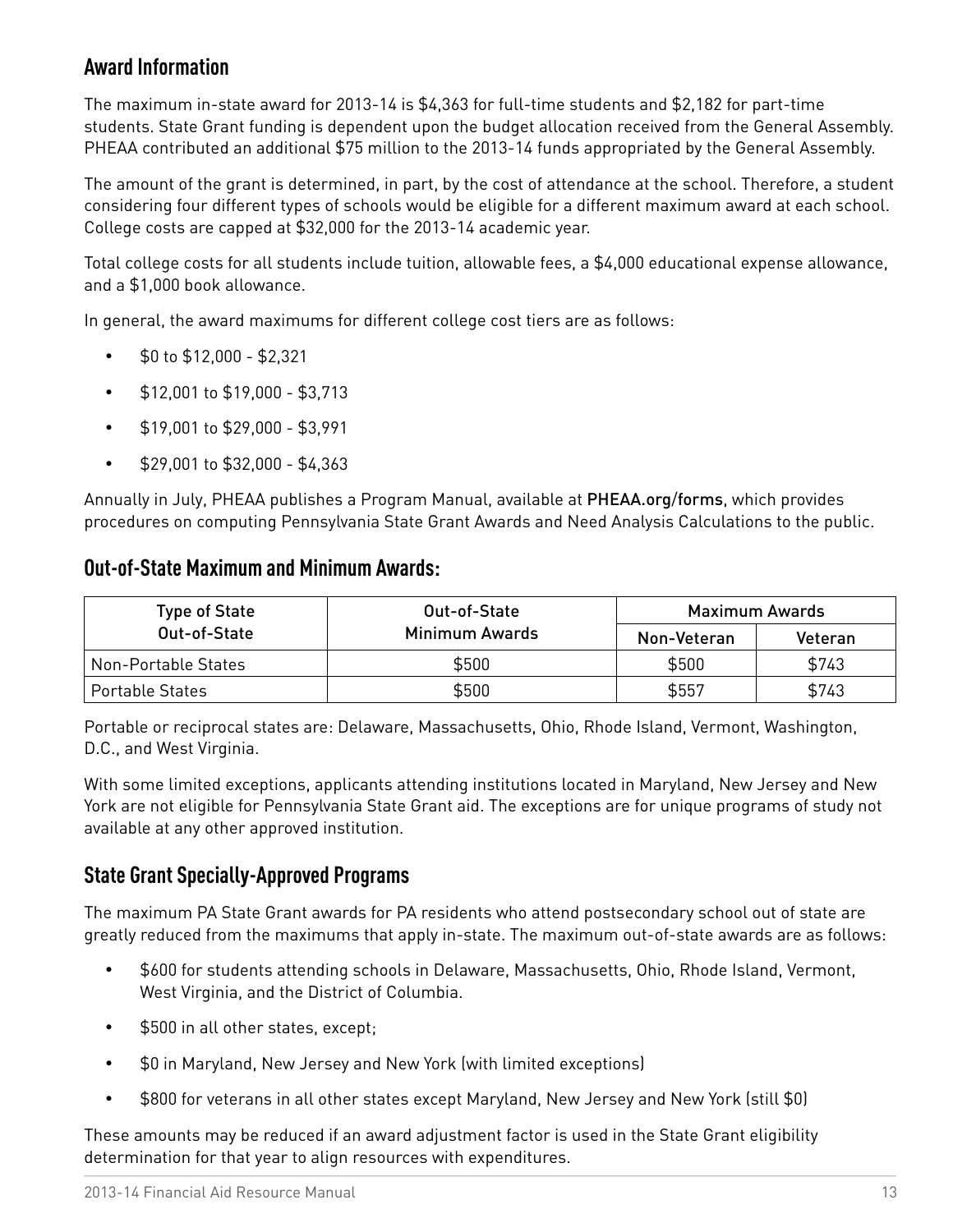## Award Information

The maximum in-state award for 2013-14 is $4,363 for full-time students and $2,182 for part-time students. State Grant funding is dependent upon the budget allocation received from the General Assembly. PHEAA contributed an additional $75 million to the 2013-14 funds appropriated by the General Assembly.

The amount of the grant is determined, in part, by the cost of attendance at the school. Therefore, a student considering four different types of schools would be eligible for a different maximum award at each school. College costs are capped at $32,000 for the 2013-14 academic year.

Total college costs for all students include tuition, allowable fees, a $4,000 educational expense allowance, and a $1,000 book allowance.

In general, the award maximums for different college cost tiers are as follows:

- $0 to $12,000 - $2,321
- $12,001 to $19,000 - $3,713
- $19,001 to $29,000 - $3,991
- $29,001 to $32,000 - $4,363

Annually in July, PHEAA publishes a Program Manual, available at PHEAA.org/forms, which provides procedures on computing Pennsylvania State Grant Awards and Need Analysis Calculations to the public.

## Out-of-State Maximum and Minimum Awards:

| Type of State Out-of-State | Out-of-State Minimum Awards | Maximum Awards | |
|---|---|---|---|
| | | Non-Veteran | Veteran |
| Non-Portable States | $500 | $500 | $743 |
| Portable States | $500 | $557 | $743 |

Portable or reciprocal states are: Delaware, Massachusetts, Ohio, Rhode Island, Vermont, Washington, D.C., and West Virginia.

With some limited exceptions, applicants attending institutions located in Maryland, New Jersey and New York are not eligible for Pennsylvania State Grant aid. The exceptions are for unique programs of study not available at any other approved institution.

## State Grant Specially-Approved Programs

The maximum PA State Grant awards for PA residents who attend postsecondary school out of state are greatly reduced from the maximums that apply in-state. The maximum out-of-state awards are as follows:

- $600 for students attending schools in Delaware, Massachusetts, Ohio, Rhode Island, Vermont, West Virginia, and the District of Columbia.
- $500 in all other states, except;
- $0 in Maryland, New Jersey and New York (with limited exceptions)
- $800 for veterans in all other states except Maryland, New Jersey and New York (still $0)

These amounts may be reduced if an award adjustment factor is used in the State Grant eligibility determination for that year to align resources with expenditures.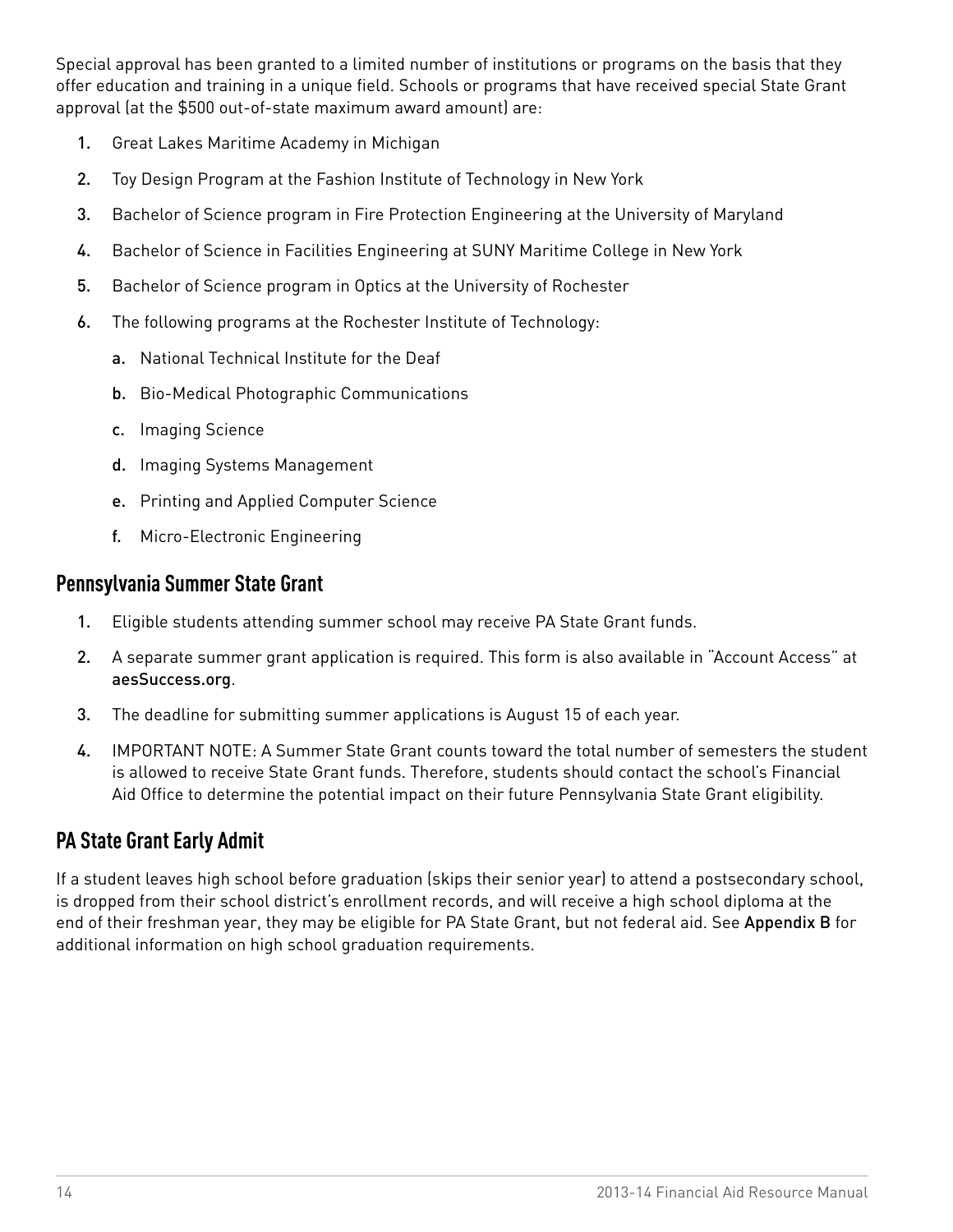Special approval has been granted to a limited number of institutions or programs on the basis that they offer education and training in a unique field. Schools or programs that have received special State Grant approval (at the $500 out-of-state maximum award amount) are:

1. Great Lakes Maritime Academy in Michigan
2. Toy Design Program at the Fashion Institute of Technology in New York
3. Bachelor of Science program in Fire Protection Engineering at the University of Maryland
4. Bachelor of Science in Facilities Engineering at SUNY Maritime College in New York
5. Bachelor of Science program in Optics at the University of Rochester
6. The following programs at the Rochester Institute of Technology:
    a. National Technical Institute for the Deaf
    b. Bio-Medical Photographic Communications
    c. Imaging Science
    d. Imaging Systems Management
    e. Printing and Applied Computer Science
    f. Micro-Electronic Engineering

## Pennsylvania Summer State Grant

1. Eligible students attending summer school may receive PA State Grant funds.
2. A separate summer grant application is required. This form is also available in "Account Access" at aesSuccess.org.
3. The deadline for submitting summer applications is August 15 of each year.
4. IMPORTANT NOTE: A Summer State Grant counts toward the total number of semesters the student is allowed to receive State Grant funds. Therefore, students should contact the school's Financial Aid Office to determine the potential impact on their future Pennsylvania State Grant eligibility.

## PA State Grant Early Admit

If a student leaves high school before graduation (skips their senior year) to attend a postsecondary school, is dropped from their school district's enrollment records, and will receive a high school diploma at the end of their freshman year, they may be eligible for PA State Grant, but not federal aid. See **Appendix B** for additional information on high school graduation requirements.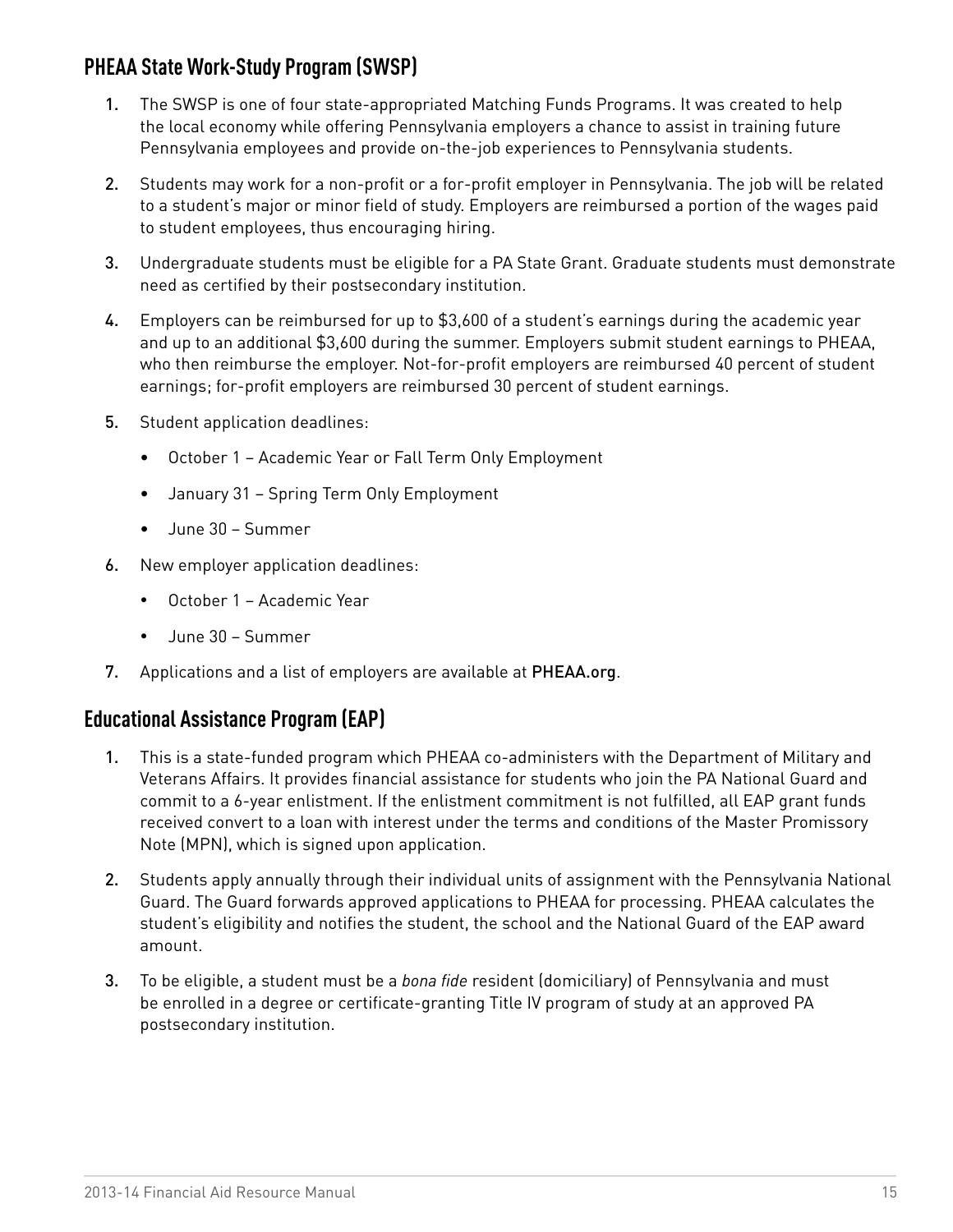## PHEAA State Work-Study Program (SWSP)

1. The SWSP is one of four state-appropriated Matching Funds Programs. It was created to help the local economy while offering Pennsylvania employers a chance to assist in training future Pennsylvania employees and provide on-the-job experiences to Pennsylvania students.
2. Students may work for a non-profit or a for-profit employer in Pennsylvania. The job will be related to a student's major or minor field of study. Employers are reimbursed a portion of the wages paid to student employees, thus encouraging hiring.
3. Undergraduate students must be eligible for a PA State Grant. Graduate students must demonstrate need as certified by their postsecondary institution.
4. Employers can be reimbursed for up to $3,600 of a student's earnings during the academic year and up to an additional $3,600 during the summer. Employers submit student earnings to PHEAA, who then reimburse the employer. Not-for-profit employers are reimbursed 40 percent of student earnings; for-profit employers are reimbursed 30 percent of student earnings.
5. Student application deadlines:
   - October 1 – Academic Year or Fall Term Only Employment
   - January 31 – Spring Term Only Employment
   - June 30 – Summer
6. New employer application deadlines:
   - October 1 – Academic Year
   - June 30 – Summer
7. Applications and a list of employers are available at **PHEAA.org**.

## Educational Assistance Program (EAP)

1. This is a state-funded program which PHEAA co-administers with the Department of Military and Veterans Affairs. It provides financial assistance for students who join the PA National Guard and commit to a 6-year enlistment. If the enlistment commitment is not fulfilled, all EAP grant funds received convert to a loan with interest under the terms and conditions of the Master Promissory Note (MPN), which is signed upon application.
2. Students apply annually through their individual units of assignment with the Pennsylvania National Guard. The Guard forwards approved applications to PHEAA for processing. PHEAA calculates the student's eligibility and notifies the student, the school and the National Guard of the EAP award amount.
3. To be eligible, a student must be a *bona fide* resident (domiciliary) of Pennsylvania and must be enrolled in a degree or certificate-granting Title IV program of study at an approved PA postsecondary institution.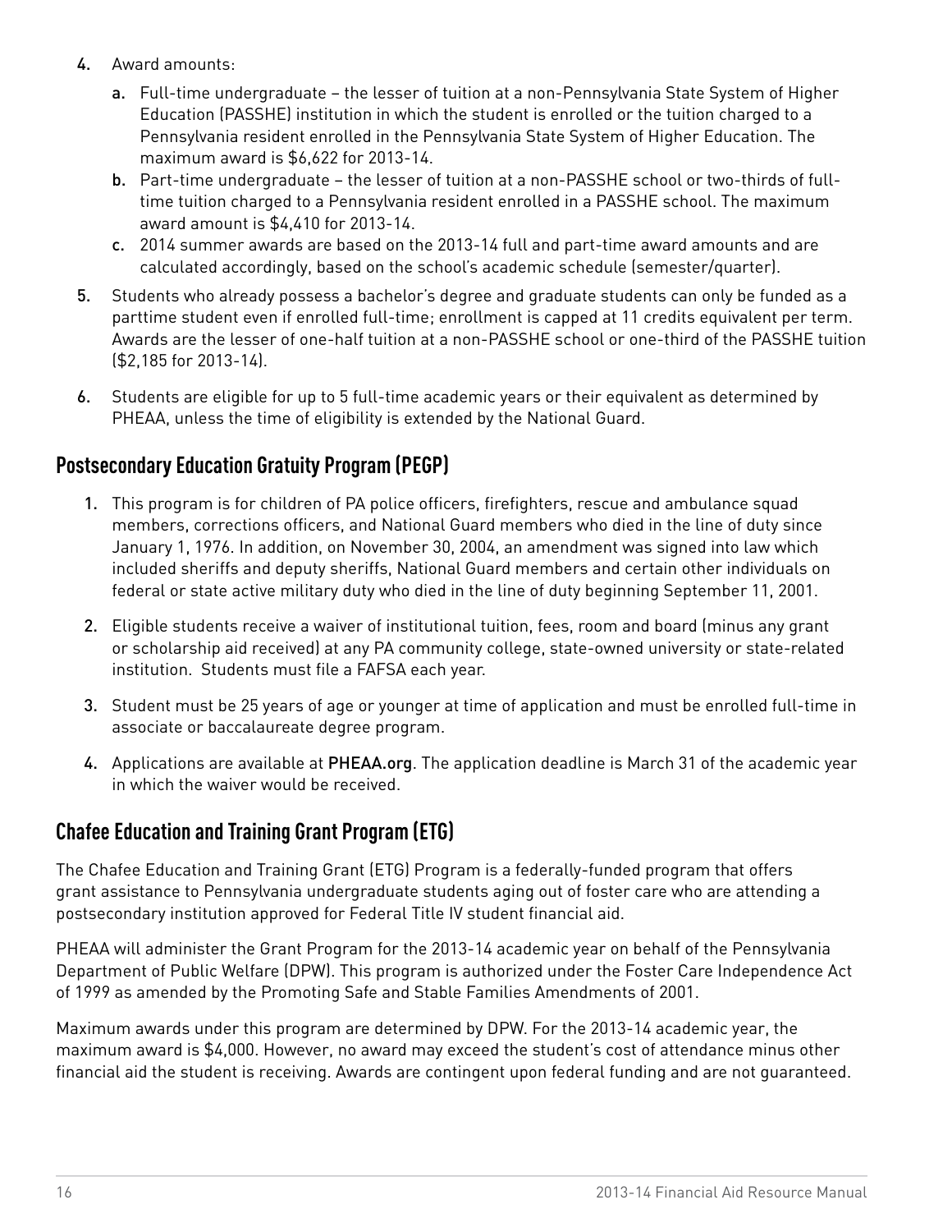4. Award amounts:
    a. Full-time undergraduate – the lesser of tuition at a non-Pennsylvania State System of Higher Education (PASSHE) institution in which the student is enrolled or the tuition charged to a Pennsylvania resident enrolled in the Pennsylvania State System of Higher Education. The maximum award is $6,622 for 2013-14.
    b. Part-time undergraduate – the lesser of tuition at a non-PASSHE school or two-thirds of full-time tuition charged to a Pennsylvania resident enrolled in a PASSHE school. The maximum award amount is $4,410 for 2013-14.
    c. 2014 summer awards are based on the 2013-14 full and part-time award amounts and are calculated accordingly, based on the school's academic schedule (semester/quarter).
5. Students who already possess a bachelor's degree and graduate students can only be funded as a parttime student even if enrolled full-time; enrollment is capped at 11 credits equivalent per term. Awards are the lesser of one-half tuition at a non-PASSHE school or one-third of the PASSHE tuition ($2,185 for 2013-14).
6. Students are eligible for up to 5 full-time academic years or their equivalent as determined by PHEAA, unless the time of eligibility is extended by the National Guard.

## Postsecondary Education Gratuity Program (PEGP)

1. This program is for children of PA police officers, firefighters, rescue and ambulance squad members, corrections officers, and National Guard members who died in the line of duty since January 1, 1976. In addition, on November 30, 2004, an amendment was signed into law which included sheriffs and deputy sheriffs, National Guard members and certain other individuals on federal or state active military duty who died in the line of duty beginning September 11, 2001.
2. Eligible students receive a waiver of institutional tuition, fees, room and board (minus any grant or scholarship aid received) at any PA community college, state-owned university or state-related institution. Students must file a FAFSA each year.
3. Student must be 25 years of age or younger at time of application and must be enrolled full-time in associate or baccalaureate degree program.
4. Applications are available at **PHEAA.org**. The application deadline is March 31 of the academic year in which the waiver would be received.

## Chafee Education and Training Grant Program (ETG)

The Chafee Education and Training Grant (ETG) Program is a federally-funded program that offers grant assistance to Pennsylvania undergraduate students aging out of foster care who are attending a postsecondary institution approved for Federal Title IV student financial aid.

PHEAA will administer the Grant Program for the 2013-14 academic year on behalf of the Pennsylvania Department of Public Welfare (DPW). This program is authorized under the Foster Care Independence Act of 1999 as amended by the Promoting Safe and Stable Families Amendments of 2001.

Maximum awards under this program are determined by DPW. For the 2013-14 academic year, the maximum award is $4,000. However, no award may exceed the student's cost of attendance minus other financial aid the student is receiving. Awards are contingent upon federal funding and are not guaranteed.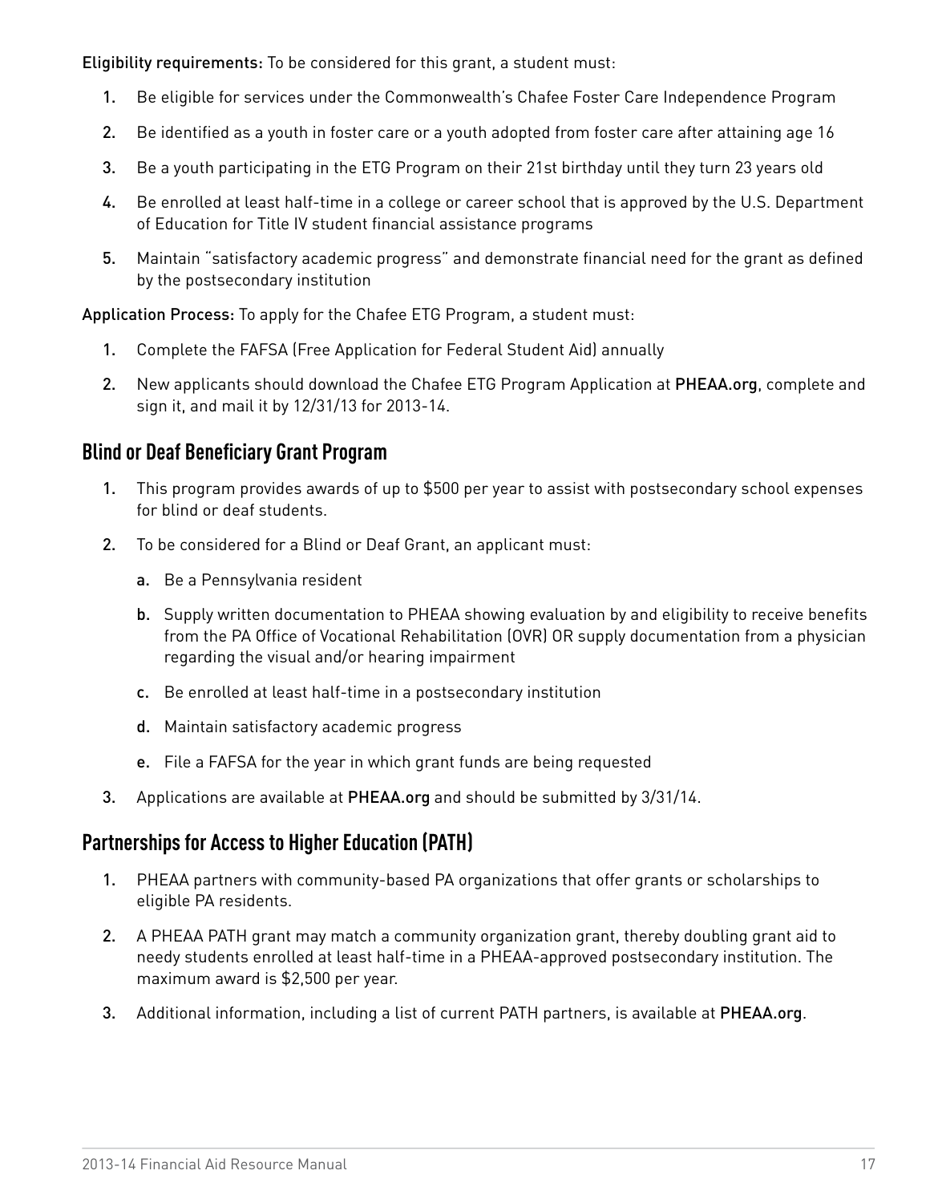**Eligibility requirements:** To be considered for this grant, a student must:

1. Be eligible for services under the Commonwealth's Chafee Foster Care Independence Program
2. Be identified as a youth in foster care or a youth adopted from foster care after attaining age 16
3. Be a youth participating in the ETG Program on their 21st birthday until they turn 23 years old
4. Be enrolled at least half-time in a college or career school that is approved by the U.S. Department of Education for Title IV student financial assistance programs
5. Maintain "satisfactory academic progress" and demonstrate financial need for the grant as defined by the postsecondary institution

**Application Process:** To apply for the Chafee ETG Program, a student must:

1. Complete the FAFSA (Free Application for Federal Student Aid) annually
2. New applicants should download the Chafee ETG Program Application at **PHEAA.org**, complete and sign it, and mail it by 12/31/13 for 2013-14.

## Blind or Deaf Beneficiary Grant Program

1. This program provides awards of up to $500 per year to assist with postsecondary school expenses for blind or deaf students.
2. To be considered for a Blind or Deaf Grant, an applicant must:
   a. Be a Pennsylvania resident
   b. Supply written documentation to PHEAA showing evaluation by and eligibility to receive benefits from the PA Office of Vocational Rehabilitation (OVR) OR supply documentation from a physician regarding the visual and/or hearing impairment
   c. Be enrolled at least half-time in a postsecondary institution
   d. Maintain satisfactory academic progress
   e. File a FAFSA for the year in which grant funds are being requested
3. Applications are available at **PHEAA.org** and should be submitted by 3/31/14.

## Partnerships for Access to Higher Education (PATH)

1. PHEAA partners with community-based PA organizations that offer grants or scholarships to eligible PA residents.
2. A PHEAA PATH grant may match a community organization grant, thereby doubling grant aid to needy students enrolled at least half-time in a PHEAA-approved postsecondary institution. The maximum award is $2,500 per year.
3. Additional information, including a list of current PATH partners, is available at **PHEAA.org**.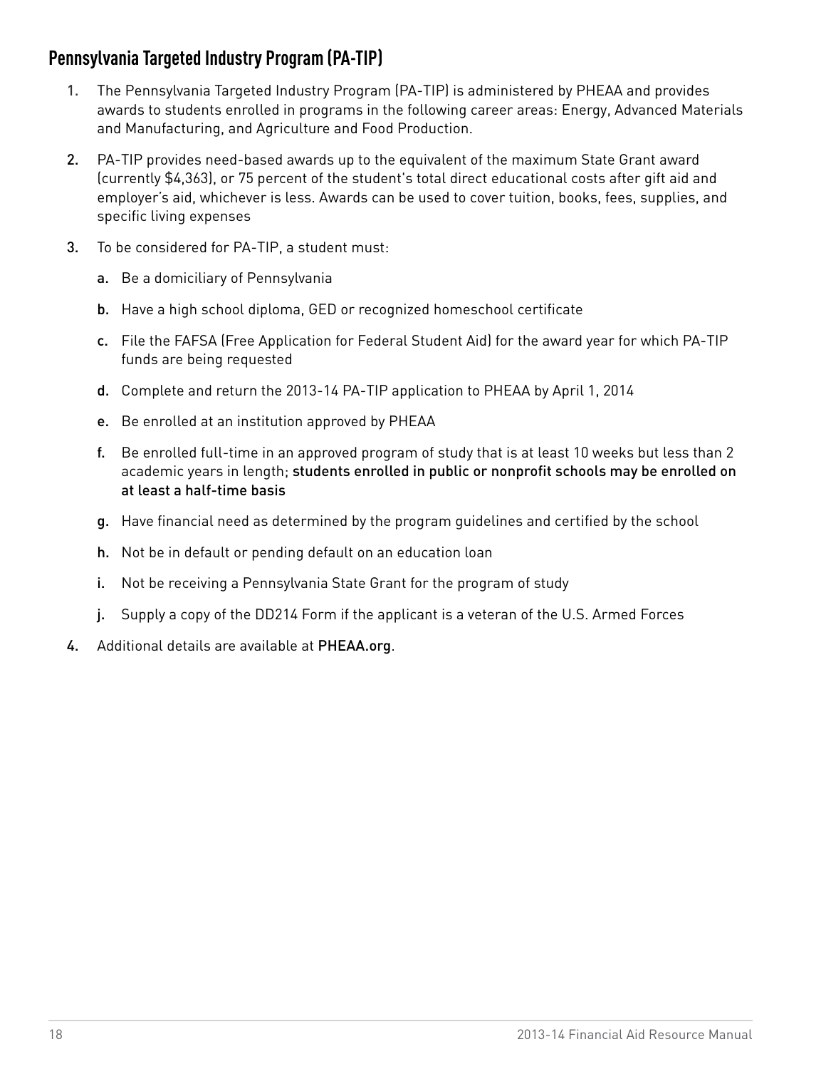## Pennsylvania Targeted Industry Program (PA-TIP)

1. The Pennsylvania Targeted Industry Program (PA-TIP) is administered by PHEAA and provides awards to students enrolled in programs in the following career areas: Energy, Advanced Materials and Manufacturing, and Agriculture and Food Production.

2. PA-TIP provides need-based awards up to the equivalent of the maximum State Grant award (currently $4,363), or 75 percent of the student's total direct educational costs after gift aid and employer's aid, whichever is less. Awards can be used to cover tuition, books, fees, supplies, and specific living expenses

3. To be considered for PA-TIP, a student must:

   a. Be a domiciliary of Pennsylvania

   b. Have a high school diploma, GED or recognized homeschool certificate

   c. File the FAFSA (Free Application for Federal Student Aid) for the award year for which PA-TIP funds are being requested

   d. Complete and return the 2013-14 PA-TIP application to PHEAA by April 1, 2014

   e. Be enrolled at an institution approved by PHEAA

   f. Be enrolled full-time in an approved program of study that is at least 10 weeks but less than 2 academic years in length; students enrolled in public or nonprofit schools may be enrolled on at least a half-time basis

   g. Have financial need as determined by the program guidelines and certified by the school

   h. Not be in default or pending default on an education loan

   i. Not be receiving a Pennsylvania State Grant for the program of study

   j. Supply a copy of the DD214 Form if the applicant is a veteran of the U.S. Armed Forces

4. Additional details are available at PHEAA.org.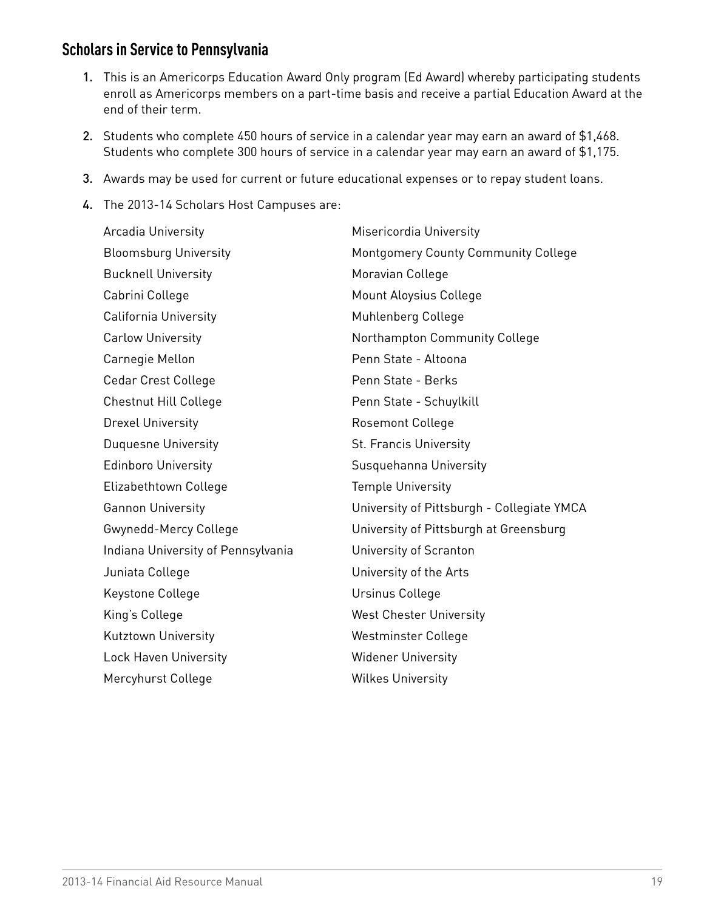## Scholars in Service to Pennsylvania

1. This is an Americorps Education Award Only program (Ed Award) whereby participating students enroll as Americorps members on a part-time basis and receive a partial Education Award at the end of their term.
2. Students who complete 450 hours of service in a calendar year may earn an award of $1,468. Students who complete 300 hours of service in a calendar year may earn an award of $1,175.
3. Awards may be used for current or future educational expenses or to repay student loans.
4. The 2013-14 Scholars Host Campuses are:

Arcadia University
Bloomsburg University
Bucknell University
Cabrini College
California University
Carlow University
Carnegie Mellon
Cedar Crest College
Chestnut Hill College
Drexel University
Duquesne University
Edinboro University
Elizabethtown College
Gannon University
Gwynedd-Mercy College
Indiana University of Pennsylvania
Juniata College
Keystone College
King's College
Kutztown University
Lock Haven University
Mercyhurst College
Misericordia University
Montgomery County Community College
Moravian College
Mount Aloysius College
Muhlenberg College
Northampton Community College
Penn State - Altoona
Penn State - Berks
Penn State - Schuylkill
Rosemont College
St. Francis University
Susquehanna University
Temple University
University of Pittsburgh - Collegiate YMCA
University of Pittsburgh at Greensburg
University of Scranton
University of the Arts
Ursinus College
West Chester University
Westminster College
Widener University
Wilkes University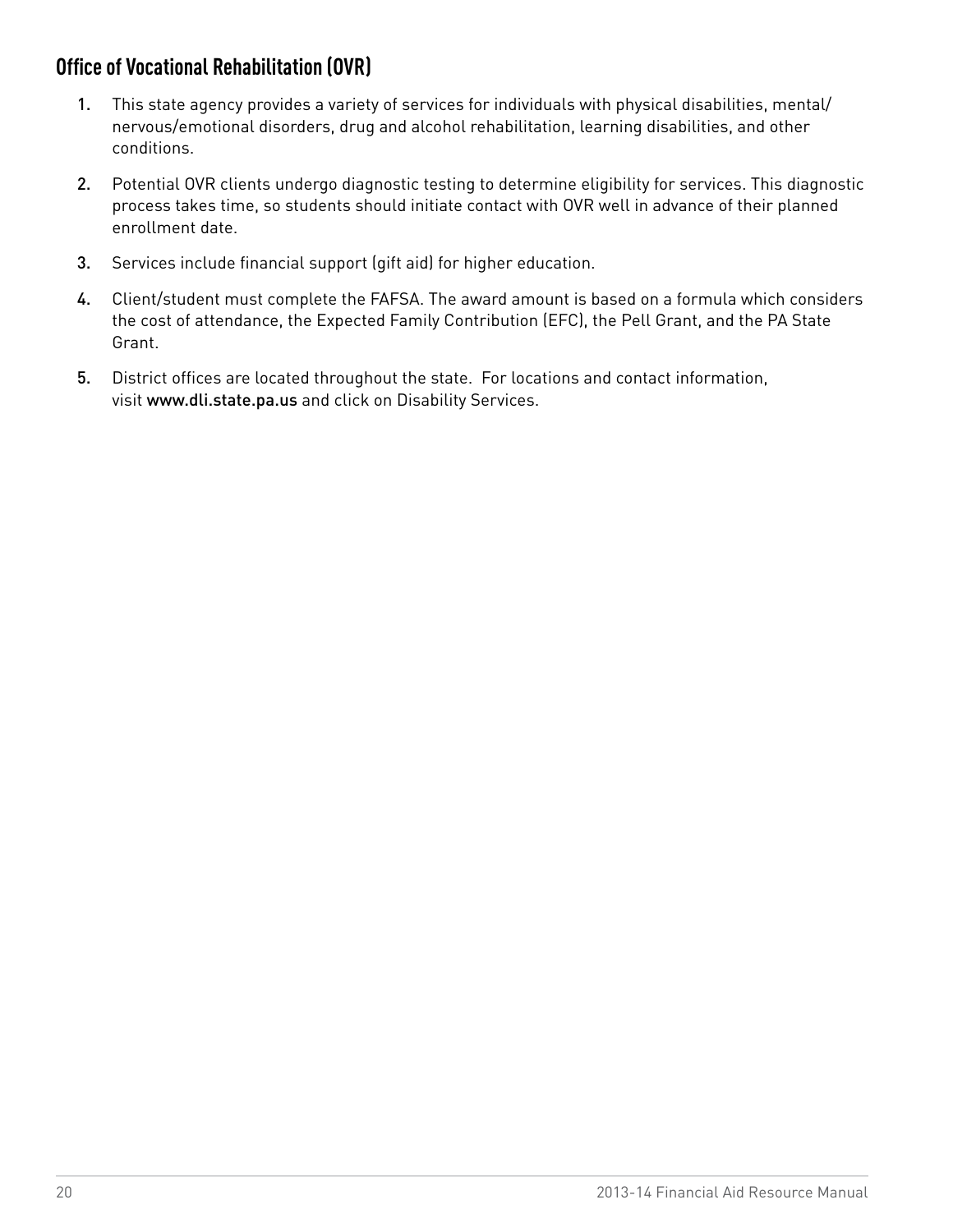## Office of Vocational Rehabilitation (OVR)

1. This state agency provides a variety of services for individuals with physical disabilities, mental/nervous/emotional disorders, drug and alcohol rehabilitation, learning disabilities, and other conditions.
2. Potential OVR clients undergo diagnostic testing to determine eligibility for services. This diagnostic process takes time, so students should initiate contact with OVR well in advance of their planned enrollment date.
3. Services include financial support (gift aid) for higher education.
4. Client/student must complete the FAFSA. The award amount is based on a formula which considers the cost of attendance, the Expected Family Contribution (EFC), the Pell Grant, and the PA State Grant.
5. District offices are located throughout the state. For locations and contact information, visit **www.dli.state.pa.us** and click on Disability Services.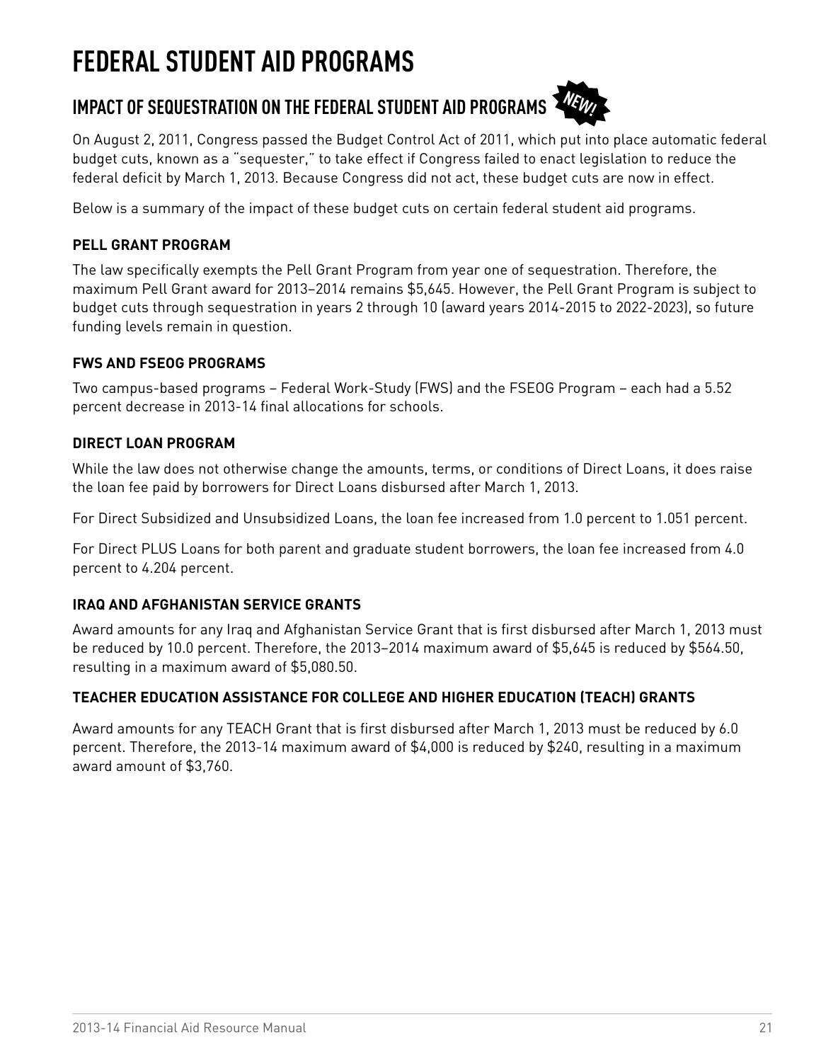# FEDERAL STUDENT AID PROGRAMS

## IMPACT OF SEQUESTRATION ON THE FEDERAL STUDENT AID PROGRAMS NEW!

On August 2, 2011, Congress passed the Budget Control Act of 2011, which put into place automatic federal budget cuts, known as a "sequester," to take effect if Congress failed to enact legislation to reduce the federal deficit by March 1, 2013. Because Congress did not act, these budget cuts are now in effect.

Below is a summary of the impact of these budget cuts on certain federal student aid programs.

### PELL GRANT PROGRAM

The law specifically exempts the Pell Grant Program from year one of sequestration. Therefore, the maximum Pell Grant award for 2013–2014 remains $5,645. However, the Pell Grant Program is subject to budget cuts through sequestration in years 2 through 10 (award years 2014-2015 to 2022-2023), so future funding levels remain in question.

### FWS AND FSEOG PROGRAMS

Two campus-based programs – Federal Work-Study (FWS) and the FSEOG Program – each had a 5.52 percent decrease in 2013-14 final allocations for schools.

### DIRECT LOAN PROGRAM

While the law does not otherwise change the amounts, terms, or conditions of Direct Loans, it does raise the loan fee paid by borrowers for Direct Loans disbursed after March 1, 2013.

For Direct Subsidized and Unsubsidized Loans, the loan fee increased from 1.0 percent to 1.051 percent.

For Direct PLUS Loans for both parent and graduate student borrowers, the loan fee increased from 4.0 percent to 4.204 percent.

### IRAQ AND AFGHANISTAN SERVICE GRANTS

Award amounts for any Iraq and Afghanistan Service Grant that is first disbursed after March 1, 2013 must be reduced by 10.0 percent. Therefore, the 2013–2014 maximum award of $5,645 is reduced by $564.50, resulting in a maximum award of $5,080.50.

### TEACHER EDUCATION ASSISTANCE FOR COLLEGE AND HIGHER EDUCATION (TEACH) GRANTS

Award amounts for any TEACH Grant that is first disbursed after March 1, 2013 must be reduced by 6.0 percent. Therefore, the 2013-14 maximum award of $4,000 is reduced by $240, resulting in a maximum award amount of $3,760.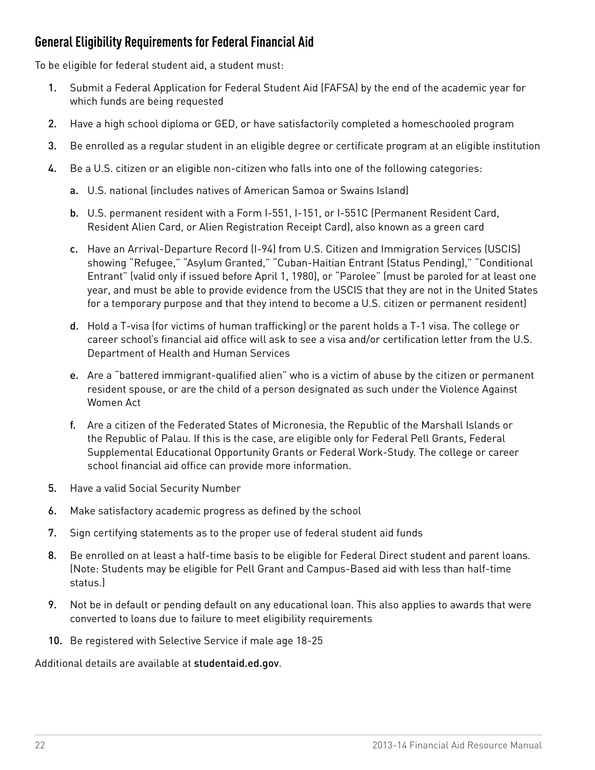## General Eligibility Requirements for Federal Financial Aid

To be eligible for federal student aid, a student must:

1. Submit a Federal Application for Federal Student Aid (FAFSA) by the end of the academic year for which funds are being requested
2. Have a high school diploma or GED, or have satisfactorily completed a homeschooled program
3. Be enrolled as a regular student in an eligible degree or certificate program at an eligible institution
4. Be a U.S. citizen or an eligible non-citizen who falls into one of the following categories:
    a. U.S. national (includes natives of American Samoa or Swains Island)
    b. U.S. permanent resident with a Form I-551, I-151, or I-551C (Permanent Resident Card, Resident Alien Card, or Alien Registration Receipt Card), also known as a green card
    c. Have an Arrival-Departure Record (I-94) from U.S. Citizen and Immigration Services (USCIS) showing "Refugee," "Asylum Granted," "Cuban-Haitian Entrant (Status Pending)," "Conditional Entrant" (valid only if issued before April 1, 1980), or "Parolee" (must be paroled for at least one year, and must be able to provide evidence from the USCIS that they are not in the United States for a temporary purpose and that they intend to become a U.S. citizen or permanent resident)
    d. Hold a T-visa (for victims of human trafficking) or the parent holds a T-1 visa. The college or career school's financial aid office will ask to see a visa and/or certification letter from the U.S. Department of Health and Human Services
    e. Are a "battered immigrant-qualified alien" who is a victim of abuse by the citizen or permanent resident spouse, or are the child of a person designated as such under the Violence Against Women Act
    f. Are a citizen of the Federated States of Micronesia, the Republic of the Marshall Islands or the Republic of Palau. If this is the case, are eligible only for Federal Pell Grants, Federal Supplemental Educational Opportunity Grants or Federal Work-Study. The college or career school financial aid office can provide more information.
5. Have a valid Social Security Number
6. Make satisfactory academic progress as defined by the school
7. Sign certifying statements as to the proper use of federal student aid funds
8. Be enrolled on at least a half-time basis to be eligible for Federal Direct student and parent loans. (Note: Students may be eligible for Pell Grant and Campus-Based aid with less than half-time status.)
9. Not be in default or pending default on any educational loan. This also applies to awards that were converted to loans due to failure to meet eligibility requirements
10. Be registered with Selective Service if male age 18-25

Additional details are available at **studentaid.ed.gov**.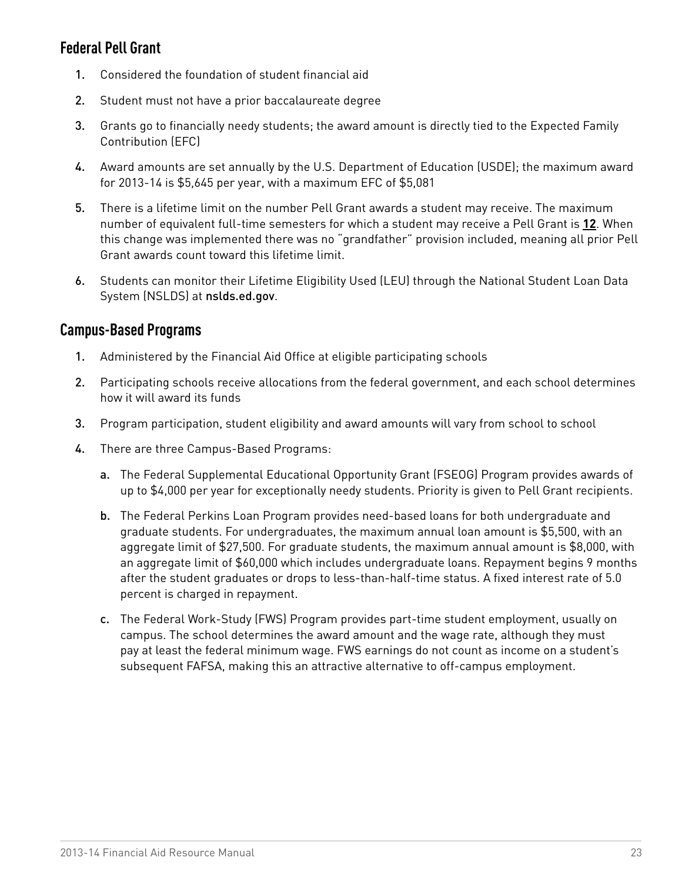## Federal Pell Grant

1. Considered the foundation of student financial aid
2. Student must not have a prior baccalaureate degree
3. Grants go to financially needy students; the award amount is directly tied to the Expected Family Contribution (EFC)
4. Award amounts are set annually by the U.S. Department of Education (USDE); the maximum award for 2013-14 is $5,645 per year, with a maximum EFC of $5,081
5. There is a lifetime limit on the number Pell Grant awards a student may receive. The maximum number of equivalent full-time semesters for which a student may receive a Pell Grant is **12**. When this change was implemented there was no "grandfather" provision included, meaning all prior Pell Grant awards count toward this lifetime limit.
6. Students can monitor their Lifetime Eligibility Used (LEU) through the National Student Loan Data System (NSLDS) at nslds.ed.gov.

## Campus-Based Programs

1. Administered by the Financial Aid Office at eligible participating schools
2. Participating schools receive allocations from the federal government, and each school determines how it will award its funds
3. Program participation, student eligibility and award amounts will vary from school to school
4. There are three Campus-Based Programs:
   a. The Federal Supplemental Educational Opportunity Grant (FSEOG) Program provides awards of up to $4,000 per year for exceptionally needy students. Priority is given to Pell Grant recipients.
   b. The Federal Perkins Loan Program provides need-based loans for both undergraduate and graduate students. For undergraduates, the maximum annual loan amount is $5,500, with an aggregate limit of $27,500. For graduate students, the maximum annual amount is $8,000, with an aggregate limit of $60,000 which includes undergraduate loans. Repayment begins 9 months after the student graduates or drops to less-than-half-time status. A fixed interest rate of 5.0 percent is charged in repayment.
   c. The Federal Work-Study (FWS) Program provides part-time student employment, usually on campus. The school determines the award amount and the wage rate, although they must pay at least the federal minimum wage. FWS earnings do not count as income on a student's subsequent FAFSA, making this an attractive alternative to off-campus employment.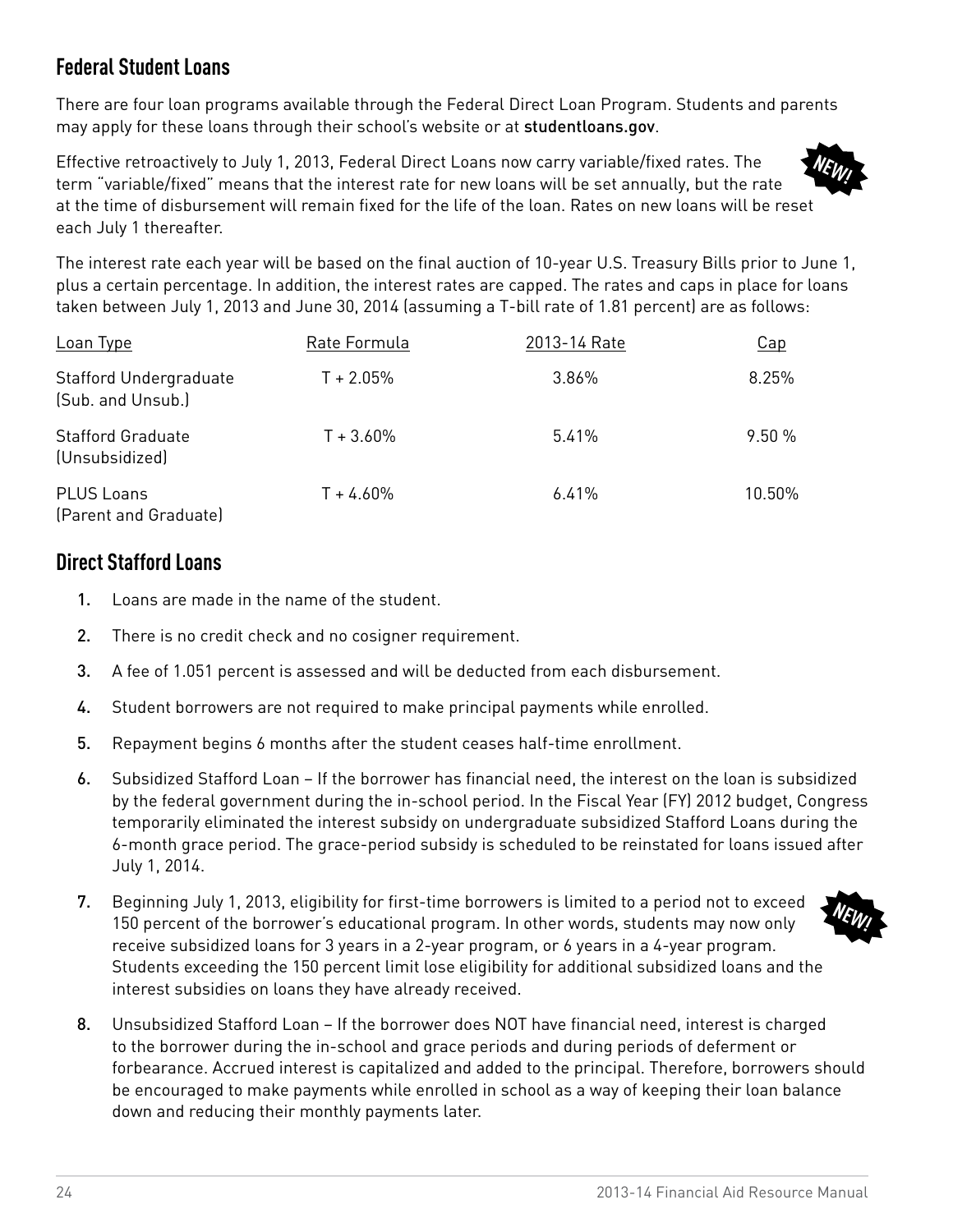## Federal Student Loans

There are four loan programs available through the Federal Direct Loan Program. Students and parents may apply for these loans through their school's website or at **studentloans.gov**.

Effective retroactively to July 1, 2013, Federal Direct Loans now carry variable/fixed rates. The term "variable/fixed" means that the interest rate for new loans will be set annually, but the rate at the time of disbursement will remain fixed for the life of the loan. Rates on new loans will be reset each July 1 thereafter.

NEW!

The interest rate each year will be based on the final auction of 10-year U.S. Treasury Bills prior to June 1, plus a certain percentage. In addition, the interest rates are capped. The rates and caps in place for loans taken between July 1, 2013 and June 30, 2014 (assuming a T-bill rate of 1.81 percent) are as follows:

| Loan Type | Rate Formula | 2013-14 Rate | Cap |
|---|---|---|---|
| Stafford Undergraduate (Sub. and Unsub.) | T + 2.05% | 3.86% | 8.25% |
| Stafford Graduate (Unsubsidized) | T + 3.60% | 5.41% | 9.50 % |
| PLUS Loans (Parent and Graduate) | T + 4.60% | 6.41% | 10.50% |

## Direct Stafford Loans

1. Loans are made in the name of the student.
2. There is no credit check and no cosigner requirement.
3. A fee of 1.051 percent is assessed and will be deducted from each disbursement.
4. Student borrowers are not required to make principal payments while enrolled.
5. Repayment begins 6 months after the student ceases half-time enrollment.
6. Subsidized Stafford Loan – If the borrower has financial need, the interest on the loan is subsidized by the federal government during the in-school period. In the Fiscal Year (FY) 2012 budget, Congress temporarily eliminated the interest subsidy on undergraduate subsidized Stafford Loans during the 6-month grace period. The grace-period subsidy is scheduled to be reinstated for loans issued after July 1, 2014.
7. Beginning July 1, 2013, eligibility for first-time borrowers is limited to a period not to exceed 150 percent of the borrower's educational program. In other words, students may now only receive subsidized loans for 3 years in a 2-year program, or 6 years in a 4-year program. Students exceeding the 150 percent limit lose eligibility for additional subsidized loans and the interest subsidies on loans they have already received.

   NEW!

8. Unsubsidized Stafford Loan – If the borrower does NOT have financial need, interest is charged to the borrower during the in-school and grace periods and during periods of deferment or forbearance. Accrued interest is capitalized and added to the principal. Therefore, borrowers should be encouraged to make payments while enrolled in school as a way of keeping their loan balance down and reducing their monthly payments later.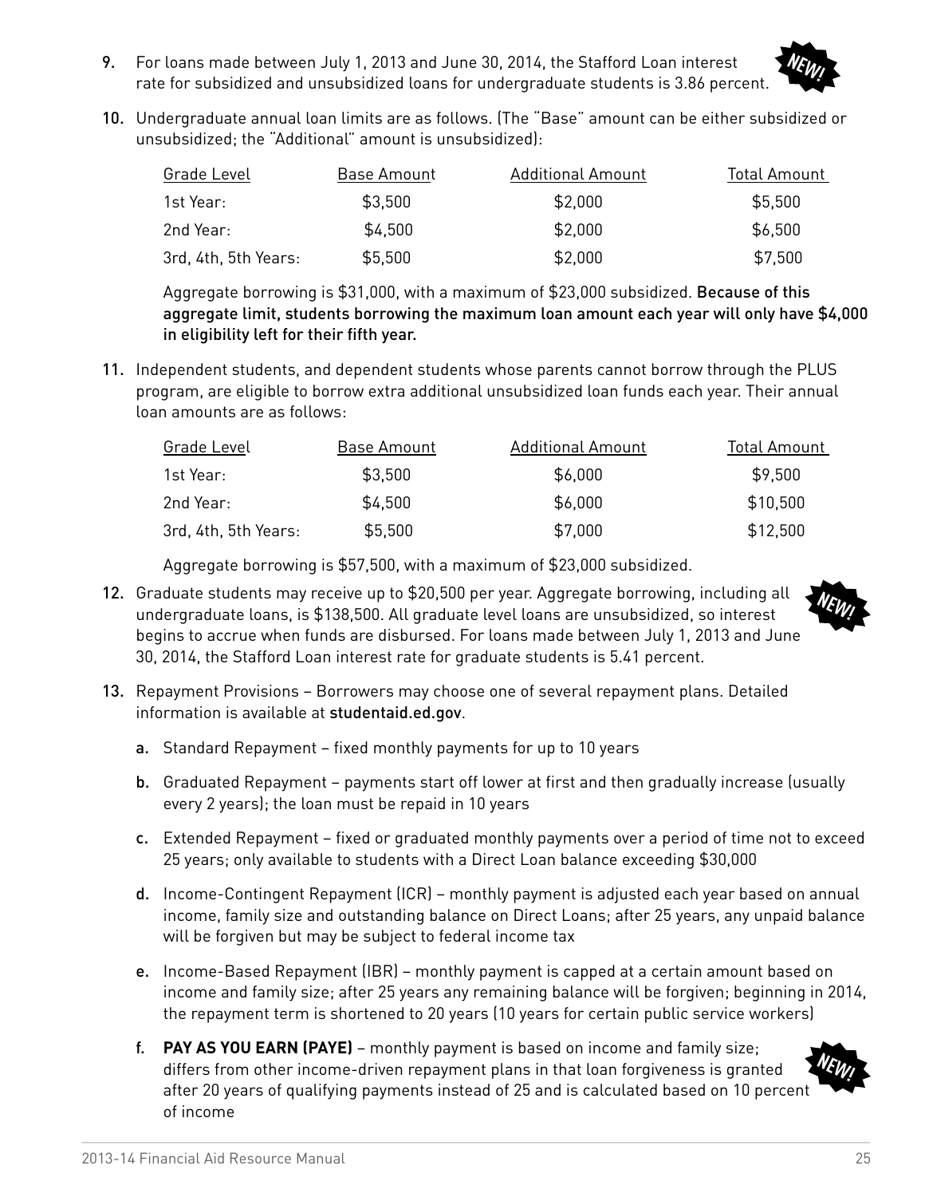9. For loans made between July 1, 2013 and June 30, 2014, the Stafford Loan interest rate for subsidized and unsubsidized loans for undergraduate students is 3.86 percent. NEW!

10. Undergraduate annual loan limits are as follows. (The "Base" amount can be either subsidized or unsubsidized; the "Additional" amount is unsubsidized):

| Grade Level | Base Amount | Additional Amount | Total Amount |
|---|---|---|---|
| 1st Year: | $3,500 | $2,000 | $5,500 |
| 2nd Year: | $4,500 | $2,000 | $6,500 |
| 3rd, 4th, 5th Years: | $5,500 | $2,000 | $7,500 |

Aggregate borrowing is $31,000, with a maximum of $23,000 subsidized. **Because of this aggregate limit, students borrowing the maximum loan amount each year will only have $4,000 in eligibility left for their fifth year.**

11. Independent students, and dependent students whose parents cannot borrow through the PLUS program, are eligible to borrow extra additional unsubsidized loan funds each year. Their annual loan amounts are as follows:

| Grade Level | Base Amount | Additional Amount | Total Amount |
|---|---|---|---|
| 1st Year: | $3,500 | $6,000 | $9,500 |
| 2nd Year: | $4,500 | $6,000 | $10,500 |
| 3rd, 4th, 5th Years: | $5,500 | $7,000 | $12,500 |

Aggregate borrowing is $57,500, with a maximum of $23,000 subsidized.

12. Graduate students may receive up to $20,500 per year. Aggregate borrowing, including all undergraduate loans, is $138,500. All graduate level loans are unsubsidized, so interest begins to accrue when funds are disbursed. For loans made between July 1, 2013 and June 30, 2014, the Stafford Loan interest rate for graduate students is 5.41 percent. NEW!

13. Repayment Provisions – Borrowers may choose one of several repayment plans. Detailed information is available at **studentaid.ed.gov**.

    a. Standard Repayment – fixed monthly payments for up to 10 years

    b. Graduated Repayment – payments start off lower at first and then gradually increase (usually every 2 years); the loan must be repaid in 10 years

    c. Extended Repayment – fixed or graduated monthly payments over a period of time not to exceed 25 years; only available to students with a Direct Loan balance exceeding $30,000

    d. Income-Contingent Repayment (ICR) – monthly payment is adjusted each year based on annual income, family size and outstanding balance on Direct Loans; after 25 years, any unpaid balance will be forgiven but may be subject to federal income tax

    e. Income-Based Repayment (IBR) – monthly payment is capped at a certain amount based on income and family size; after 25 years any remaining balance will be forgiven; beginning in 2014, the repayment term is shortened to 20 years (10 years for certain public service workers)

    f. **PAY AS YOU EARN (PAYE)** – monthly payment is based on income and family size; differs from other income-driven repayment plans in that loan forgiveness is granted after 20 years of qualifying payments instead of 25 and is calculated based on 10 percent of income NEW!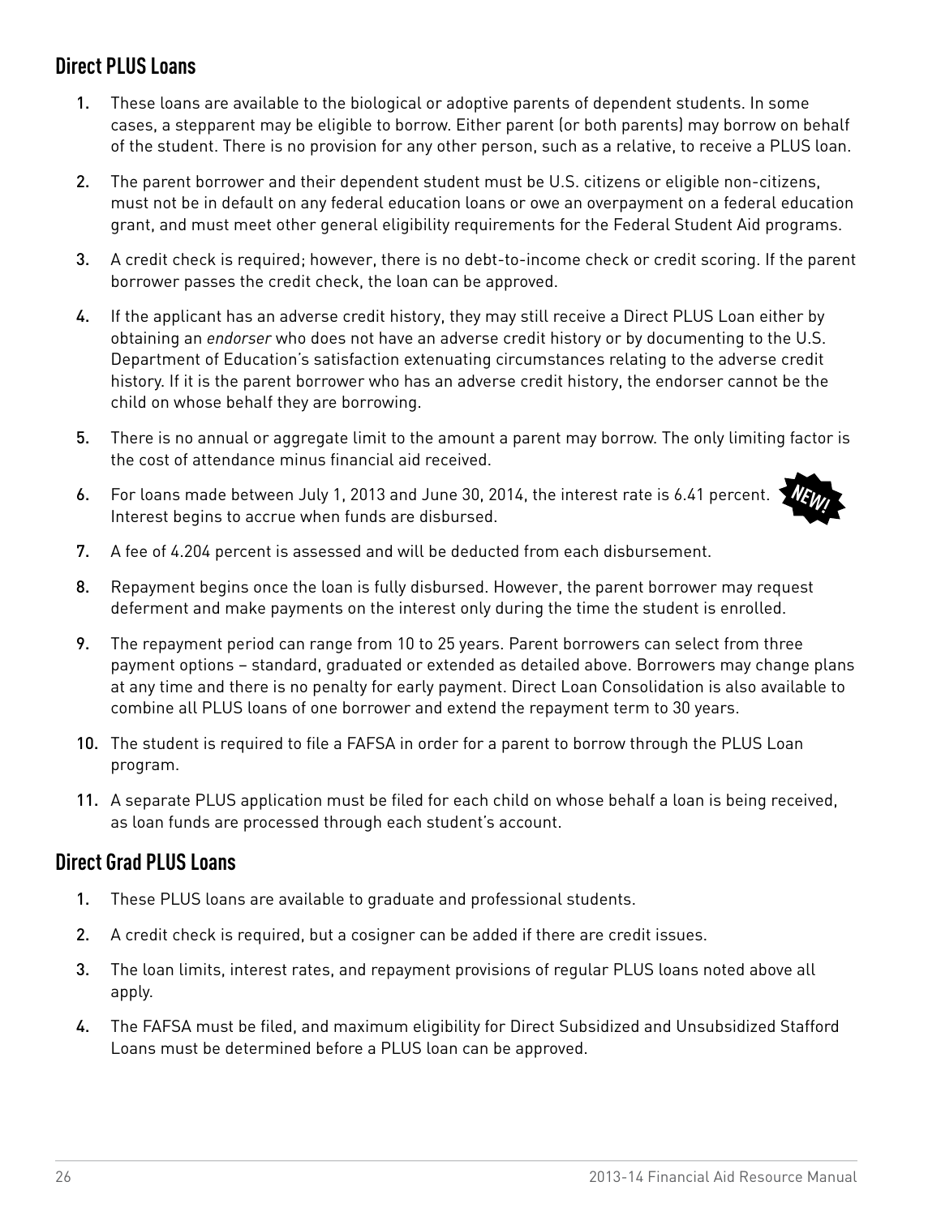## Direct PLUS Loans

1. These loans are available to the biological or adoptive parents of dependent students. In some cases, a stepparent may be eligible to borrow. Either parent (or both parents) may borrow on behalf of the student. There is no provision for any other person, such as a relative, to receive a PLUS loan.
2. The parent borrower and their dependent student must be U.S. citizens or eligible non-citizens, must not be in default on any federal education loans or owe an overpayment on a federal education grant, and must meet other general eligibility requirements for the Federal Student Aid programs.
3. A credit check is required; however, there is no debt-to-income check or credit scoring. If the parent borrower passes the credit check, the loan can be approved.
4. If the applicant has an adverse credit history, they may still receive a Direct PLUS Loan either by obtaining an *endorser* who does not have an adverse credit history or by documenting to the U.S. Department of Education's satisfaction extenuating circumstances relating to the adverse credit history. If it is the parent borrower who has an adverse credit history, the endorser cannot be the child on whose behalf they are borrowing.
5. There is no annual or aggregate limit to the amount a parent may borrow. The only limiting factor is the cost of attendance minus financial aid received.
6. For loans made between July 1, 2013 and June 30, 2014, the interest rate is 6.41 percent. Interest begins to accrue when funds are disbursed. NEW!
7. A fee of 4.204 percent is assessed and will be deducted from each disbursement.
8. Repayment begins once the loan is fully disbursed. However, the parent borrower may request deferment and make payments on the interest only during the time the student is enrolled.
9. The repayment period can range from 10 to 25 years. Parent borrowers can select from three payment options – standard, graduated or extended as detailed above. Borrowers may change plans at any time and there is no penalty for early payment. Direct Loan Consolidation is also available to combine all PLUS loans of one borrower and extend the repayment term to 30 years.
10. The student is required to file a FAFSA in order for a parent to borrow through the PLUS Loan program.
11. A separate PLUS application must be filed for each child on whose behalf a loan is being received, as loan funds are processed through each student's account.

## Direct Grad PLUS Loans

1. These PLUS loans are available to graduate and professional students.
2. A credit check is required, but a cosigner can be added if there are credit issues.
3. The loan limits, interest rates, and repayment provisions of regular PLUS loans noted above all apply.
4. The FAFSA must be filed, and maximum eligibility for Direct Subsidized and Unsubsidized Stafford Loans must be determined before a PLUS loan can be approved.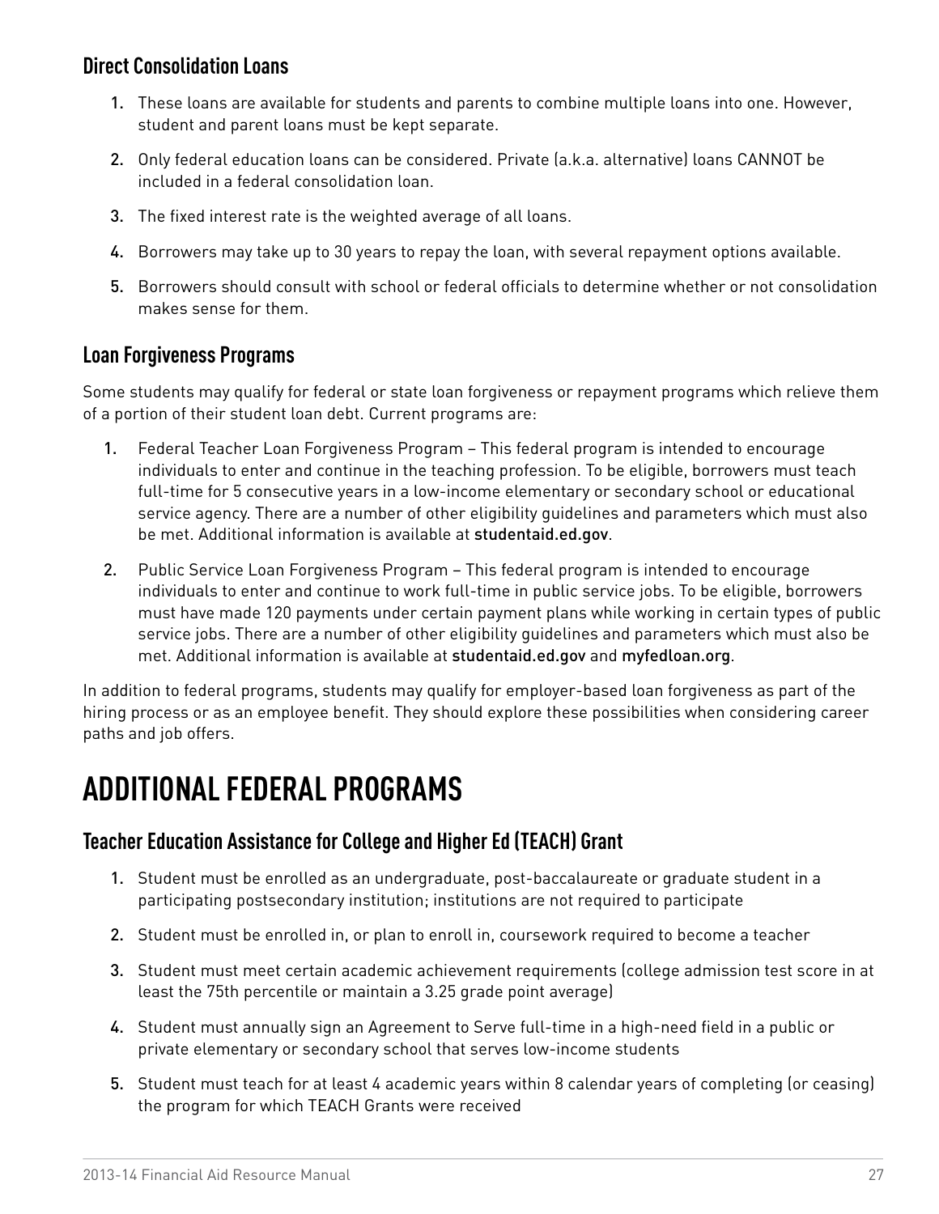### Direct Consolidation Loans

1. These loans are available for students and parents to combine multiple loans into one. However, student and parent loans must be kept separate.
2. Only federal education loans can be considered. Private (a.k.a. alternative) loans CANNOT be included in a federal consolidation loan.
3. The fixed interest rate is the weighted average of all loans.
4. Borrowers may take up to 30 years to repay the loan, with several repayment options available.
5. Borrowers should consult with school or federal officials to determine whether or not consolidation makes sense for them.

### Loan Forgiveness Programs

Some students may qualify for federal or state loan forgiveness or repayment programs which relieve them of a portion of their student loan debt. Current programs are:

1. Federal Teacher Loan Forgiveness Program – This federal program is intended to encourage individuals to enter and continue in the teaching profession. To be eligible, borrowers must teach full-time for 5 consecutive years in a low-income elementary or secondary school or educational service agency. There are a number of other eligibility guidelines and parameters which must also be met. Additional information is available at studentaid.ed.gov.
2. Public Service Loan Forgiveness Program – This federal program is intended to encourage individuals to enter and continue to work full-time in public service jobs. To be eligible, borrowers must have made 120 payments under certain payment plans while working in certain types of public service jobs. There are a number of other eligibility guidelines and parameters which must also be met. Additional information is available at studentaid.ed.gov and myfedloan.org.

In addition to federal programs, students may qualify for employer-based loan forgiveness as part of the hiring process or as an employee benefit. They should explore these possibilities when considering career paths and job offers.

## ADDITIONAL FEDERAL PROGRAMS

### Teacher Education Assistance for College and Higher Ed (TEACH) Grant

1. Student must be enrolled as an undergraduate, post-baccalaureate or graduate student in a participating postsecondary institution; institutions are not required to participate
2. Student must be enrolled in, or plan to enroll in, coursework required to become a teacher
3. Student must meet certain academic achievement requirements (college admission test score in at least the 75th percentile or maintain a 3.25 grade point average)
4. Student must annually sign an Agreement to Serve full-time in a high-need field in a public or private elementary or secondary school that serves low-income students
5. Student must teach for at least 4 academic years within 8 calendar years of completing (or ceasing) the program for which TEACH Grants were received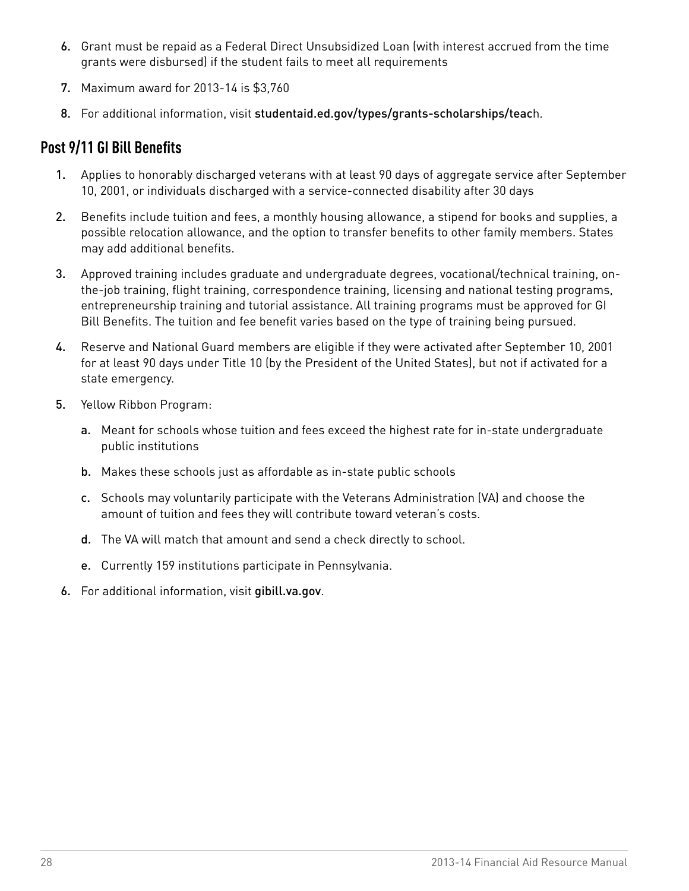6. Grant must be repaid as a Federal Direct Unsubsidized Loan (with interest accrued from the time grants were disbursed) if the student fails to meet all requirements
7. Maximum award for 2013-14 is $3,760
8. For additional information, visit **studentaid.ed.gov/types/grants-scholarships/teac**h.

## Post 9/11 GI Bill Benefits

1. Applies to honorably discharged veterans with at least 90 days of aggregate service after September 10, 2001, or individuals discharged with a service-connected disability after 30 days
2. Benefits include tuition and fees, a monthly housing allowance, a stipend for books and supplies, a possible relocation allowance, and the option to transfer benefits to other family members. States may add additional benefits.
3. Approved training includes graduate and undergraduate degrees, vocational/technical training, on-the-job training, flight training, correspondence training, licensing and national testing programs, entrepreneurship training and tutorial assistance. All training programs must be approved for GI Bill Benefits. The tuition and fee benefit varies based on the type of training being pursued.
4. Reserve and National Guard members are eligible if they were activated after September 10, 2001 for at least 90 days under Title 10 (by the President of the United States), but not if activated for a state emergency.
5. Yellow Ribbon Program:
   a. Meant for schools whose tuition and fees exceed the highest rate for in-state undergraduate public institutions
   b. Makes these schools just as affordable as in-state public schools
   c. Schools may voluntarily participate with the Veterans Administration (VA) and choose the amount of tuition and fees they will contribute toward veteran's costs.
   d. The VA will match that amount and send a check directly to school.
   e. Currently 159 institutions participate in Pennsylvania.
6. For additional information, visit **gibill.va.gov**.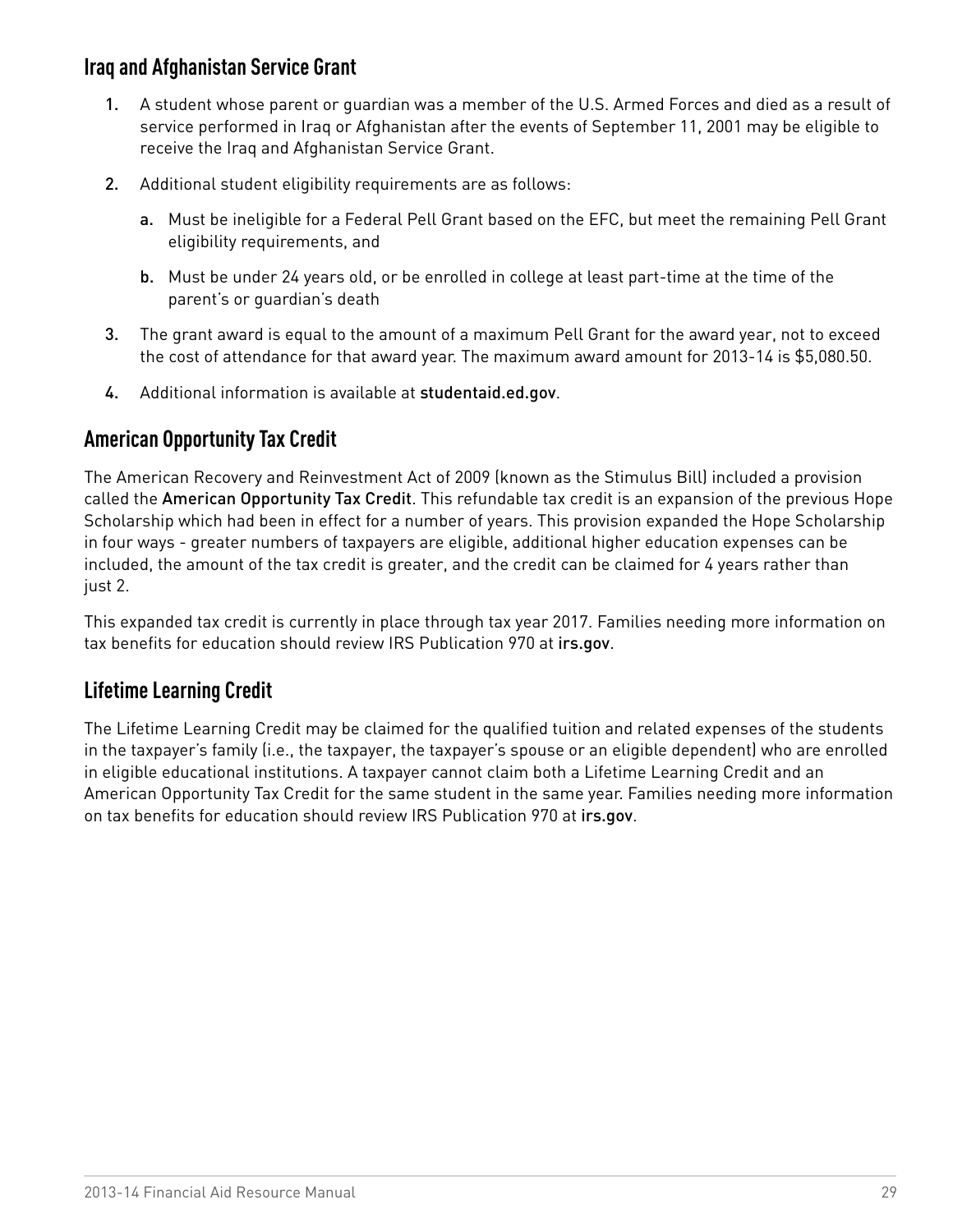## Iraq and Afghanistan Service Grant

1. A student whose parent or guardian was a member of the U.S. Armed Forces and died as a result of service performed in Iraq or Afghanistan after the events of September 11, 2001 may be eligible to receive the Iraq and Afghanistan Service Grant.
2. Additional student eligibility requirements are as follows:
    a. Must be ineligible for a Federal Pell Grant based on the EFC, but meet the remaining Pell Grant eligibility requirements, and
    b. Must be under 24 years old, or be enrolled in college at least part-time at the time of the parent's or guardian's death
3. The grant award is equal to the amount of a maximum Pell Grant for the award year, not to exceed the cost of attendance for that award year. The maximum award amount for 2013-14 is $5,080.50.
4. Additional information is available at studentaid.ed.gov.

## American Opportunity Tax Credit

The American Recovery and Reinvestment Act of 2009 (known as the Stimulus Bill) included a provision called the American Opportunity Tax Credit. This refundable tax credit is an expansion of the previous Hope Scholarship which had been in effect for a number of years. This provision expanded the Hope Scholarship in four ways - greater numbers of taxpayers are eligible, additional higher education expenses can be included, the amount of the tax credit is greater, and the credit can be claimed for 4 years rather than just 2.

This expanded tax credit is currently in place through tax year 2017. Families needing more information on tax benefits for education should review IRS Publication 970 at irs.gov.

## Lifetime Learning Credit

The Lifetime Learning Credit may be claimed for the qualified tuition and related expenses of the students in the taxpayer's family (i.e., the taxpayer, the taxpayer's spouse or an eligible dependent) who are enrolled in eligible educational institutions. A taxpayer cannot claim both a Lifetime Learning Credit and an American Opportunity Tax Credit for the same student in the same year. Families needing more information on tax benefits for education should review IRS Publication 970 at irs.gov.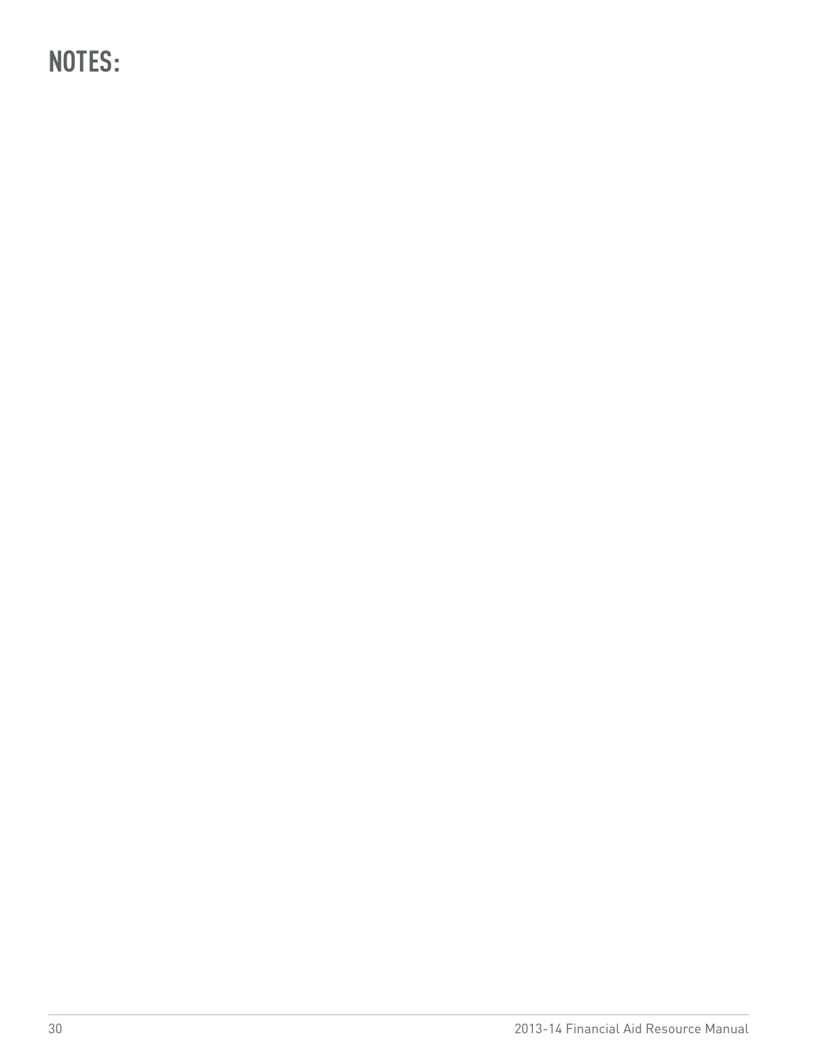# NOTES: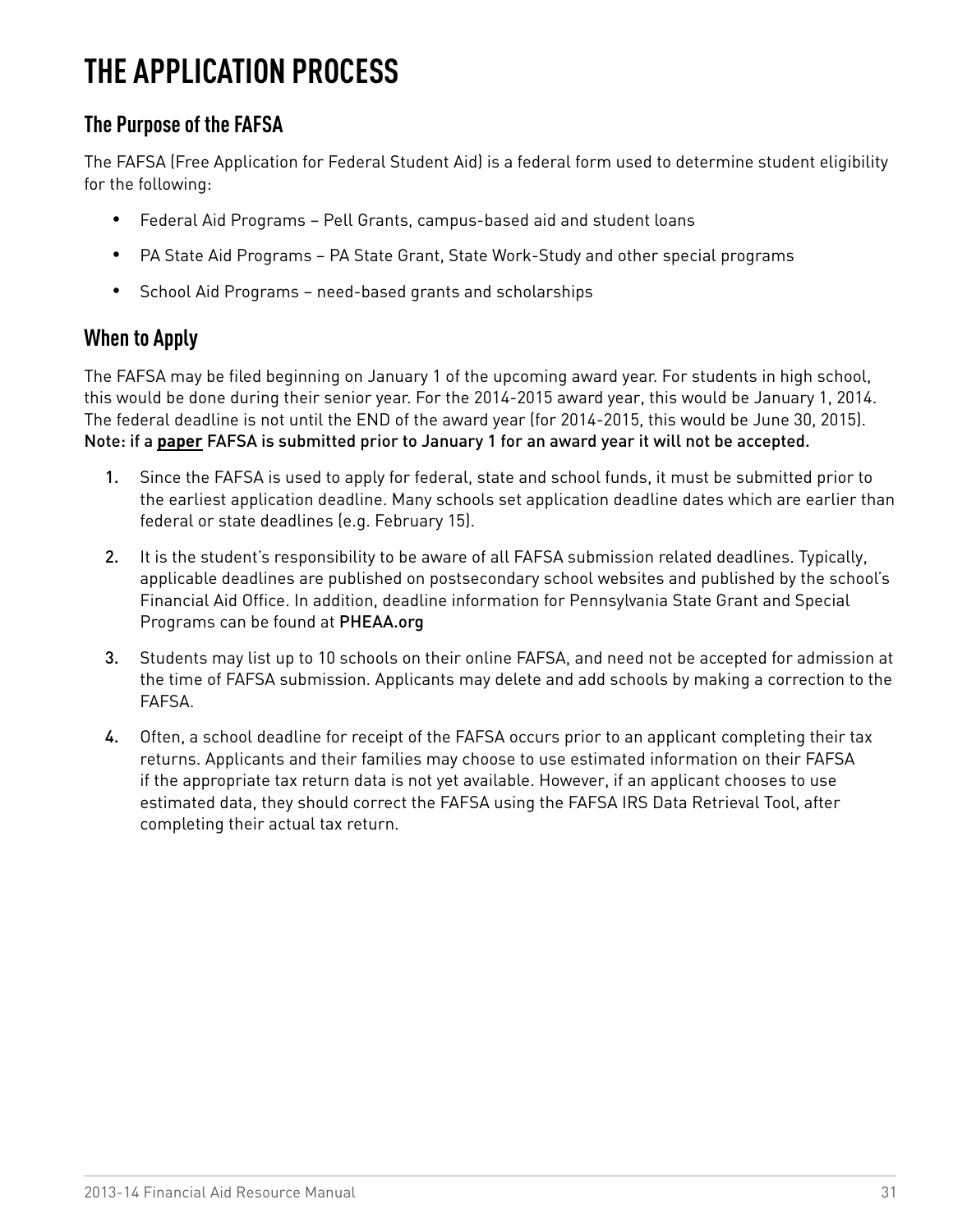# THE APPLICATION PROCESS

## The Purpose of the FAFSA

The FAFSA (Free Application for Federal Student Aid) is a federal form used to determine student eligibility for the following:

- Federal Aid Programs – Pell Grants, campus-based aid and student loans
- PA State Aid Programs – PA State Grant, State Work-Study and other special programs
- School Aid Programs – need-based grants and scholarships

## When to Apply

The FAFSA may be filed beginning on January 1 of the upcoming award year. For students in high school, this would be done during their senior year. For the 2014-2015 award year, this would be January 1, 2014. The federal deadline is not until the END of the award year (for 2014-2015, this would be June 30, 2015). Note: if a **paper** FAFSA is submitted prior to January 1 for an award year it will not be accepted.

1. Since the FAFSA is used to apply for federal, state and school funds, it must be submitted prior to the earliest application deadline. Many schools set application deadline dates which are earlier than federal or state deadlines (e.g. February 15).
2. It is the student's responsibility to be aware of all FAFSA submission related deadlines. Typically, applicable deadlines are published on postsecondary school websites and published by the school's Financial Aid Office. In addition, deadline information for Pennsylvania State Grant and Special Programs can be found at PHEAA.org
3. Students may list up to 10 schools on their online FAFSA, and need not be accepted for admission at the time of FAFSA submission. Applicants may delete and add schools by making a correction to the FAFSA.
4. Often, a school deadline for receipt of the FAFSA occurs prior to an applicant completing their tax returns. Applicants and their families may choose to use estimated information on their FAFSA if the appropriate tax return data is not yet available. However, if an applicant chooses to use estimated data, they should correct the FAFSA using the FAFSA IRS Data Retrieval Tool, after completing their actual tax return.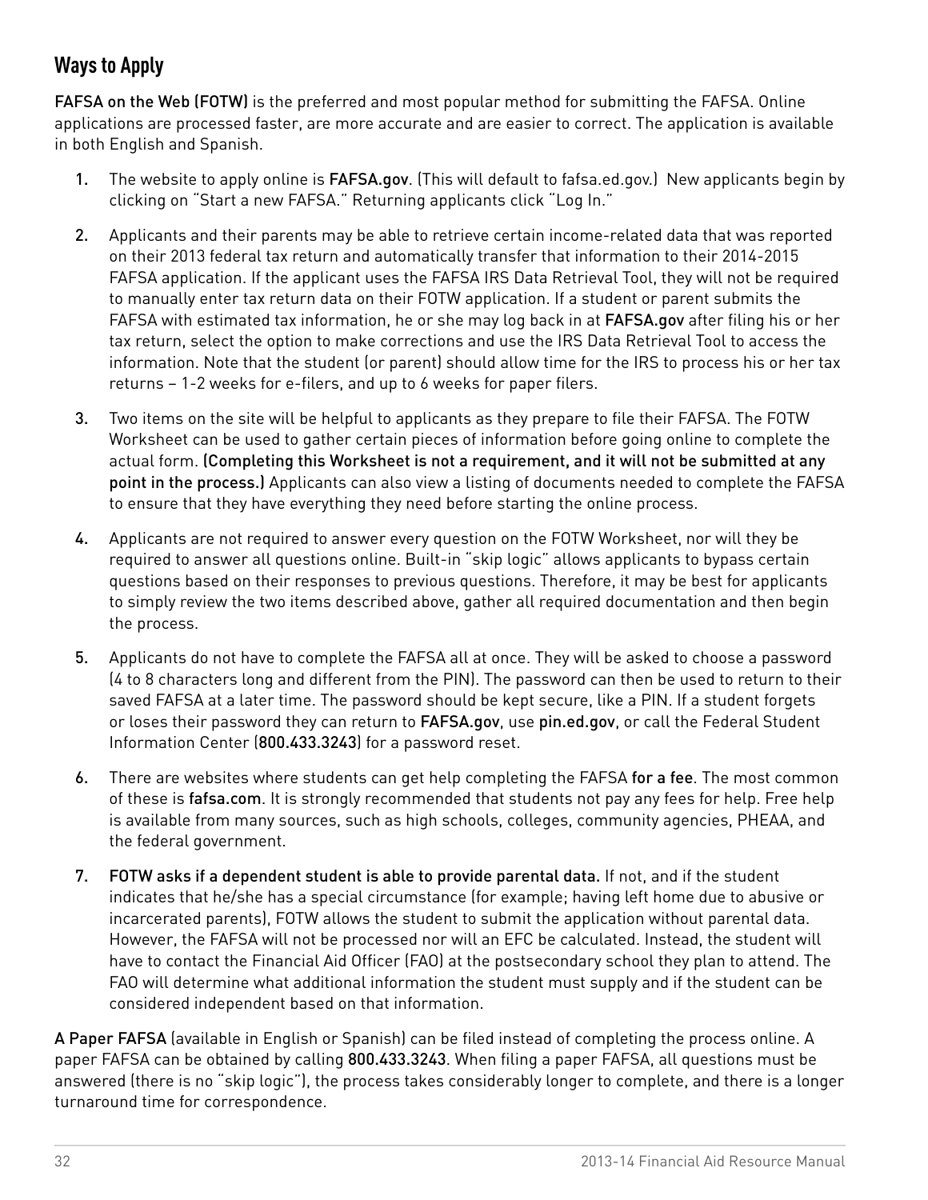## Ways to Apply

FAFSA on the Web (FOTW) is the preferred and most popular method for submitting the FAFSA. Online applications are processed faster, are more accurate and are easier to correct. The application is available in both English and Spanish.

1. The website to apply online is FAFSA.gov. (This will default to fafsa.ed.gov.) New applicants begin by clicking on "Start a new FAFSA." Returning applicants click "Log In."

2. Applicants and their parents may be able to retrieve certain income-related data that was reported on their 2013 federal tax return and automatically transfer that information to their 2014-2015 FAFSA application. If the applicant uses the FAFSA IRS Data Retrieval Tool, they will not be required to manually enter tax return data on their FOTW application. If a student or parent submits the FAFSA with estimated tax information, he or she may log back in at FAFSA.gov after filing his or her tax return, select the option to make corrections and use the IRS Data Retrieval Tool to access the information. Note that the student (or parent) should allow time for the IRS to process his or her tax returns – 1-2 weeks for e-filers, and up to 6 weeks for paper filers.

3. Two items on the site will be helpful to applicants as they prepare to file their FAFSA. The FOTW Worksheet can be used to gather certain pieces of information before going online to complete the actual form. **(Completing this Worksheet is not a requirement, and it will not be submitted at any point in the process.)** Applicants can also view a listing of documents needed to complete the FAFSA to ensure that they have everything they need before starting the online process.

4. Applicants are not required to answer every question on the FOTW Worksheet, nor will they be required to answer all questions online. Built-in "skip logic" allows applicants to bypass certain questions based on their responses to previous questions. Therefore, it may be best for applicants to simply review the two items described above, gather all required documentation and then begin the process.

5. Applicants do not have to complete the FAFSA all at once. They will be asked to choose a password (4 to 8 characters long and different from the PIN). The password can then be used to return to their saved FAFSA at a later time. The password should be kept secure, like a PIN. If a student forgets or loses their password they can return to FAFSA.gov, use pin.ed.gov, or call the Federal Student Information Center (800.433.3243) for a password reset.

6. There are websites where students can get help completing the FAFSA for a fee. The most common of these is fafsa.com. It is strongly recommended that students not pay any fees for help. Free help is available from many sources, such as high schools, colleges, community agencies, PHEAA, and the federal government.

7. FOTW asks if a dependent student is able to provide parental data. If not, and if the student indicates that he/she has a special circumstance (for example; having left home due to abusive or incarcerated parents), FOTW allows the student to submit the application without parental data. However, the FAFSA will not be processed nor will an EFC be calculated. Instead, the student will have to contact the Financial Aid Officer (FAO) at the postsecondary school they plan to attend. The FAO will determine what additional information the student must supply and if the student can be considered independent based on that information.

A Paper FAFSA (available in English or Spanish) can be filed instead of completing the process online. A paper FAFSA can be obtained by calling 800.433.3243. When filing a paper FAFSA, all questions must be answered (there is no "skip logic"), the process takes considerably longer to complete, and there is a longer turnaround time for correspondence.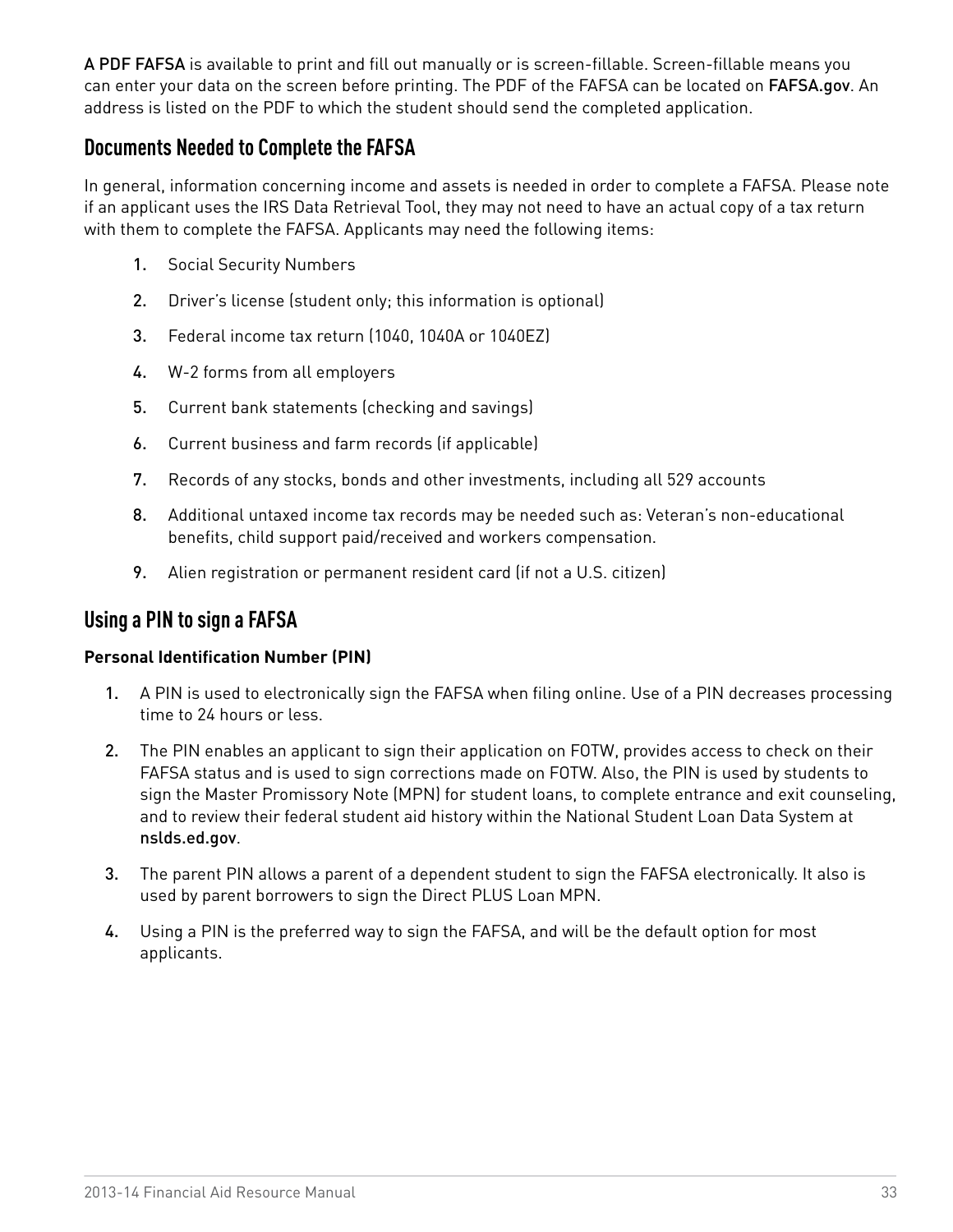A PDF FAFSA is available to print and fill out manually or is screen-fillable. Screen-fillable means you can enter your data on the screen before printing. The PDF of the FAFSA can be located on FAFSA.gov. An address is listed on the PDF to which the student should send the completed application.

## Documents Needed to Complete the FAFSA

In general, information concerning income and assets is needed in order to complete a FAFSA. Please note if an applicant uses the IRS Data Retrieval Tool, they may not need to have an actual copy of a tax return with them to complete the FAFSA. Applicants may need the following items:

1. Social Security Numbers
2. Driver's license (student only; this information is optional)
3. Federal income tax return (1040, 1040A or 1040EZ)
4. W-2 forms from all employers
5. Current bank statements (checking and savings)
6. Current business and farm records (if applicable)
7. Records of any stocks, bonds and other investments, including all 529 accounts
8. Additional untaxed income tax records may be needed such as: Veteran's non-educational benefits, child support paid/received and workers compensation.
9. Alien registration or permanent resident card (if not a U.S. citizen)

## Using a PIN to sign a FAFSA

**Personal Identification Number (PIN)**

1. A PIN is used to electronically sign the FAFSA when filing online. Use of a PIN decreases processing time to 24 hours or less.
2. The PIN enables an applicant to sign their application on FOTW, provides access to check on their FAFSA status and is used to sign corrections made on FOTW. Also, the PIN is used by students to sign the Master Promissory Note (MPN) for student loans, to complete entrance and exit counseling, and to review their federal student aid history within the National Student Loan Data System at nslds.ed.gov.
3. The parent PIN allows a parent of a dependent student to sign the FAFSA electronically. It also is used by parent borrowers to sign the Direct PLUS Loan MPN.
4. Using a PIN is the preferred way to sign the FAFSA, and will be the default option for most applicants.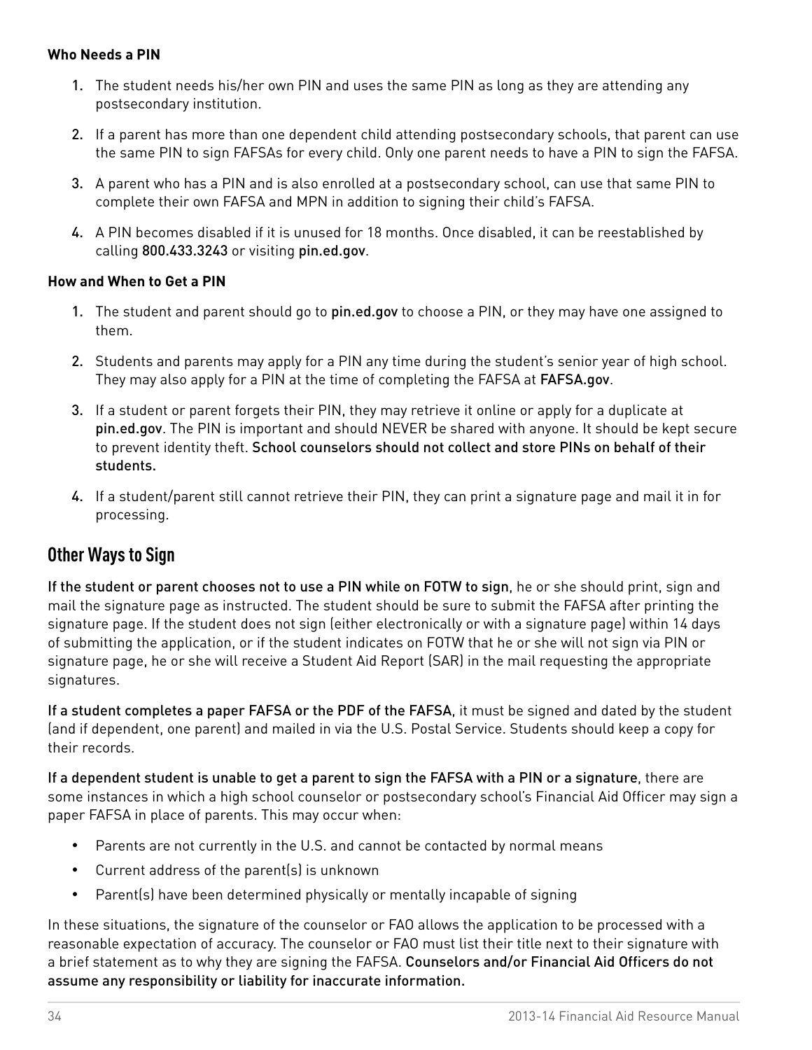**Who Needs a PIN**

1. The student needs his/her own PIN and uses the same PIN as long as they are attending any postsecondary institution.
2. If a parent has more than one dependent child attending postsecondary schools, that parent can use the same PIN to sign FAFSAs for every child. Only one parent needs to have a PIN to sign the FAFSA.
3. A parent who has a PIN and is also enrolled at a postsecondary school, can use that same PIN to complete their own FAFSA and MPN in addition to signing their child's FAFSA.
4. A PIN becomes disabled if it is unused for 18 months. Once disabled, it can be reestablished by calling 800.433.3243 or visiting pin.ed.gov.

**How and When to Get a PIN**

1. The student and parent should go to pin.ed.gov to choose a PIN, or they may have one assigned to them.
2. Students and parents may apply for a PIN any time during the student's senior year of high school. They may also apply for a PIN at the time of completing the FAFSA at FAFSA.gov.
3. If a student or parent forgets their PIN, they may retrieve it online or apply for a duplicate at pin.ed.gov. The PIN is important and should NEVER be shared with anyone. It should be kept secure to prevent identity theft. School counselors should not collect and store PINs on behalf of their students.
4. If a student/parent still cannot retrieve their PIN, they can print a signature page and mail it in for processing.

## Other Ways to Sign

If the student or parent chooses not to use a PIN while on FOTW to sign, he or she should print, sign and mail the signature page as instructed. The student should be sure to submit the FAFSA after printing the signature page. If the student does not sign (either electronically or with a signature page) within 14 days of submitting the application, or if the student indicates on FOTW that he or she will not sign via PIN or signature page, he or she will receive a Student Aid Report (SAR) in the mail requesting the appropriate signatures.

If a student completes a paper FAFSA or the PDF of the FAFSA, it must be signed and dated by the student (and if dependent, one parent) and mailed in via the U.S. Postal Service. Students should keep a copy for their records.

If a dependent student is unable to get a parent to sign the FAFSA with a PIN or a signature, there are some instances in which a high school counselor or postsecondary school's Financial Aid Officer may sign a paper FAFSA in place of parents. This may occur when:

- Parents are not currently in the U.S. and cannot be contacted by normal means
- Current address of the parent(s) is unknown
- Parent(s) have been determined physically or mentally incapable of signing

In these situations, the signature of the counselor or FAO allows the application to be processed with a reasonable expectation of accuracy. The counselor or FAO must list their title next to their signature with a brief statement as to why they are signing the FAFSA. Counselors and/or Financial Aid Officers do not assume any responsibility or liability for inaccurate information.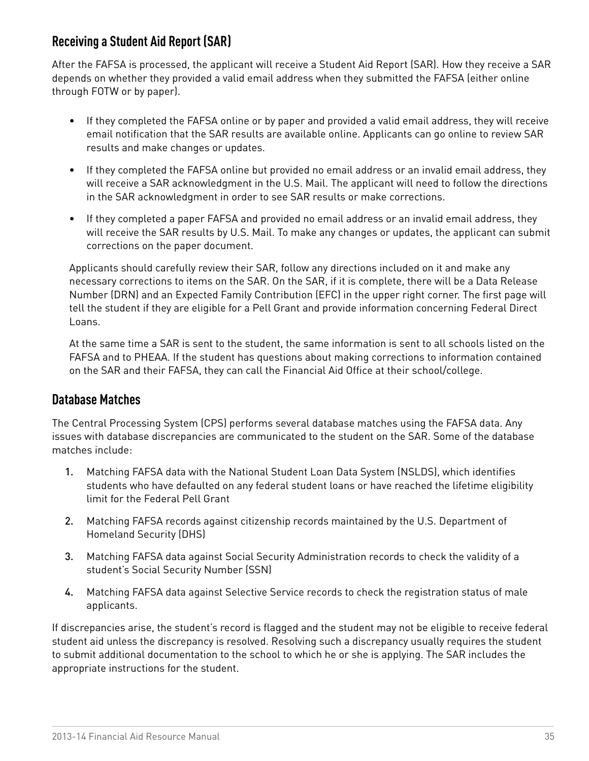## Receiving a Student Aid Report (SAR)

After the FAFSA is processed, the applicant will receive a Student Aid Report (SAR). How they receive a SAR depends on whether they provided a valid email address when they submitted the FAFSA (either online through FOTW or by paper).

- If they completed the FAFSA online or by paper and provided a valid email address, they will receive email notification that the SAR results are available online. Applicants can go online to review SAR results and make changes or updates.
- If they completed the FAFSA online but provided no email address or an invalid email address, they will receive a SAR acknowledgment in the U.S. Mail. The applicant will need to follow the directions in the SAR acknowledgment in order to see SAR results or make corrections.
- If they completed a paper FAFSA and provided no email address or an invalid email address, they will receive the SAR results by U.S. Mail. To make any changes or updates, the applicant can submit corrections on the paper document.

Applicants should carefully review their SAR, follow any directions included on it and make any necessary corrections to items on the SAR. On the SAR, if it is complete, there will be a Data Release Number (DRN) and an Expected Family Contribution (EFC) in the upper right corner. The first page will tell the student if they are eligible for a Pell Grant and provide information concerning Federal Direct Loans.

At the same time a SAR is sent to the student, the same information is sent to all schools listed on the FAFSA and to PHEAA. If the student has questions about making corrections to information contained on the SAR and their FAFSA, they can call the Financial Aid Office at their school/college.

## Database Matches

The Central Processing System (CPS) performs several database matches using the FAFSA data. Any issues with database discrepancies are communicated to the student on the SAR. Some of the database matches include:

1. Matching FAFSA data with the National Student Loan Data System (NSLDS), which identifies students who have defaulted on any federal student loans or have reached the lifetime eligibility limit for the Federal Pell Grant
2. Matching FAFSA records against citizenship records maintained by the U.S. Department of Homeland Security (DHS)
3. Matching FAFSA data against Social Security Administration records to check the validity of a student's Social Security Number (SSN)
4. Matching FAFSA data against Selective Service records to check the registration status of male applicants.

If discrepancies arise, the student's record is flagged and the student may not be eligible to receive federal student aid unless the discrepancy is resolved. Resolving such a discrepancy usually requires the student to submit additional documentation to the school to which he or she is applying. The SAR includes the appropriate instructions for the student.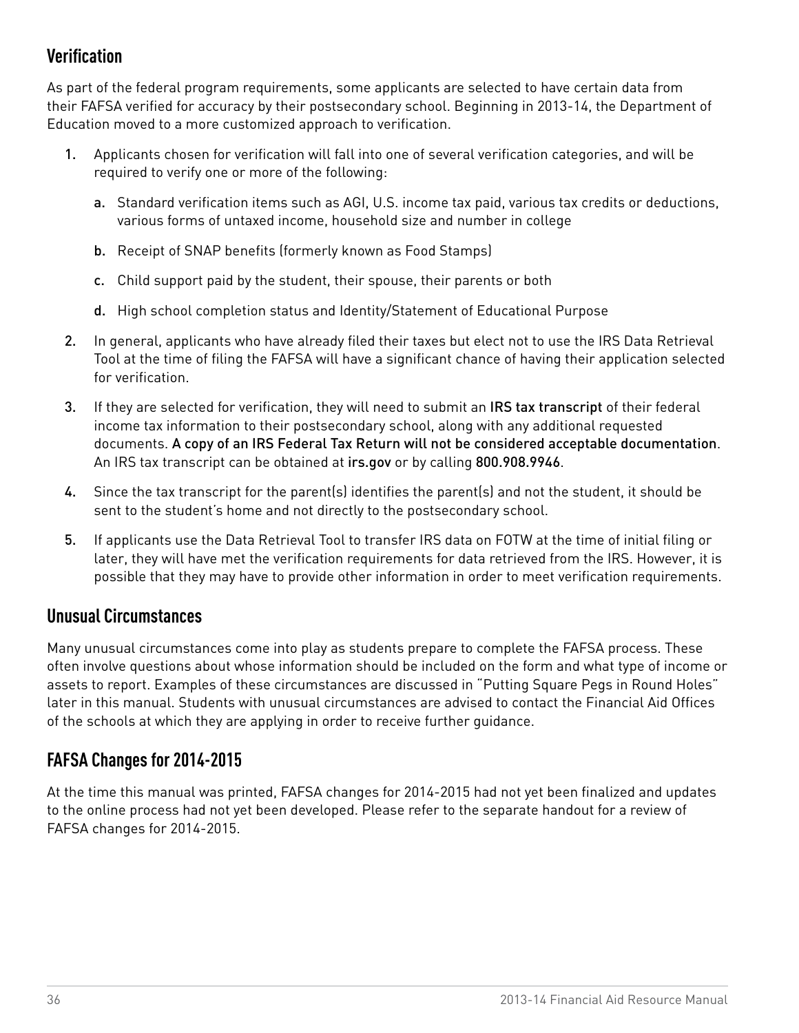## Verification

As part of the federal program requirements, some applicants are selected to have certain data from their FAFSA verified for accuracy by their postsecondary school. Beginning in 2013-14, the Department of Education moved to a more customized approach to verification.

1. Applicants chosen for verification will fall into one of several verification categories, and will be required to verify one or more of the following:
   a. Standard verification items such as AGI, U.S. income tax paid, various tax credits or deductions, various forms of untaxed income, household size and number in college
   b. Receipt of SNAP benefits (formerly known as Food Stamps)
   c. Child support paid by the student, their spouse, their parents or both
   d. High school completion status and Identity/Statement of Educational Purpose
2. In general, applicants who have already filed their taxes but elect not to use the IRS Data Retrieval Tool at the time of filing the FAFSA will have a significant chance of having their application selected for verification.
3. If they are selected for verification, they will need to submit an IRS tax transcript of their federal income tax information to their postsecondary school, along with any additional requested documents. A copy of an IRS Federal Tax Return will not be considered acceptable documentation. An IRS tax transcript can be obtained at irs.gov or by calling 800.908.9946.
4. Since the tax transcript for the parent(s) identifies the parent(s) and not the student, it should be sent to the student's home and not directly to the postsecondary school.
5. If applicants use the Data Retrieval Tool to transfer IRS data on FOTW at the time of initial filing or later, they will have met the verification requirements for data retrieved from the IRS. However, it is possible that they may have to provide other information in order to meet verification requirements.

## Unusual Circumstances

Many unusual circumstances come into play as students prepare to complete the FAFSA process. These often involve questions about whose information should be included on the form and what type of income or assets to report. Examples of these circumstances are discussed in "Putting Square Pegs in Round Holes" later in this manual. Students with unusual circumstances are advised to contact the Financial Aid Offices of the schools at which they are applying in order to receive further guidance.

## FAFSA Changes for 2014-2015

At the time this manual was printed, FAFSA changes for 2014-2015 had not yet been finalized and updates to the online process had not yet been developed. Please refer to the separate handout for a review of FAFSA changes for 2014-2015.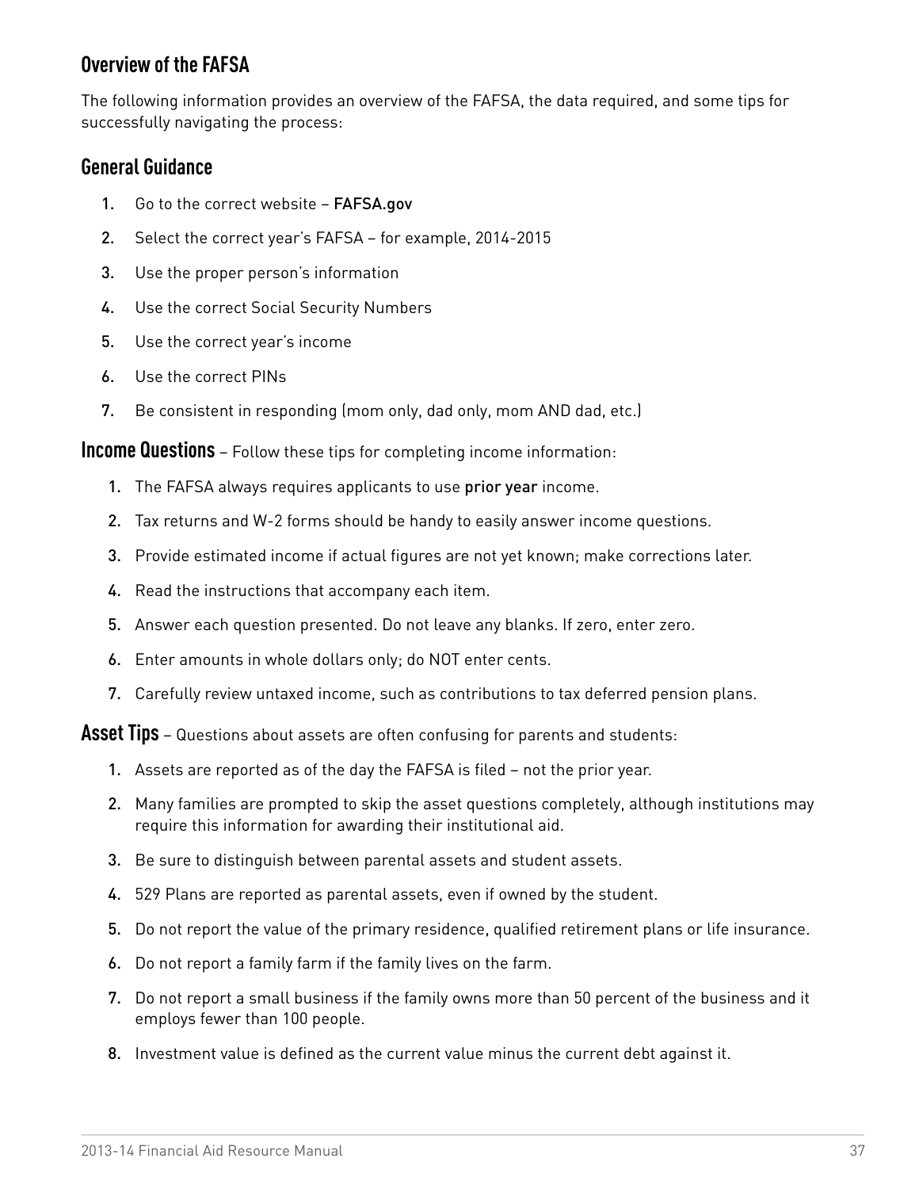## Overview of the FAFSA

The following information provides an overview of the FAFSA, the data required, and some tips for successfully navigating the process:

### General Guidance

1. Go to the correct website – **FAFSA.gov**
2. Select the correct year's FAFSA – for example, 2014-2015
3. Use the proper person's information
4. Use the correct Social Security Numbers
5. Use the correct year's income
6. Use the correct PINs
7. Be consistent in responding (mom only, dad only, mom AND dad, etc.)

**Income Questions** – Follow these tips for completing income information:

1. The FAFSA always requires applicants to use **prior year** income.
2. Tax returns and W-2 forms should be handy to easily answer income questions.
3. Provide estimated income if actual figures are not yet known; make corrections later.
4. Read the instructions that accompany each item.
5. Answer each question presented. Do not leave any blanks. If zero, enter zero.
6. Enter amounts in whole dollars only; do NOT enter cents.
7. Carefully review untaxed income, such as contributions to tax deferred pension plans.

**Asset Tips** – Questions about assets are often confusing for parents and students:

1. Assets are reported as of the day the FAFSA is filed – not the prior year.
2. Many families are prompted to skip the asset questions completely, although institutions may require this information for awarding their institutional aid.
3. Be sure to distinguish between parental assets and student assets.
4. 529 Plans are reported as parental assets, even if owned by the student.
5. Do not report the value of the primary residence, qualified retirement plans or life insurance.
6. Do not report a family farm if the family lives on the farm.
7. Do not report a small business if the family owns more than 50 percent of the business and it employs fewer than 100 people.
8. Investment value is defined as the current value minus the current debt against it.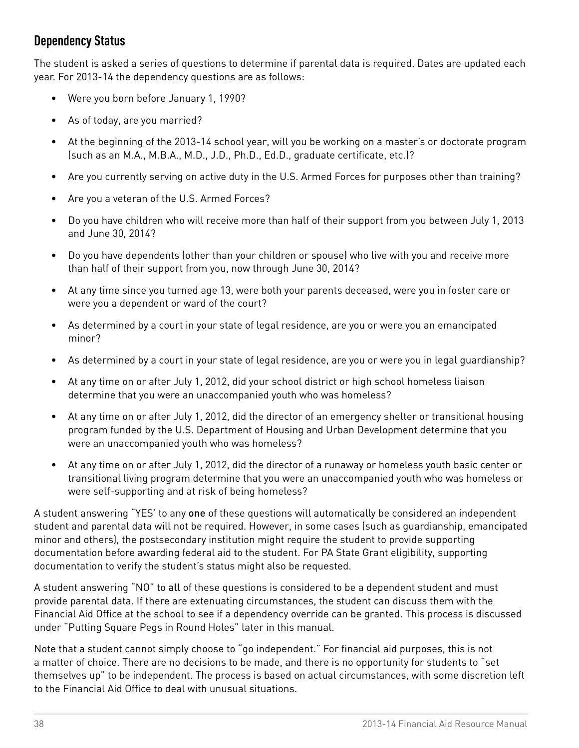## Dependency Status

The student is asked a series of questions to determine if parental data is required. Dates are updated each year. For 2013-14 the dependency questions are as follows:

- Were you born before January 1, 1990?
- As of today, are you married?
- At the beginning of the 2013-14 school year, will you be working on a master's or doctorate program (such as an M.A., M.B.A., M.D., J.D., Ph.D., Ed.D., graduate certificate, etc.)?
- Are you currently serving on active duty in the U.S. Armed Forces for purposes other than training?
- Are you a veteran of the U.S. Armed Forces?
- Do you have children who will receive more than half of their support from you between July 1, 2013 and June 30, 2014?
- Do you have dependents (other than your children or spouse) who live with you and receive more than half of their support from you, now through June 30, 2014?
- At any time since you turned age 13, were both your parents deceased, were you in foster care or were you a dependent or ward of the court?
- As determined by a court in your state of legal residence, are you or were you an emancipated minor?
- As determined by a court in your state of legal residence, are you or were you in legal guardianship?
- At any time on or after July 1, 2012, did your school district or high school homeless liaison determine that you were an unaccompanied youth who was homeless?
- At any time on or after July 1, 2012, did the director of an emergency shelter or transitional housing program funded by the U.S. Department of Housing and Urban Development determine that you were an unaccompanied youth who was homeless?
- At any time on or after July 1, 2012, did the director of a runaway or homeless youth basic center or transitional living program determine that you were an unaccompanied youth who was homeless or were self-supporting and at risk of being homeless?

A student answering "YES' to any **one** of these questions will automatically be considered an independent student and parental data will not be required. However, in some cases (such as guardianship, emancipated minor and others), the postsecondary institution might require the student to provide supporting documentation before awarding federal aid to the student. For PA State Grant eligibility, supporting documentation to verify the student's status might also be requested.

A student answering "NO" to **all** of these questions is considered to be a dependent student and must provide parental data. If there are extenuating circumstances, the student can discuss them with the Financial Aid Office at the school to see if a dependency override can be granted. This process is discussed under "Putting Square Pegs in Round Holes" later in this manual.

Note that a student cannot simply choose to "go independent." For financial aid purposes, this is not a matter of choice. There are no decisions to be made, and there is no opportunity for students to "set themselves up" to be independent. The process is based on actual circumstances, with some discretion left to the Financial Aid Office to deal with unusual situations.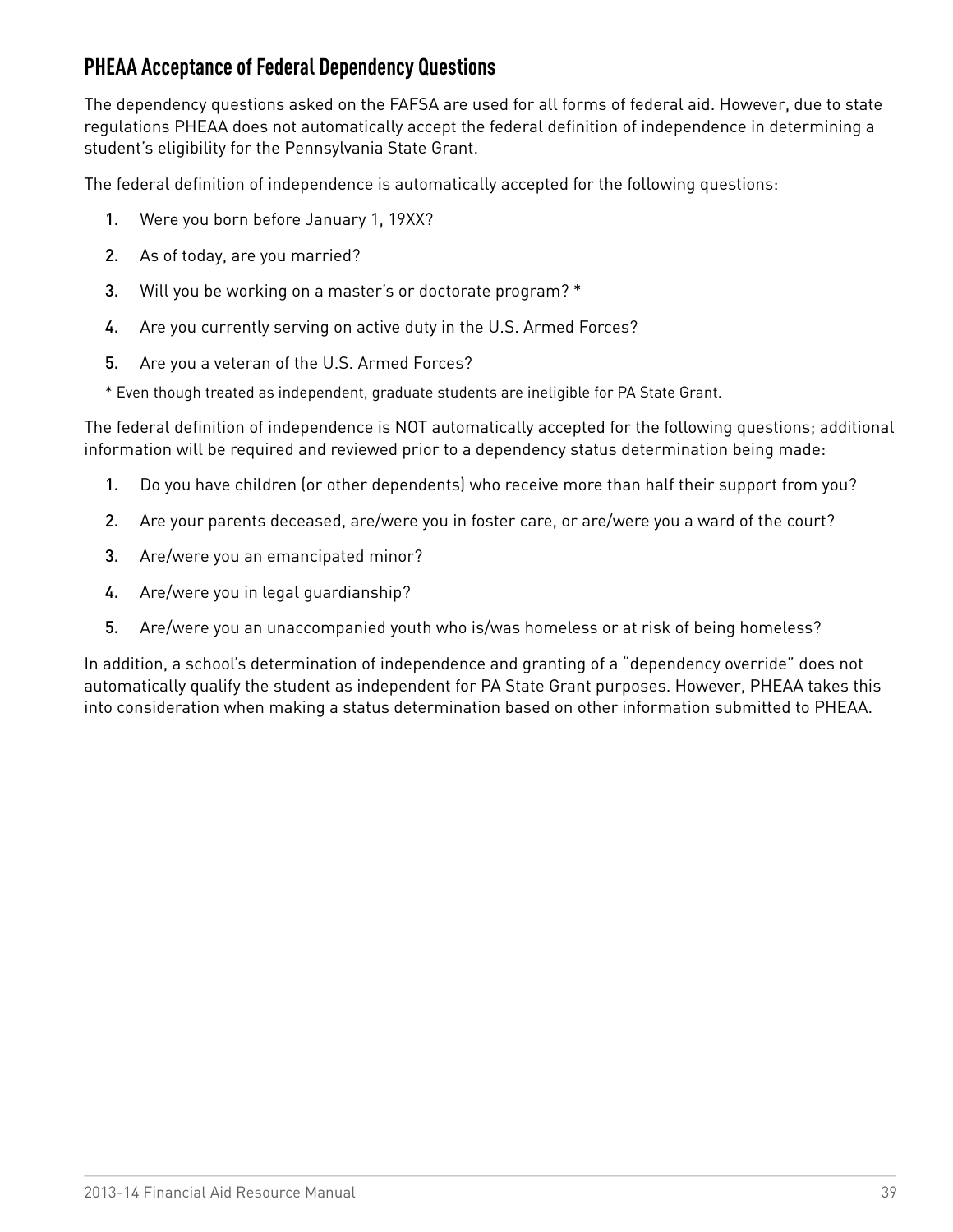## PHEAA Acceptance of Federal Dependency Questions

The dependency questions asked on the FAFSA are used for all forms of federal aid. However, due to state regulations PHEAA does not automatically accept the federal definition of independence in determining a student's eligibility for the Pennsylvania State Grant.

The federal definition of independence is automatically accepted for the following questions:

1. Were you born before January 1, 19XX?
2. As of today, are you married?
3. Will you be working on a master's or doctorate program? *
4. Are you currently serving on active duty in the U.S. Armed Forces?
5. Are you a veteran of the U.S. Armed Forces?

\* Even though treated as independent, graduate students are ineligible for PA State Grant.

The federal definition of independence is NOT automatically accepted for the following questions; additional information will be required and reviewed prior to a dependency status determination being made:

1. Do you have children (or other dependents) who receive more than half their support from you?
2. Are your parents deceased, are/were you in foster care, or are/were you a ward of the court?
3. Are/were you an emancipated minor?
4. Are/were you in legal guardianship?
5. Are/were you an unaccompanied youth who is/was homeless or at risk of being homeless?

In addition, a school's determination of independence and granting of a "dependency override" does not automatically qualify the student as independent for PA State Grant purposes. However, PHEAA takes this into consideration when making a status determination based on other information submitted to PHEAA.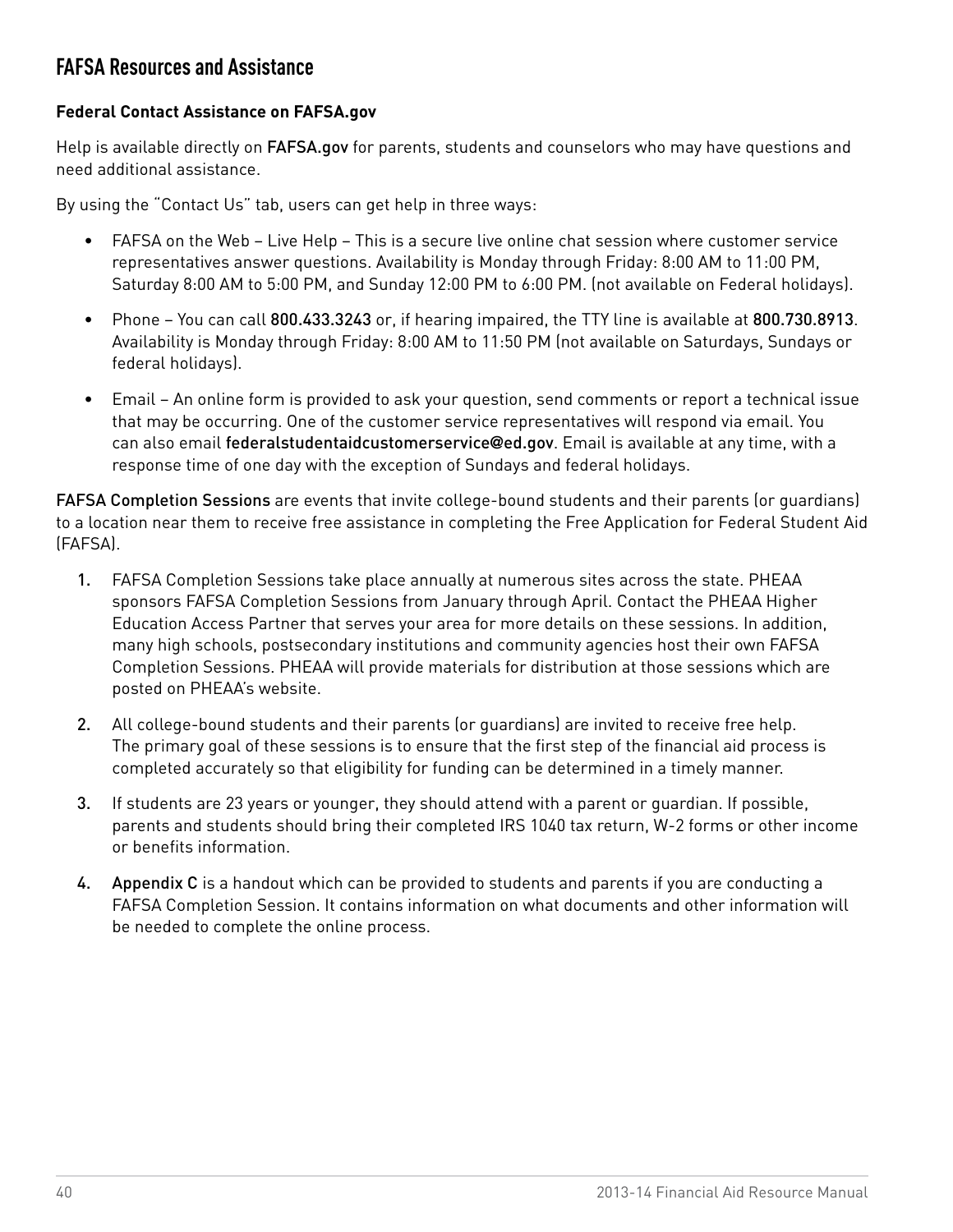## FAFSA Resources and Assistance

### Federal Contact Assistance on FAFSA.gov

Help is available directly on **FAFSA.gov** for parents, students and counselors who may have questions and need additional assistance.

By using the "Contact Us" tab, users can get help in three ways:

- FAFSA on the Web – Live Help – This is a secure live online chat session where customer service representatives answer questions. Availability is Monday through Friday: 8:00 AM to 11:00 PM, Saturday 8:00 AM to 5:00 PM, and Sunday 12:00 PM to 6:00 PM. (not available on Federal holidays).
- Phone – You can call **800.433.3243** or, if hearing impaired, the TTY line is available at **800.730.8913**. Availability is Monday through Friday: 8:00 AM to 11:50 PM (not available on Saturdays, Sundays or federal holidays).
- Email – An online form is provided to ask your question, send comments or report a technical issue that may be occurring. One of the customer service representatives will respond via email. You can also email **federalstudentaidcustomerservice@ed.gov**. Email is available at any time, with a response time of one day with the exception of Sundays and federal holidays.

**FAFSA Completion Sessions** are events that invite college-bound students and their parents (or guardians) to a location near them to receive free assistance in completing the Free Application for Federal Student Aid (FAFSA).

1. FAFSA Completion Sessions take place annually at numerous sites across the state. PHEAA sponsors FAFSA Completion Sessions from January through April. Contact the PHEAA Higher Education Access Partner that serves your area for more details on these sessions. In addition, many high schools, postsecondary institutions and community agencies host their own FAFSA Completion Sessions. PHEAA will provide materials for distribution at those sessions which are posted on PHEAA's website.
2. All college-bound students and their parents (or guardians) are invited to receive free help. The primary goal of these sessions is to ensure that the first step of the financial aid process is completed accurately so that eligibility for funding can be determined in a timely manner.
3. If students are 23 years or younger, they should attend with a parent or guardian. If possible, parents and students should bring their completed IRS 1040 tax return, W-2 forms or other income or benefits information.
4. **Appendix C** is a handout which can be provided to students and parents if you are conducting a FAFSA Completion Session. It contains information on what documents and other information will be needed to complete the online process.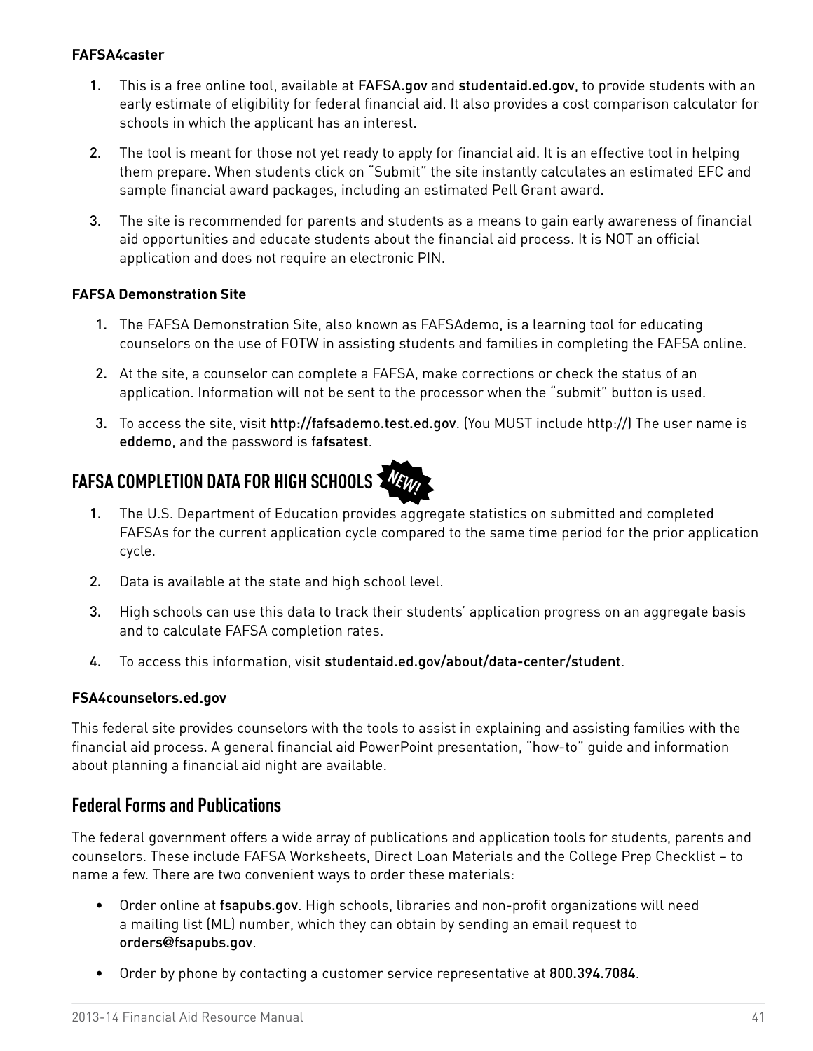**FAFSA4caster**

1. This is a free online tool, available at FAFSA.gov and studentaid.ed.gov, to provide students with an early estimate of eligibility for federal financial aid. It also provides a cost comparison calculator for schools in which the applicant has an interest.
2. The tool is meant for those not yet ready to apply for financial aid. It is an effective tool in helping them prepare. When students click on "Submit" the site instantly calculates an estimated EFC and sample financial award packages, including an estimated Pell Grant award.
3. The site is recommended for parents and students as a means to gain early awareness of financial aid opportunities and educate students about the financial aid process. It is NOT an official application and does not require an electronic PIN.

**FAFSA Demonstration Site**

1. The FAFSA Demonstration Site, also known as FAFSAdemo, is a learning tool for educating counselors on the use of FOTW in assisting students and families in completing the FAFSA online.
2. At the site, a counselor can complete a FAFSA, make corrections or check the status of an application. Information will not be sent to the processor when the "submit" button is used.
3. To access the site, visit http://fafsademo.test.ed.gov. (You MUST include http://) The user name is eddemo, and the password is fafsatest.

## FAFSA COMPLETION DATA FOR HIGH SCHOOLS NEW!

1. The U.S. Department of Education provides aggregate statistics on submitted and completed FAFSAs for the current application cycle compared to the same time period for the prior application cycle.
2. Data is available at the state and high school level.
3. High schools can use this data to track their students' application progress on an aggregate basis and to calculate FAFSA completion rates.
4. To access this information, visit studentaid.ed.gov/about/data-center/student.

**FSA4counselors.ed.gov**

This federal site provides counselors with the tools to assist in explaining and assisting families with the financial aid process. A general financial aid PowerPoint presentation, "how-to" guide and information about planning a financial aid night are available.

## Federal Forms and Publications

The federal government offers a wide array of publications and application tools for students, parents and counselors. These include FAFSA Worksheets, Direct Loan Materials and the College Prep Checklist – to name a few. There are two convenient ways to order these materials:

- Order online at fsapubs.gov. High schools, libraries and non-profit organizations will need a mailing list (ML) number, which they can obtain by sending an email request to orders@fsapubs.gov.
- Order by phone by contacting a customer service representative at 800.394.7084.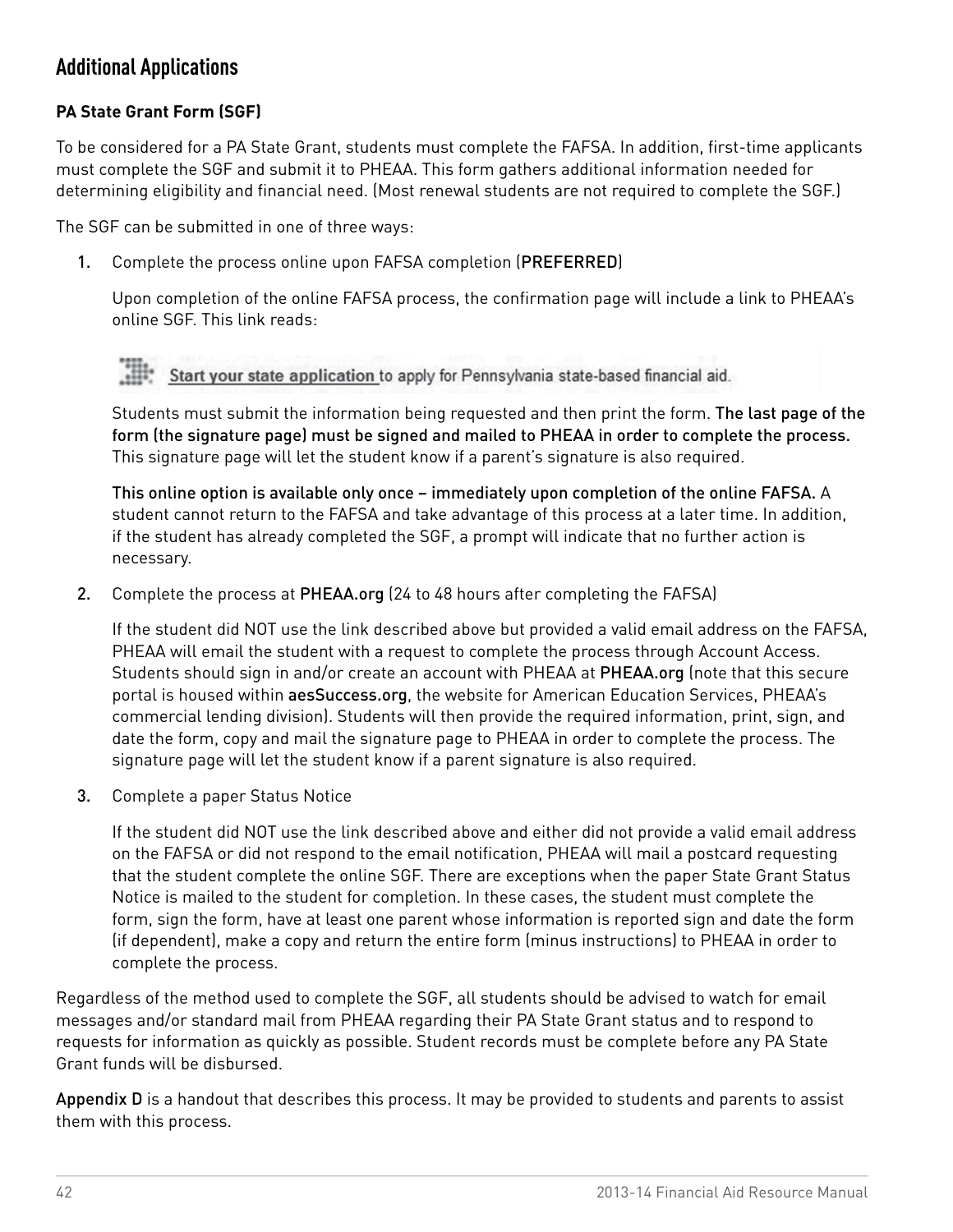## Additional Applications

### PA State Grant Form (SGF)

To be considered for a PA State Grant, students must complete the FAFSA. In addition, first-time applicants must complete the SGF and submit it to PHEAA. This form gathers additional information needed for determining eligibility and financial need. (Most renewal students are not required to complete the SGF.)

The SGF can be submitted in one of three ways:

1. Complete the process online upon FAFSA completion (**PREFERRED**)

   Upon completion of the online FAFSA process, the confirmation page will include a link to PHEAA's online SGF. This link reads:

   Start your state application to apply for Pennsylvania state-based financial aid.

   Students must submit the information being requested and then print the form. **The last page of the form (the signature page) must be signed and mailed to PHEAA in order to complete the process.** This signature page will let the student know if a parent's signature is also required.

   **This online option is available only once – immediately upon completion of the online FAFSA.** A student cannot return to the FAFSA and take advantage of this process at a later time. In addition, if the student has already completed the SGF, a prompt will indicate that no further action is necessary.

2. Complete the process at **PHEAA.org** (24 to 48 hours after completing the FAFSA)

   If the student did NOT use the link described above but provided a valid email address on the FAFSA, PHEAA will email the student with a request to complete the process through Account Access. Students should sign in and/or create an account with PHEAA at **PHEAA.org** (note that this secure portal is housed within **aesSuccess.org**, the website for American Education Services, PHEAA's commercial lending division). Students will then provide the required information, print, sign, and date the form, copy and mail the signature page to PHEAA in order to complete the process. The signature page will let the student know if a parent signature is also required.

3. Complete a paper Status Notice

   If the student did NOT use the link described above and either did not provide a valid email address on the FAFSA or did not respond to the email notification, PHEAA will mail a postcard requesting that the student complete the online SGF. There are exceptions when the paper State Grant Status Notice is mailed to the student for completion. In these cases, the student must complete the form, sign the form, have at least one parent whose information is reported sign and date the form (if dependent), make a copy and return the entire form (minus instructions) to PHEAA in order to complete the process.

Regardless of the method used to complete the SGF, all students should be advised to watch for email messages and/or standard mail from PHEAA regarding their PA State Grant status and to respond to requests for information as quickly as possible. Student records must be complete before any PA State Grant funds will be disbursed.

**Appendix D** is a handout that describes this process. It may be provided to students and parents to assist them with this process.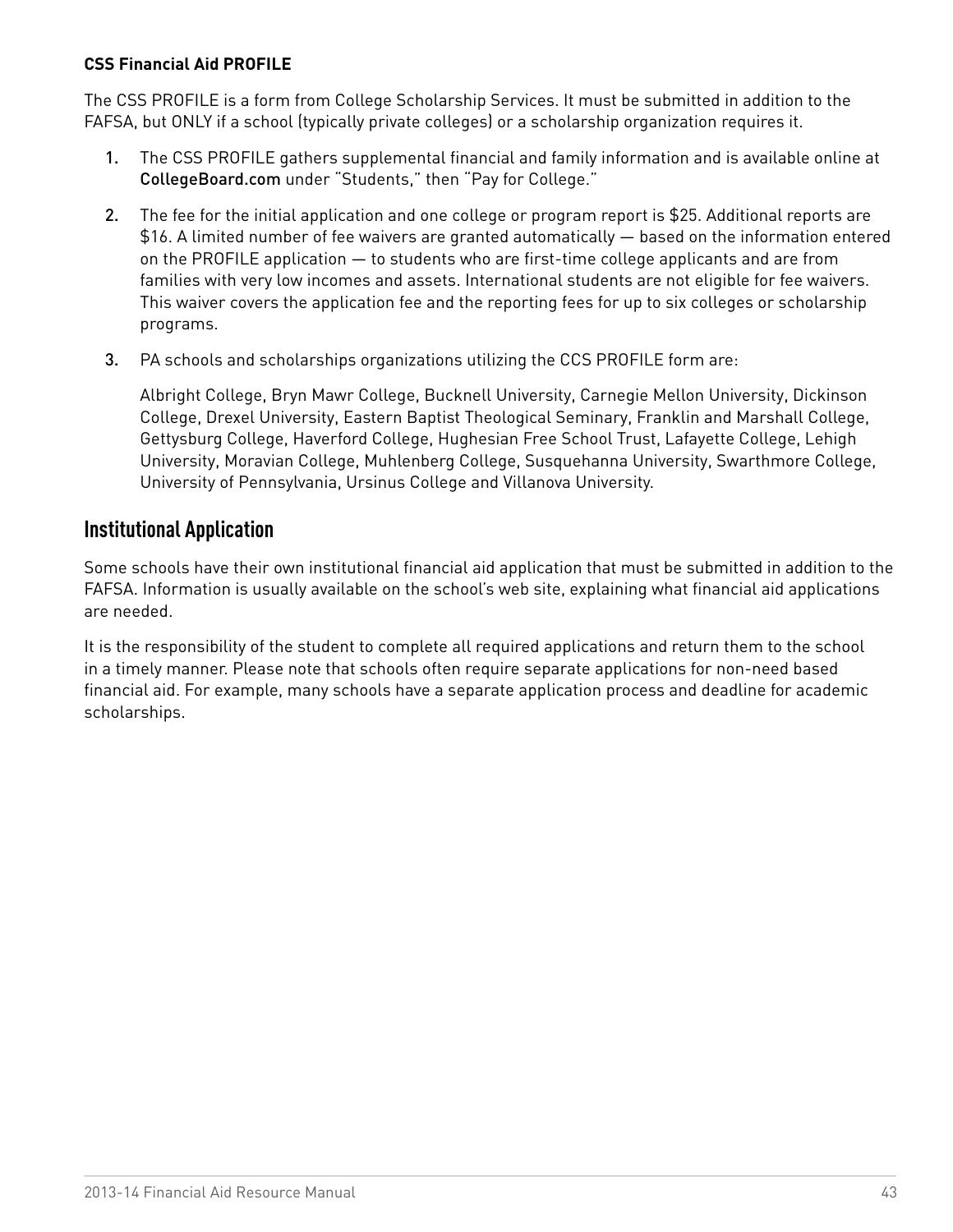**CSS Financial Aid PROFILE**

The CSS PROFILE is a form from College Scholarship Services. It must be submitted in addition to the FAFSA, but ONLY if a school (typically private colleges) or a scholarship organization requires it.

1. The CSS PROFILE gathers supplemental financial and family information and is available online at CollegeBoard.com under "Students," then "Pay for College."

2. The fee for the initial application and one college or program report is $25. Additional reports are $16. A limited number of fee waivers are granted automatically — based on the information entered on the PROFILE application — to students who are first-time college applicants and are from families with very low incomes and assets. International students are not eligible for fee waivers. This waiver covers the application fee and the reporting fees for up to six colleges or scholarship programs.

3. PA schools and scholarships organizations utilizing the CCS PROFILE form are:

   Albright College, Bryn Mawr College, Bucknell University, Carnegie Mellon University, Dickinson College, Drexel University, Eastern Baptist Theological Seminary, Franklin and Marshall College, Gettysburg College, Haverford College, Hughesian Free School Trust, Lafayette College, Lehigh University, Moravian College, Muhlenberg College, Susquehanna University, Swarthmore College, University of Pennsylvania, Ursinus College and Villanova University.

## Institutional Application

Some schools have their own institutional financial aid application that must be submitted in addition to the FAFSA. Information is usually available on the school's web site, explaining what financial aid applications are needed.

It is the responsibility of the student to complete all required applications and return them to the school in a timely manner. Please note that schools often require separate applications for non-need based financial aid. For example, many schools have a separate application process and deadline for academic scholarships.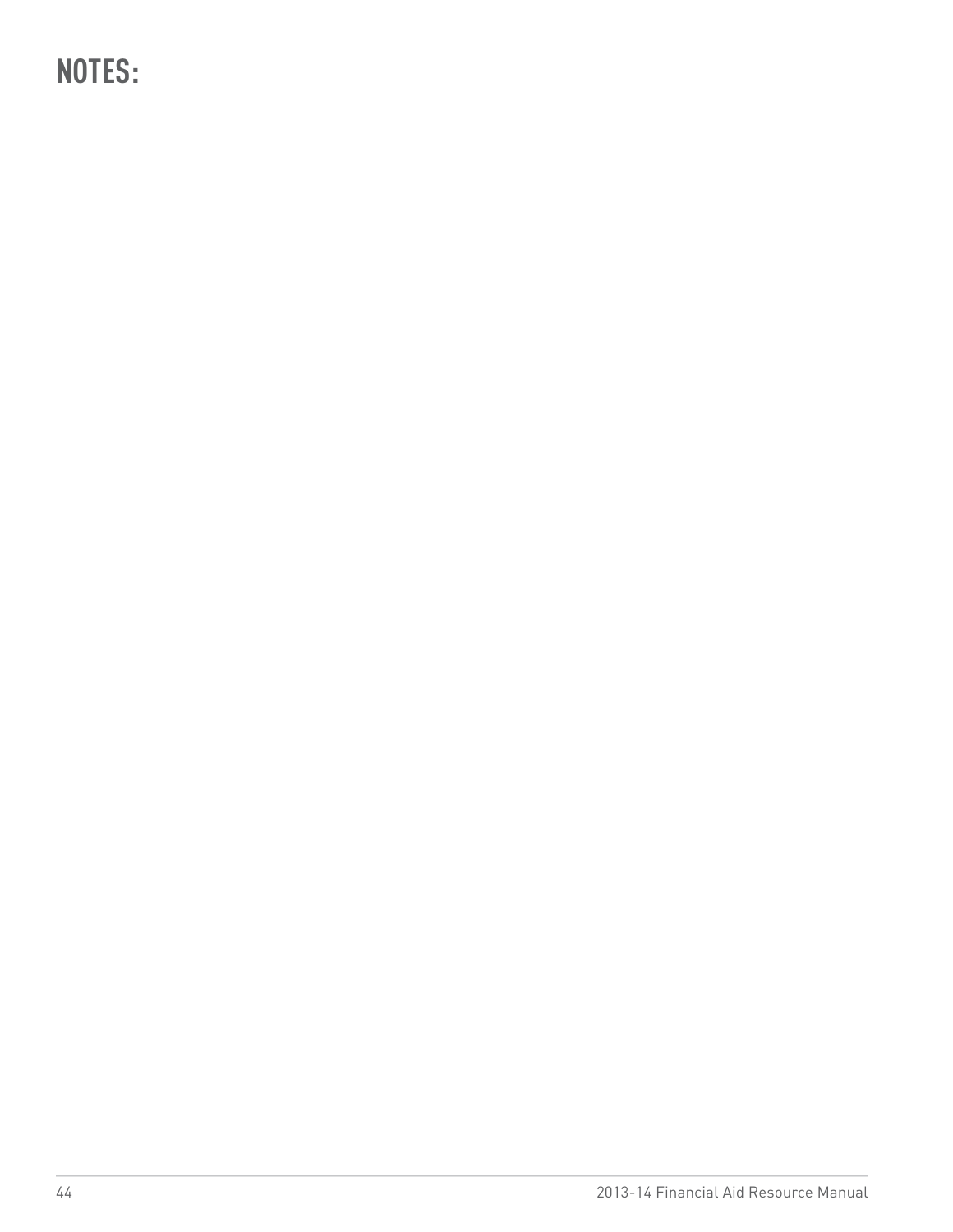# NOTES: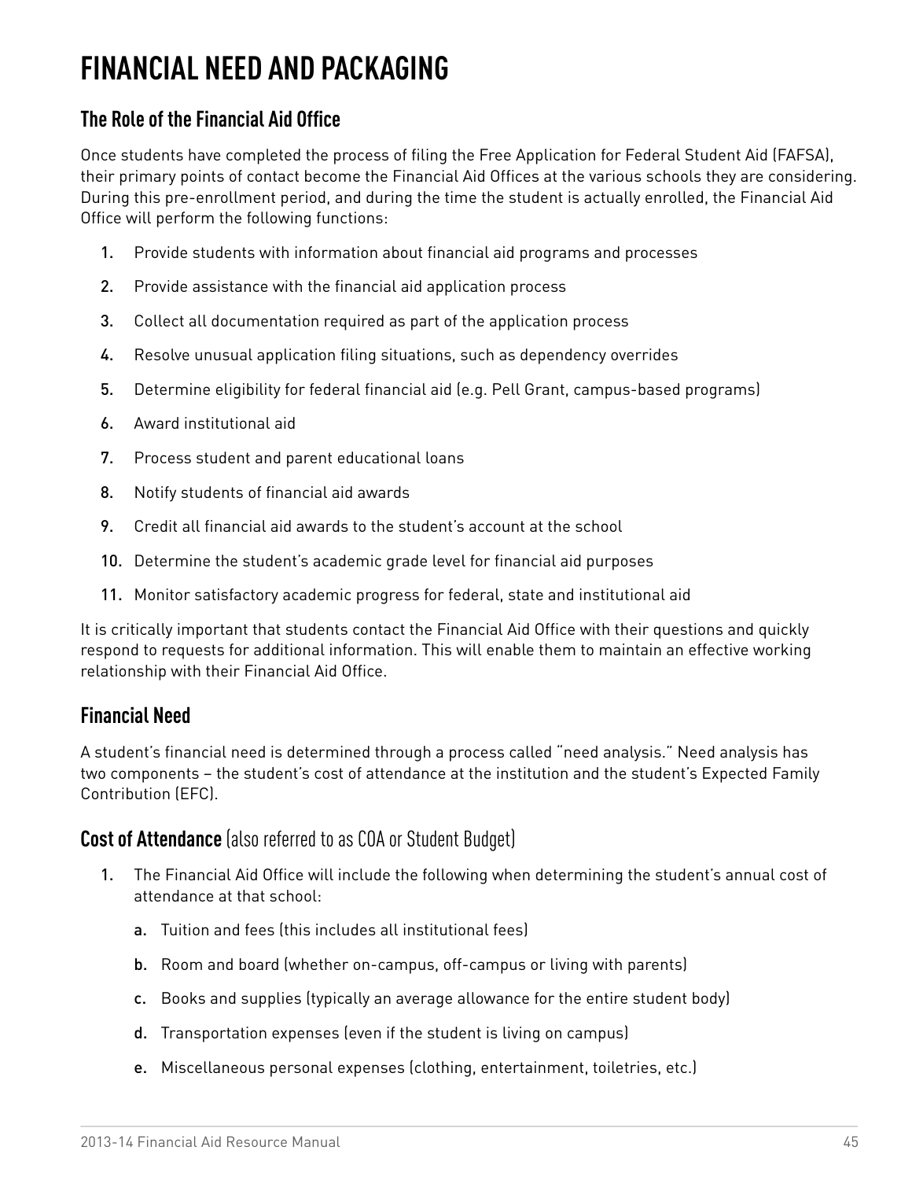# FINANCIAL NEED AND PACKAGING

## The Role of the Financial Aid Office

Once students have completed the process of filing the Free Application for Federal Student Aid (FAFSA), their primary points of contact become the Financial Aid Offices at the various schools they are considering. During this pre-enrollment period, and during the time the student is actually enrolled, the Financial Aid Office will perform the following functions:

1. Provide students with information about financial aid programs and processes
2. Provide assistance with the financial aid application process
3. Collect all documentation required as part of the application process
4. Resolve unusual application filing situations, such as dependency overrides
5. Determine eligibility for federal financial aid (e.g. Pell Grant, campus-based programs)
6. Award institutional aid
7. Process student and parent educational loans
8. Notify students of financial aid awards
9. Credit all financial aid awards to the student's account at the school
10. Determine the student's academic grade level for financial aid purposes
11. Monitor satisfactory academic progress for federal, state and institutional aid

It is critically important that students contact the Financial Aid Office with their questions and quickly respond to requests for additional information. This will enable them to maintain an effective working relationship with their Financial Aid Office.

## Financial Need

A student's financial need is determined through a process called "need analysis." Need analysis has two components – the student's cost of attendance at the institution and the student's Expected Family Contribution (EFC).

## Cost of Attendance (also referred to as COA or Student Budget)

1. The Financial Aid Office will include the following when determining the student's annual cost of attendance at that school:
   a. Tuition and fees (this includes all institutional fees)
   b. Room and board (whether on-campus, off-campus or living with parents)
   c. Books and supplies (typically an average allowance for the entire student body)
   d. Transportation expenses (even if the student is living on campus)
   e. Miscellaneous personal expenses (clothing, entertainment, toiletries, etc.)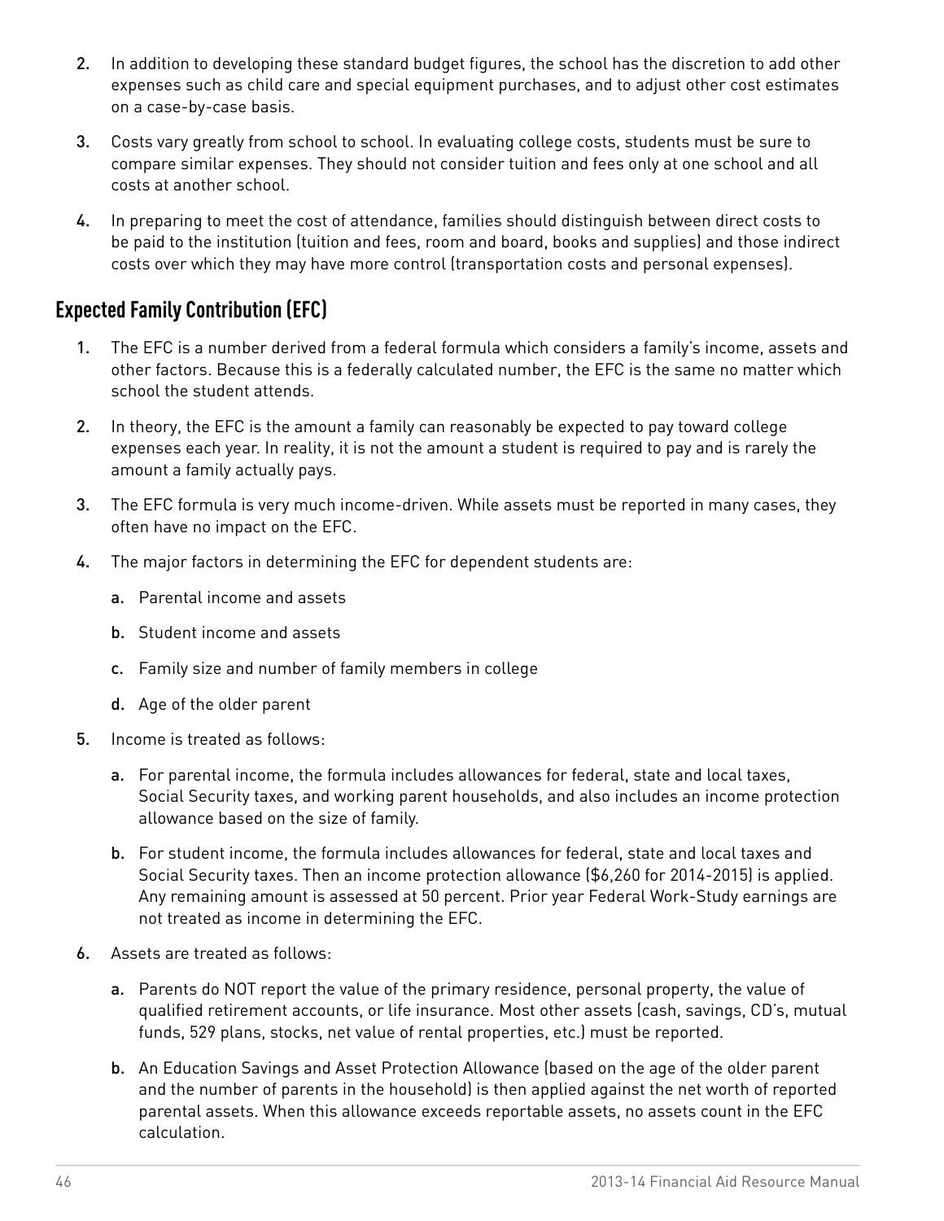2. In addition to developing these standard budget figures, the school has the discretion to add other expenses such as child care and special equipment purchases, and to adjust other cost estimates on a case-by-case basis.

3. Costs vary greatly from school to school. In evaluating college costs, students must be sure to compare similar expenses. They should not consider tuition and fees only at one school and all costs at another school.

4. In preparing to meet the cost of attendance, families should distinguish between direct costs to be paid to the institution (tuition and fees, room and board, books and supplies) and those indirect costs over which they may have more control (transportation costs and personal expenses).

## Expected Family Contribution (EFC)

1. The EFC is a number derived from a federal formula which considers a family's income, assets and other factors. Because this is a federally calculated number, the EFC is the same no matter which school the student attends.

2. In theory, the EFC is the amount a family can reasonably be expected to pay toward college expenses each year. In reality, it is not the amount a student is required to pay and is rarely the amount a family actually pays.

3. The EFC formula is very much income-driven. While assets must be reported in many cases, they often have no impact on the EFC.

4. The major factors in determining the EFC for dependent students are:

   a. Parental income and assets

   b. Student income and assets

   c. Family size and number of family members in college

   d. Age of the older parent

5. Income is treated as follows:

   a. For parental income, the formula includes allowances for federal, state and local taxes, Social Security taxes, and working parent households, and also includes an income protection allowance based on the size of family.

   b. For student income, the formula includes allowances for federal, state and local taxes and Social Security taxes. Then an income protection allowance ($6,260 for 2014-2015) is applied. Any remaining amount is assessed at 50 percent. Prior year Federal Work-Study earnings are not treated as income in determining the EFC.

6. Assets are treated as follows:

   a. Parents do NOT report the value of the primary residence, personal property, the value of qualified retirement accounts, or life insurance. Most other assets (cash, savings, CD's, mutual funds, 529 plans, stocks, net value of rental properties, etc.) must be reported.

   b. An Education Savings and Asset Protection Allowance (based on the age of the older parent and the number of parents in the household) is then applied against the net worth of reported parental assets. When this allowance exceeds reportable assets, no assets count in the EFC calculation.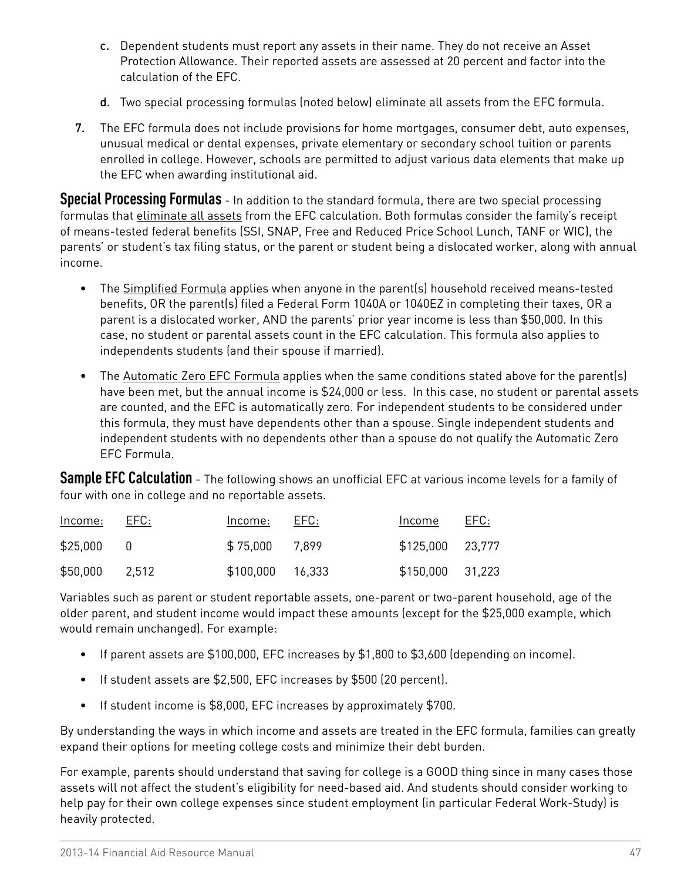c. Dependent students must report any assets in their name. They do not receive an Asset Protection Allowance. Their reported assets are assessed at 20 percent and factor into the calculation of the EFC.

d. Two special processing formulas (noted below) eliminate all assets from the EFC formula.

7. The EFC formula does not include provisions for home mortgages, consumer debt, auto expenses, unusual medical or dental expenses, private elementary or secondary school tuition or parents enrolled in college. However, schools are permitted to adjust various data elements that make up the EFC when awarding institutional aid.

**Special Processing Formulas** - In addition to the standard formula, there are two special processing formulas that eliminate all assets from the EFC calculation. Both formulas consider the family's receipt of means-tested federal benefits (SSI, SNAP, Free and Reduced Price School Lunch, TANF or WIC), the parents' or student's tax filing status, or the parent or student being a dislocated worker, along with annual income.

- The Simplified Formula applies when anyone in the parent(s) household received means-tested benefits, OR the parent(s) filed a Federal Form 1040A or 1040EZ in completing their taxes, OR a parent is a dislocated worker, AND the parents' prior year income is less than $50,000. In this case, no student or parental assets count in the EFC calculation. This formula also applies to independents students (and their spouse if married).
- The Automatic Zero EFC Formula applies when the same conditions stated above for the parent(s) have been met, but the annual income is $24,000 or less. In this case, no student or parental assets are counted, and the EFC is automatically zero. For independent students to be considered under this formula, they must have dependents other than a spouse. Single independent students and independent students with no dependents other than a spouse do not qualify the Automatic Zero EFC Formula.

**Sample EFC Calculation** - The following shows an unofficial EFC at various income levels for a family of four with one in college and no reportable assets.

| Income: | EFC: | Income: | EFC: | Income | EFC: |
|---|---|---|---|---|---|
| $25,000 | 0 | $ 75,000 | 7,899 | $125,000 | 23,777 |
| $50,000 | 2,512 | $100,000 | 16,333 | $150,000 | 31,223 |

Variables such as parent or student reportable assets, one-parent or two-parent household, age of the older parent, and student income would impact these amounts (except for the $25,000 example, which would remain unchanged). For example:

- If parent assets are $100,000, EFC increases by $1,800 to $3,600 (depending on income).
- If student assets are $2,500, EFC increases by $500 (20 percent).
- If student income is $8,000, EFC increases by approximately $700.

By understanding the ways in which income and assets are treated in the EFC formula, families can greatly expand their options for meeting college costs and minimize their debt burden.

For example, parents should understand that saving for college is a GOOD thing since in many cases those assets will not affect the student's eligibility for need-based aid. And students should consider working to help pay for their own college expenses since student employment (in particular Federal Work-Study) is heavily protected.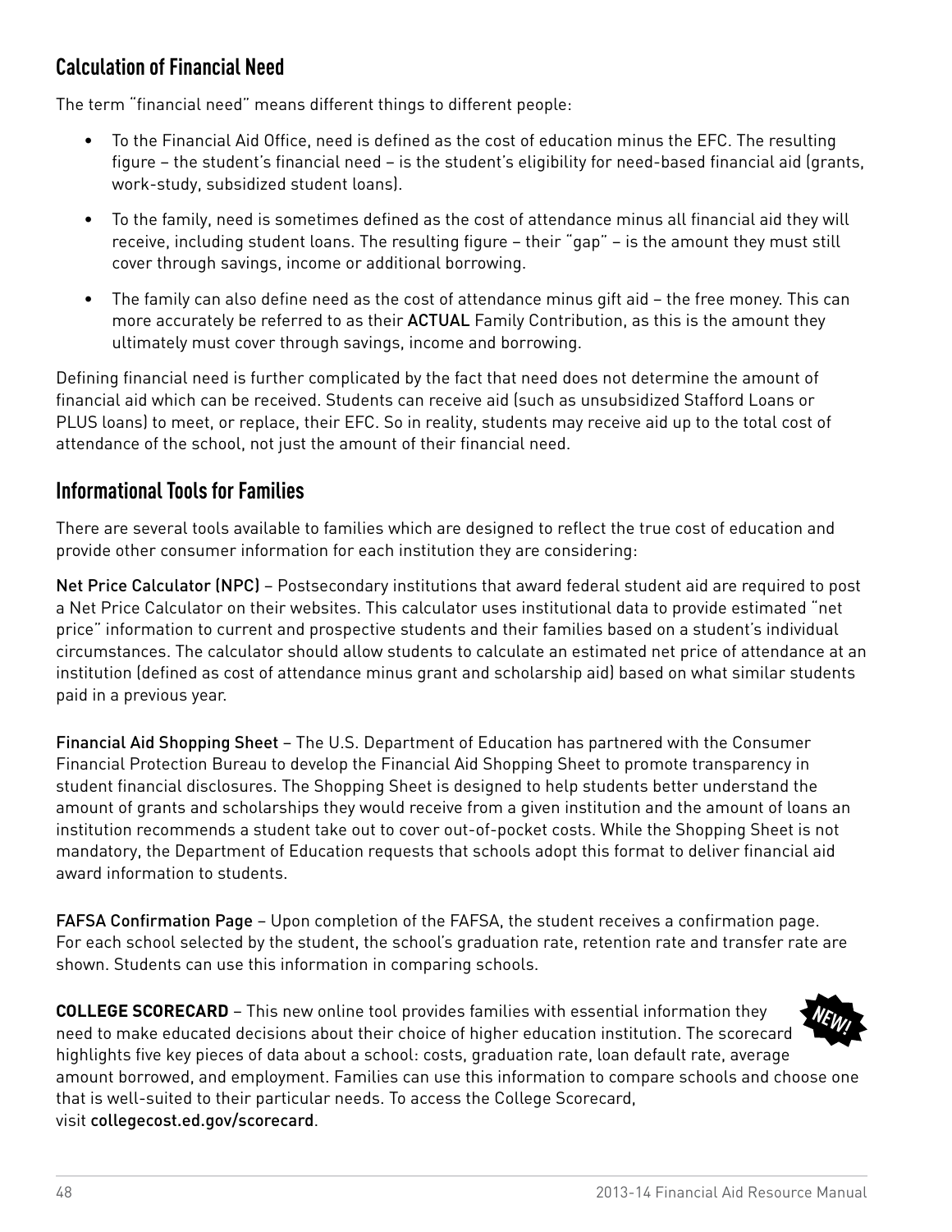## Calculation of Financial Need

The term "financial need" means different things to different people:

- To the Financial Aid Office, need is defined as the cost of education minus the EFC. The resulting figure – the student's financial need – is the student's eligibility for need-based financial aid (grants, work-study, subsidized student loans).
- To the family, need is sometimes defined as the cost of attendance minus all financial aid they will receive, including student loans. The resulting figure – their "gap" – is the amount they must still cover through savings, income or additional borrowing.
- The family can also define need as the cost of attendance minus gift aid – the free money. This can more accurately be referred to as their ACTUAL Family Contribution, as this is the amount they ultimately must cover through savings, income and borrowing.

Defining financial need is further complicated by the fact that need does not determine the amount of financial aid which can be received. Students can receive aid (such as unsubsidized Stafford Loans or PLUS loans) to meet, or replace, their EFC. So in reality, students may receive aid up to the total cost of attendance of the school, not just the amount of their financial need.

## Informational Tools for Families

There are several tools available to families which are designed to reflect the true cost of education and provide other consumer information for each institution they are considering:

Net Price Calculator (NPC) – Postsecondary institutions that award federal student aid are required to post a Net Price Calculator on their websites. This calculator uses institutional data to provide estimated "net price" information to current and prospective students and their families based on a student's individual circumstances. The calculator should allow students to calculate an estimated net price of attendance at an institution (defined as cost of attendance minus grant and scholarship aid) based on what similar students paid in a previous year.

Financial Aid Shopping Sheet – The U.S. Department of Education has partnered with the Consumer Financial Protection Bureau to develop the Financial Aid Shopping Sheet to promote transparency in student financial disclosures. The Shopping Sheet is designed to help students better understand the amount of grants and scholarships they would receive from a given institution and the amount of loans an institution recommends a student take out to cover out-of-pocket costs. While the Shopping Sheet is not mandatory, the Department of Education requests that schools adopt this format to deliver financial aid award information to students.

FAFSA Confirmation Page – Upon completion of the FAFSA, the student receives a confirmation page. For each school selected by the student, the school's graduation rate, retention rate and transfer rate are shown. Students can use this information in comparing schools.

**COLLEGE SCORECARD** – This new online tool provides families with essential information they need to make educated decisions about their choice of higher education institution. The scorecard highlights five key pieces of data about a school: costs, graduation rate, loan default rate, average amount borrowed, and employment. Families can use this information to compare schools and choose one that is well-suited to their particular needs. To access the College Scorecard, visit collegecost.ed.gov/scorecard.

*NEW!*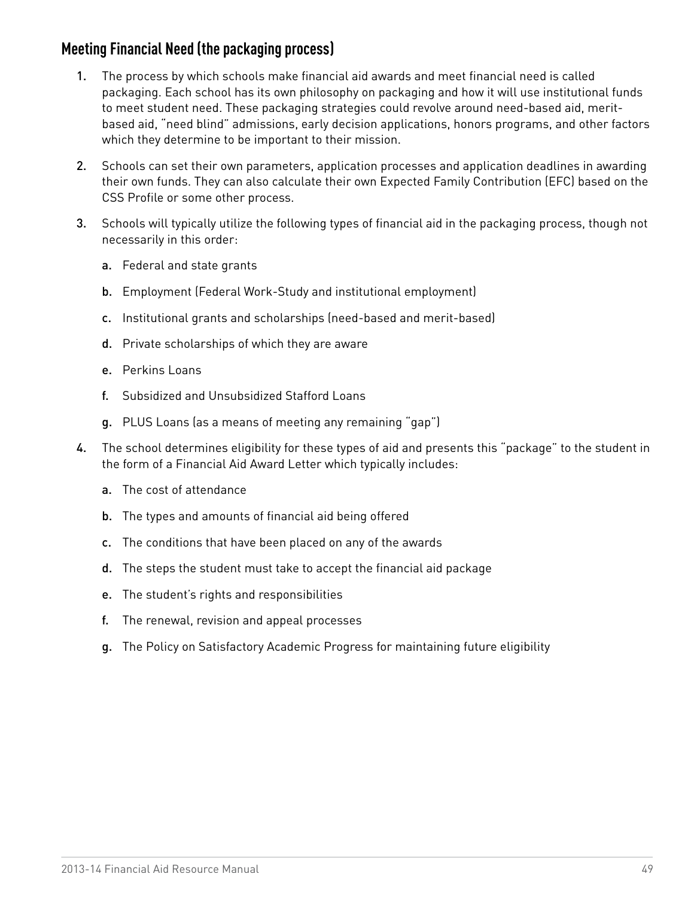## Meeting Financial Need (the packaging process)

1. The process by which schools make financial aid awards and meet financial need is called packaging. Each school has its own philosophy on packaging and how it will use institutional funds to meet student need. These packaging strategies could revolve around need-based aid, merit-based aid, "need blind" admissions, early decision applications, honors programs, and other factors which they determine to be important to their mission.

2. Schools can set their own parameters, application processes and application deadlines in awarding their own funds. They can also calculate their own Expected Family Contribution (EFC) based on the CSS Profile or some other process.

3. Schools will typically utilize the following types of financial aid in the packaging process, though not necessarily in this order:

   a. Federal and state grants

   b. Employment (Federal Work-Study and institutional employment)

   c. Institutional grants and scholarships (need-based and merit-based)

   d. Private scholarships of which they are aware

   e. Perkins Loans

   f. Subsidized and Unsubsidized Stafford Loans

   g. PLUS Loans (as a means of meeting any remaining "gap")

4. The school determines eligibility for these types of aid and presents this "package" to the student in the form of a Financial Aid Award Letter which typically includes:

   a. The cost of attendance

   b. The types and amounts of financial aid being offered

   c. The conditions that have been placed on any of the awards

   d. The steps the student must take to accept the financial aid package

   e. The student's rights and responsibilities

   f. The renewal, revision and appeal processes

   g. The Policy on Satisfactory Academic Progress for maintaining future eligibility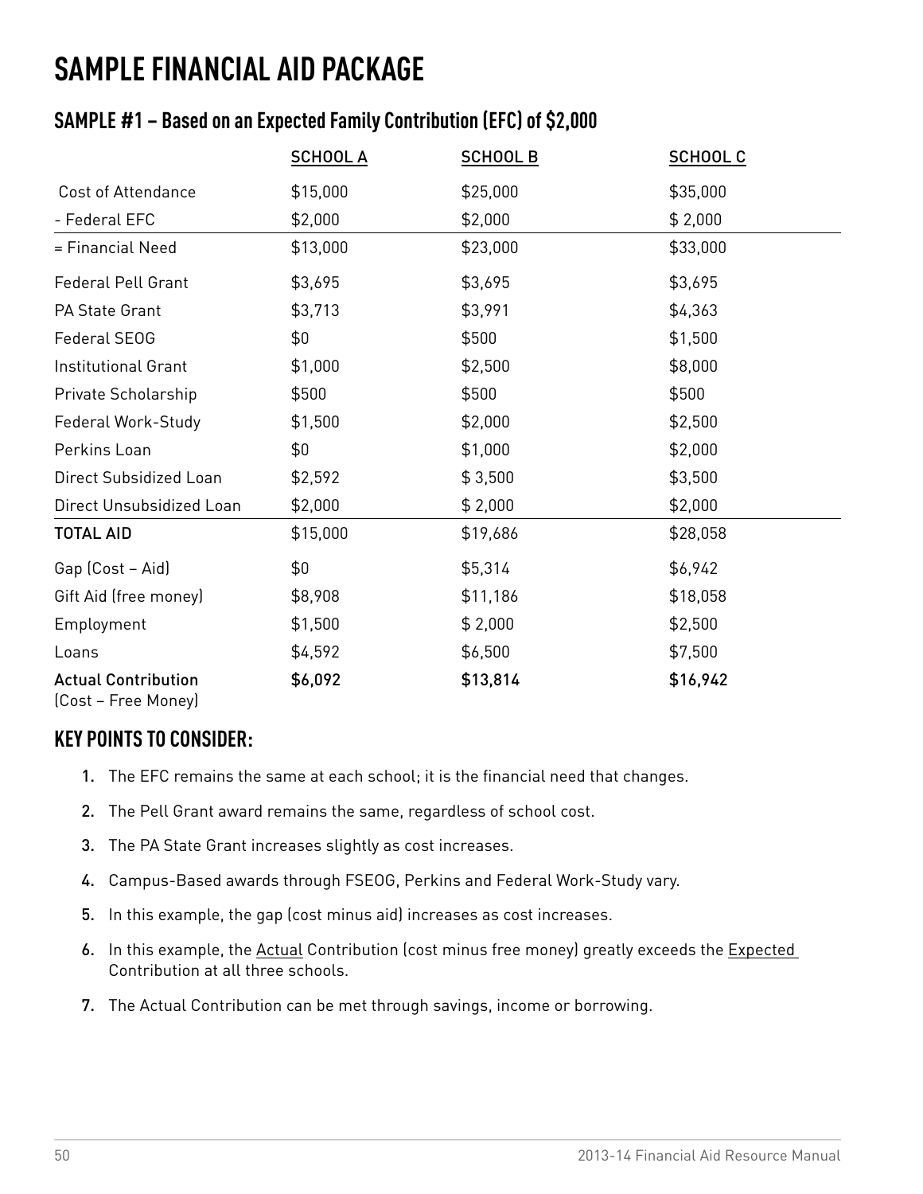# SAMPLE FINANCIAL AID PACKAGE

## SAMPLE #1 – Based on an Expected Family Contribution (EFC) of $2,000

| | SCHOOL A | SCHOOL B | SCHOOL C |
|---|---|---|---|
| Cost of Attendance | $15,000 | $25,000 | $35,000 |
| - Federal EFC | $2,000 | $2,000 | $ 2,000 |
| = Financial Need | $13,000 | $23,000 | $33,000 |
| Federal Pell Grant | $3,695 | $3,695 | $3,695 |
| PA State Grant | $3,713 | $3,991 | $4,363 |
| Federal SEOG | $0 | $500 | $1,500 |
| Institutional Grant | $1,000 | $2,500 | $8,000 |
| Private Scholarship | $500 | $500 | $500 |
| Federal Work-Study | $1,500 | $2,000 | $2,500 |
| Perkins Loan | $0 | $1,000 | $2,000 |
| Direct Subsidized Loan | $2,592 | $ 3,500 | $3,500 |
| Direct Unsubsidized Loan | $2,000 | $ 2,000 | $2,000 |
| TOTAL AID | $15,000 | $19,686 | $28,058 |
| Gap (Cost – Aid) | $0 | $5,314 | $6,942 |
| Gift Aid (free money) | $8,908 | $11,186 | $18,058 |
| Employment | $1,500 | $ 2,000 | $2,500 |
| Loans | $4,592 | $6,500 | $7,500 |
| **Actual Contribution** (Cost – Free Money) | **$6,092** | **$13,814** | **$16,942** |

## KEY POINTS TO CONSIDER:

1. The EFC remains the same at each school; it is the financial need that changes.
2. The Pell Grant award remains the same, regardless of school cost.
3. The PA State Grant increases slightly as cost increases.
4. Campus-Based awards through FSEOG, Perkins and Federal Work-Study vary.
5. In this example, the gap (cost minus aid) increases as cost increases.
6. In this example, the Actual Contribution (cost minus free money) greatly exceeds the Expected Contribution at all three schools.
7. The Actual Contribution can be met through savings, income or borrowing.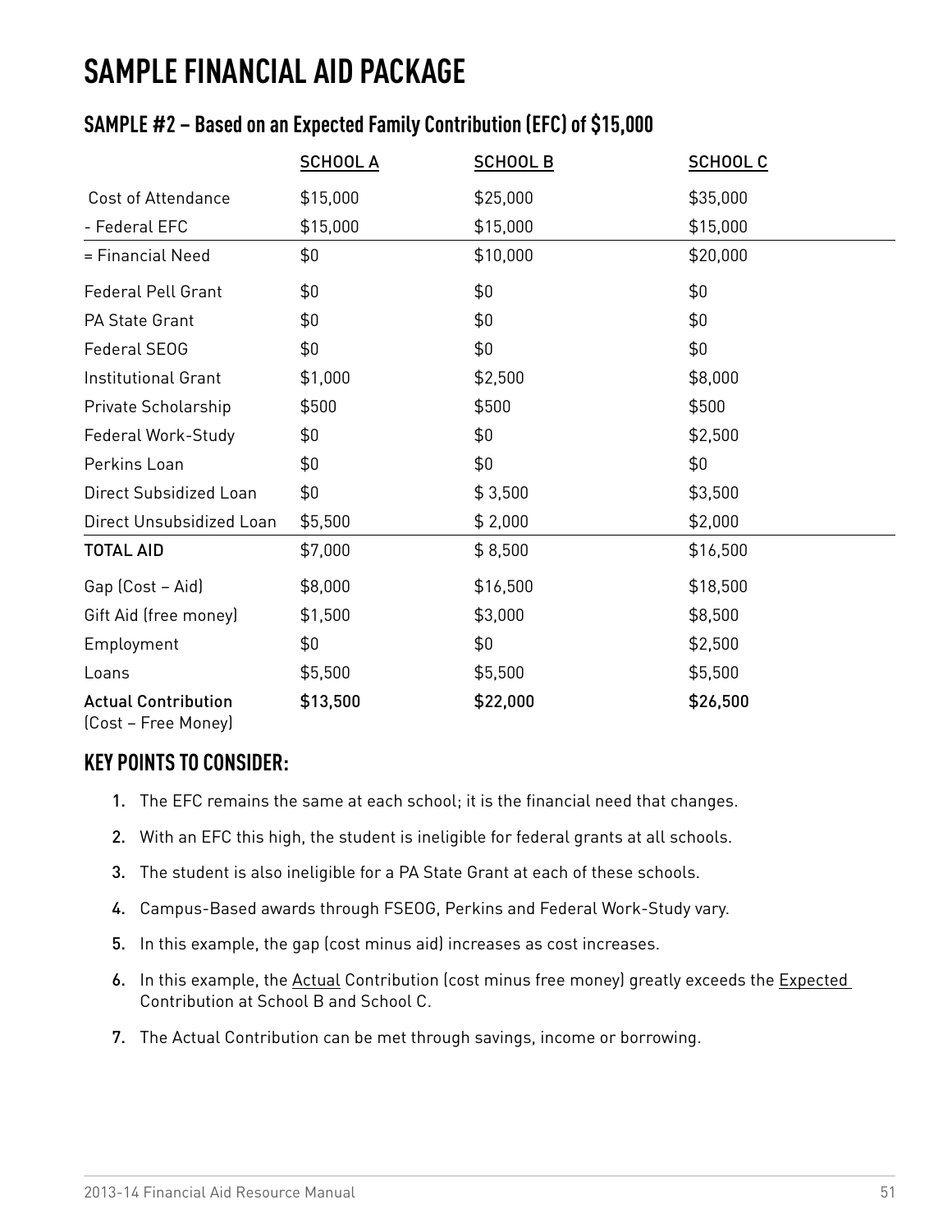# SAMPLE FINANCIAL AID PACKAGE

## SAMPLE #2 – Based on an Expected Family Contribution (EFC) of $15,000

| | SCHOOL A | SCHOOL B | SCHOOL C |
|---|---|---|---|
| Cost of Attendance | $15,000 | $25,000 | $35,000 |
| - Federal EFC | $15,000 | $15,000 | $15,000 |
| = Financial Need | $0 | $10,000 | $20,000 |
| Federal Pell Grant | $0 | $0 | $0 |
| PA State Grant | $0 | $0 | $0 |
| Federal SEOG | $0 | $0 | $0 |
| Institutional Grant | $1,000 | $2,500 | $8,000 |
| Private Scholarship | $500 | $500 | $500 |
| Federal Work-Study | $0 | $0 | $2,500 |
| Perkins Loan | $0 | $0 | $0 |
| Direct Subsidized Loan | $0 | $ 3,500 | $3,500 |
| Direct Unsubsidized Loan | $5,500 | $ 2,000 | $2,000 |
| **TOTAL AID** | $7,000 | $ 8,500 | $16,500 |
| Gap (Cost – Aid) | $8,000 | $16,500 | $18,500 |
| Gift Aid (free money) | $1,500 | $3,000 | $8,500 |
| Employment | $0 | $0 | $2,500 |
| Loans | $5,500 | $5,500 | $5,500 |
| **Actual Contribution** (Cost – Free Money) | **$13,500** | **$22,000** | **$26,500** |

## KEY POINTS TO CONSIDER:

1. The EFC remains the same at each school; it is the financial need that changes.
2. With an EFC this high, the student is ineligible for federal grants at all schools.
3. The student is also ineligible for a PA State Grant at each of these schools.
4. Campus-Based awards through FSEOG, Perkins and Federal Work-Study vary.
5. In this example, the gap (cost minus aid) increases as cost increases.
6. In this example, the Actual Contribution (cost minus free money) greatly exceeds the Expected Contribution at School B and School C.
7. The Actual Contribution can be met through savings, income or borrowing.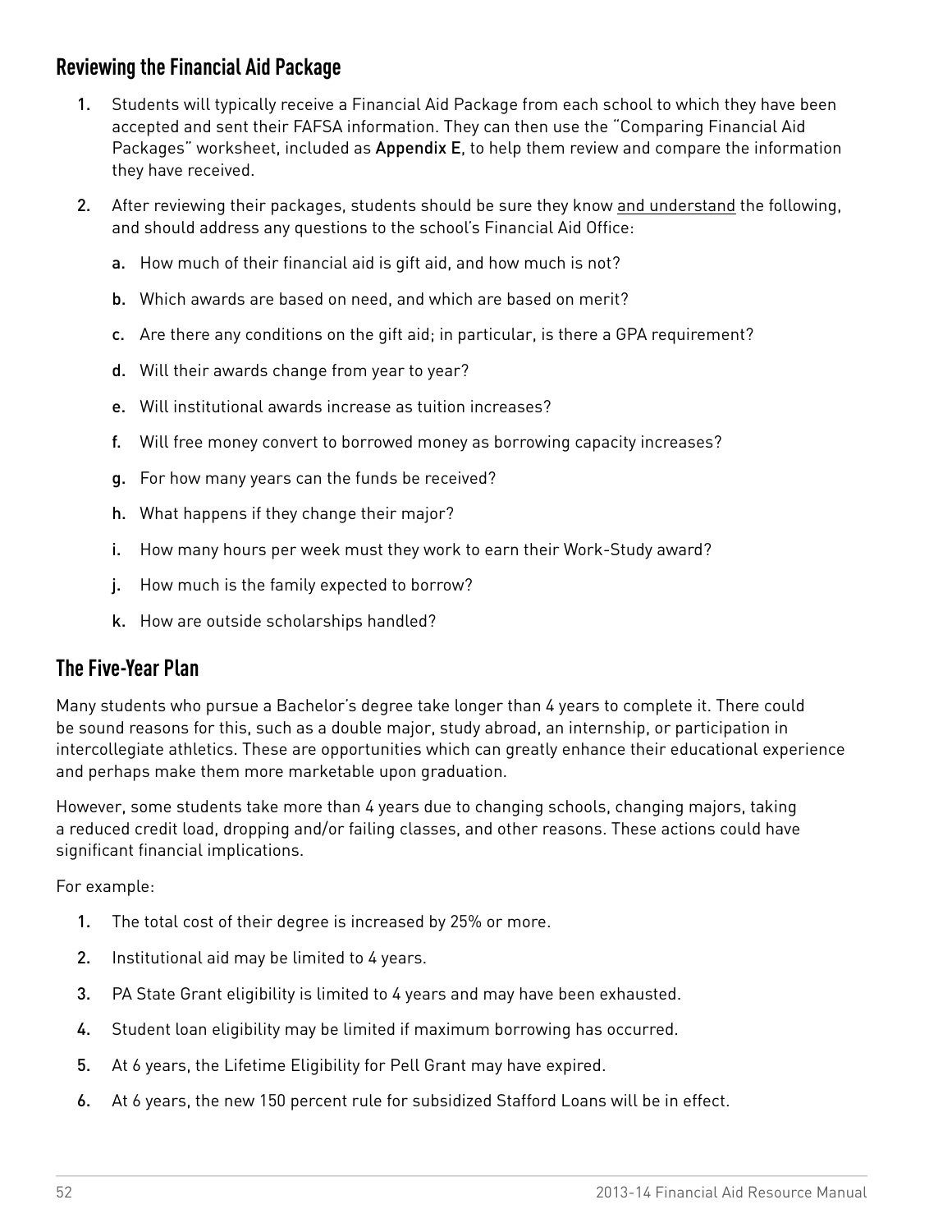## Reviewing the Financial Aid Package

1. Students will typically receive a Financial Aid Package from each school to which they have been accepted and sent their FAFSA information. They can then use the "Comparing Financial Aid Packages" worksheet, included as **Appendix E**, to help them review and compare the information they have received.

2. After reviewing their packages, students should be sure they know <u>and understand</u> the following, and should address any questions to the school's Financial Aid Office:

   a. How much of their financial aid is gift aid, and how much is not?

   b. Which awards are based on need, and which are based on merit?

   c. Are there any conditions on the gift aid; in particular, is there a GPA requirement?

   d. Will their awards change from year to year?

   e. Will institutional awards increase as tuition increases?

   f. Will free money convert to borrowed money as borrowing capacity increases?

   g. For how many years can the funds be received?

   h. What happens if they change their major?

   i. How many hours per week must they work to earn their Work-Study award?

   j. How much is the family expected to borrow?

   k. How are outside scholarships handled?

## The Five-Year Plan

Many students who pursue a Bachelor's degree take longer than 4 years to complete it. There could be sound reasons for this, such as a double major, study abroad, an internship, or participation in intercollegiate athletics. These are opportunities which can greatly enhance their educational experience and perhaps make them more marketable upon graduation.

However, some students take more than 4 years due to changing schools, changing majors, taking a reduced credit load, dropping and/or failing classes, and other reasons. These actions could have significant financial implications.

For example:

1. The total cost of their degree is increased by 25% or more.
2. Institutional aid may be limited to 4 years.
3. PA State Grant eligibility is limited to 4 years and may have been exhausted.
4. Student loan eligibility may be limited if maximum borrowing has occurred.
5. At 6 years, the Lifetime Eligibility for Pell Grant may have expired.
6. At 6 years, the new 150 percent rule for subsidized Stafford Loans will be in effect.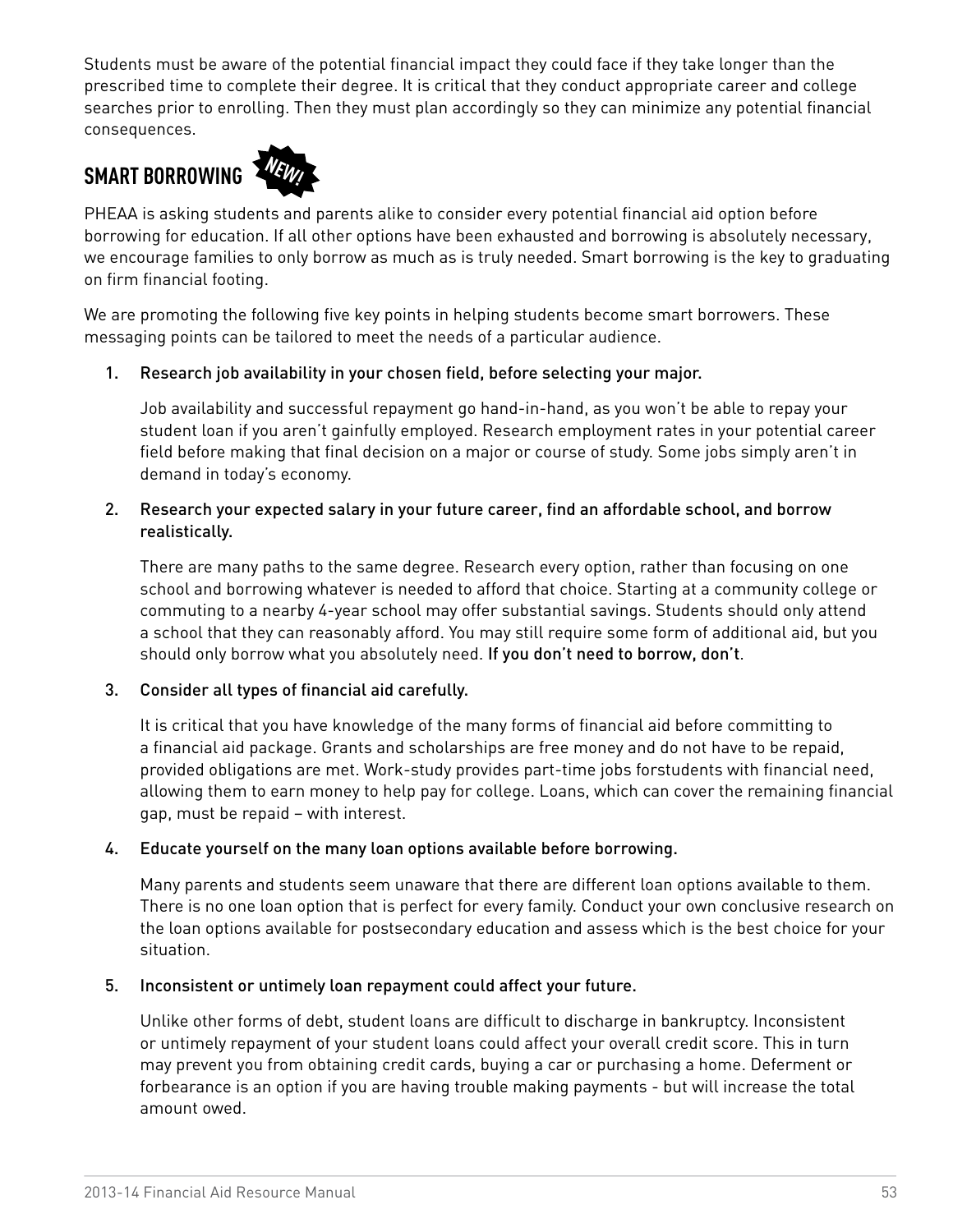Students must be aware of the potential financial impact they could face if they take longer than the prescribed time to complete their degree. It is critical that they conduct appropriate career and college searches prior to enrolling. Then they must plan accordingly so they can minimize any potential financial consequences.

## SMART BORROWING *NEW!*

PHEAA is asking students and parents alike to consider every potential financial aid option before borrowing for education. If all other options have been exhausted and borrowing is absolutely necessary, we encourage families to only borrow as much as is truly needed. Smart borrowing is the key to graduating on firm financial footing.

We are promoting the following five key points in helping students become smart borrowers. These messaging points can be tailored to meet the needs of a particular audience.

1. Research job availability in your chosen field, before selecting your major.

   Job availability and successful repayment go hand-in-hand, as you won't be able to repay your student loan if you aren't gainfully employed. Research employment rates in your potential career field before making that final decision on a major or course of study. Some jobs simply aren't in demand in today's economy.

2. Research your expected salary in your future career, find an affordable school, and borrow realistically.

   There are many paths to the same degree. Research every option, rather than focusing on one school and borrowing whatever is needed to afford that choice. Starting at a community college or commuting to a nearby 4-year school may offer substantial savings. Students should only attend a school that they can reasonably afford. You may still require some form of additional aid, but you should only borrow what you absolutely need. If you don't need to borrow, don't.

3. Consider all types of financial aid carefully.

   It is critical that you have knowledge of the many forms of financial aid before committing to a financial aid package. Grants and scholarships are free money and do not have to be repaid, provided obligations are met. Work-study provides part-time jobs forstudents with financial need, allowing them to earn money to help pay for college. Loans, which can cover the remaining financial gap, must be repaid – with interest.

4. Educate yourself on the many loan options available before borrowing.

   Many parents and students seem unaware that there are different loan options available to them. There is no one loan option that is perfect for every family. Conduct your own conclusive research on the loan options available for postsecondary education and assess which is the best choice for your situation.

5. Inconsistent or untimely loan repayment could affect your future.

   Unlike other forms of debt, student loans are difficult to discharge in bankruptcy. Inconsistent or untimely repayment of your student loans could affect your overall credit score. This in turn may prevent you from obtaining credit cards, buying a car or purchasing a home. Deferment or forbearance is an option if you are having trouble making payments - but will increase the total amount owed.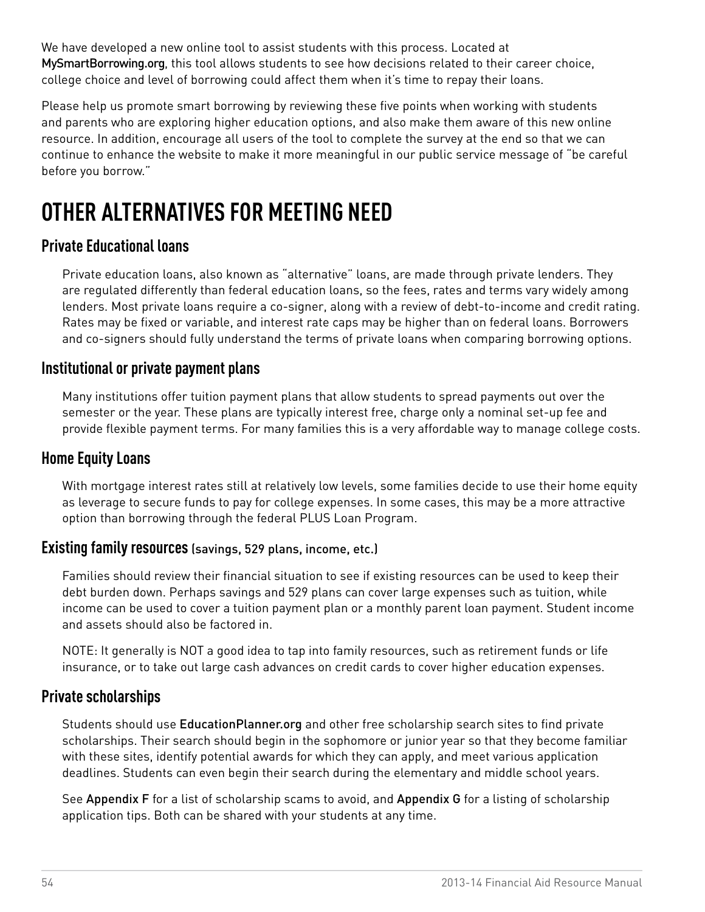We have developed a new online tool to assist students with this process. Located at MySmartBorrowing.org, this tool allows students to see how decisions related to their career choice, college choice and level of borrowing could affect them when it's time to repay their loans.

Please help us promote smart borrowing by reviewing these five points when working with students and parents who are exploring higher education options, and also make them aware of this new online resource. In addition, encourage all users of the tool to complete the survey at the end so that we can continue to enhance the website to make it more meaningful in our public service message of "be careful before you borrow."

# OTHER ALTERNATIVES FOR MEETING NEED

## Private Educational loans

Private education loans, also known as "alternative" loans, are made through private lenders. They are regulated differently than federal education loans, so the fees, rates and terms vary widely among lenders. Most private loans require a co-signer, along with a review of debt-to-income and credit rating. Rates may be fixed or variable, and interest rate caps may be higher than on federal loans. Borrowers and co-signers should fully understand the terms of private loans when comparing borrowing options.

## Institutional or private payment plans

Many institutions offer tuition payment plans that allow students to spread payments out over the semester or the year. These plans are typically interest free, charge only a nominal set-up fee and provide flexible payment terms. For many families this is a very affordable way to manage college costs.

## Home Equity Loans

With mortgage interest rates still at relatively low levels, some families decide to use their home equity as leverage to secure funds to pay for college expenses. In some cases, this may be a more attractive option than borrowing through the federal PLUS Loan Program.

## Existing family resources (savings, 529 plans, income, etc.)

Families should review their financial situation to see if existing resources can be used to keep their debt burden down. Perhaps savings and 529 plans can cover large expenses such as tuition, while income can be used to cover a tuition payment plan or a monthly parent loan payment. Student income and assets should also be factored in.

NOTE: It generally is NOT a good idea to tap into family resources, such as retirement funds or life insurance, or to take out large cash advances on credit cards to cover higher education expenses.

## Private scholarships

Students should use EducationPlanner.org and other free scholarship search sites to find private scholarships. Their search should begin in the sophomore or junior year so that they become familiar with these sites, identify potential awards for which they can apply, and meet various application deadlines. Students can even begin their search during the elementary and middle school years.

See Appendix F for a list of scholarship scams to avoid, and Appendix G for a listing of scholarship application tips. Both can be shared with your students at any time.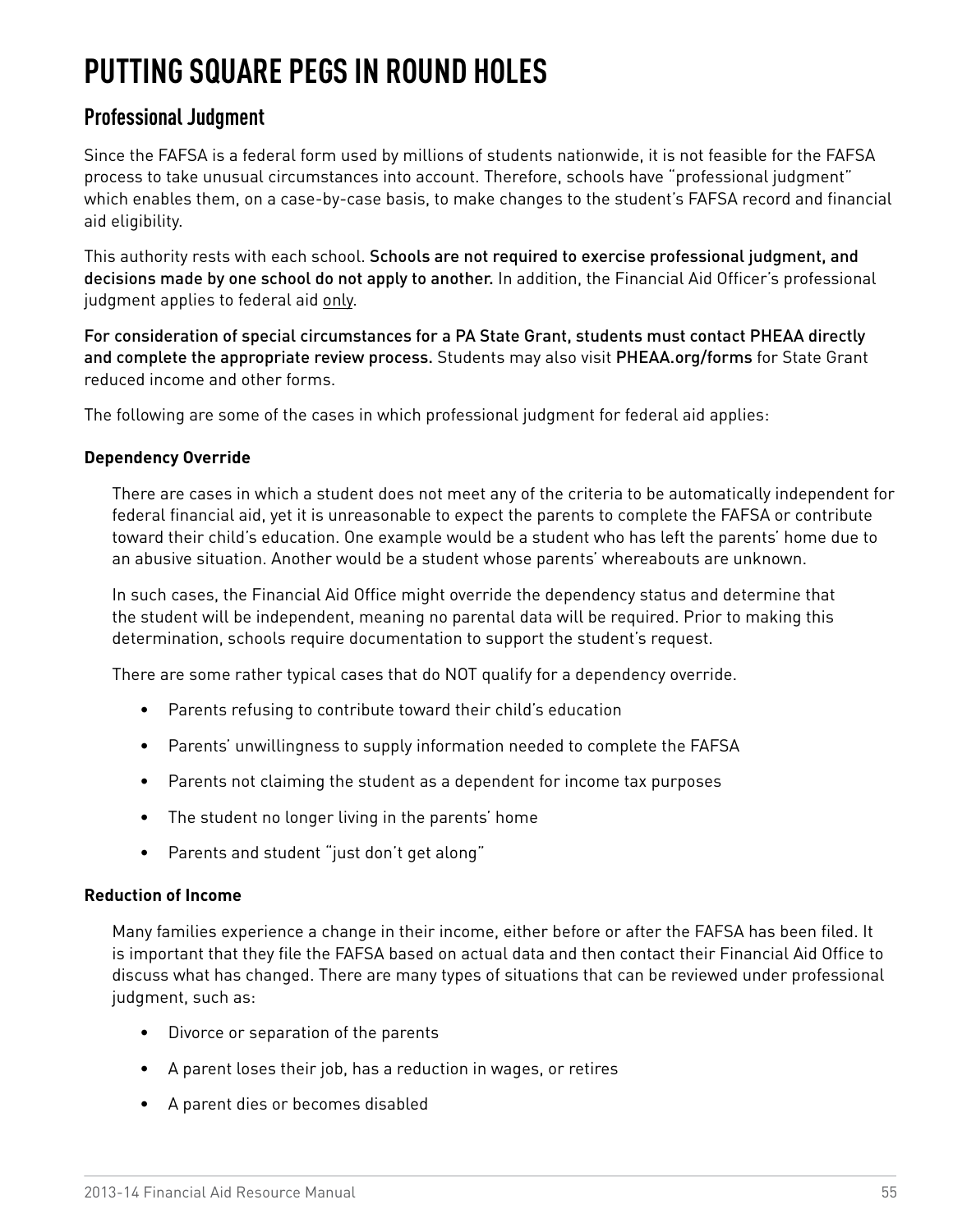# PUTTING SQUARE PEGS IN ROUND HOLES

## Professional Judgment

Since the FAFSA is a federal form used by millions of students nationwide, it is not feasible for the FAFSA process to take unusual circumstances into account. Therefore, schools have "professional judgment" which enables them, on a case-by-case basis, to make changes to the student's FAFSA record and financial aid eligibility.

This authority rests with each school. Schools are not required to exercise professional judgment, and decisions made by one school do not apply to another. In addition, the Financial Aid Officer's professional judgment applies to federal aid only.

For consideration of special circumstances for a PA State Grant, students must contact PHEAA directly and complete the appropriate review process. Students may also visit PHEAA.org/forms for State Grant reduced income and other forms.

The following are some of the cases in which professional judgment for federal aid applies:

**Dependency Override**

There are cases in which a student does not meet any of the criteria to be automatically independent for federal financial aid, yet it is unreasonable to expect the parents to complete the FAFSA or contribute toward their child's education. One example would be a student who has left the parents' home due to an abusive situation. Another would be a student whose parents' whereabouts are unknown.

In such cases, the Financial Aid Office might override the dependency status and determine that the student will be independent, meaning no parental data will be required. Prior to making this determination, schools require documentation to support the student's request.

There are some rather typical cases that do NOT qualify for a dependency override.

- Parents refusing to contribute toward their child's education
- Parents' unwillingness to supply information needed to complete the FAFSA
- Parents not claiming the student as a dependent for income tax purposes
- The student no longer living in the parents' home
- Parents and student "just don't get along"

**Reduction of Income**

Many families experience a change in their income, either before or after the FAFSA has been filed. It is important that they file the FAFSA based on actual data and then contact their Financial Aid Office to discuss what has changed. There are many types of situations that can be reviewed under professional judgment, such as:

- Divorce or separation of the parents
- A parent loses their job, has a reduction in wages, or retires
- A parent dies or becomes disabled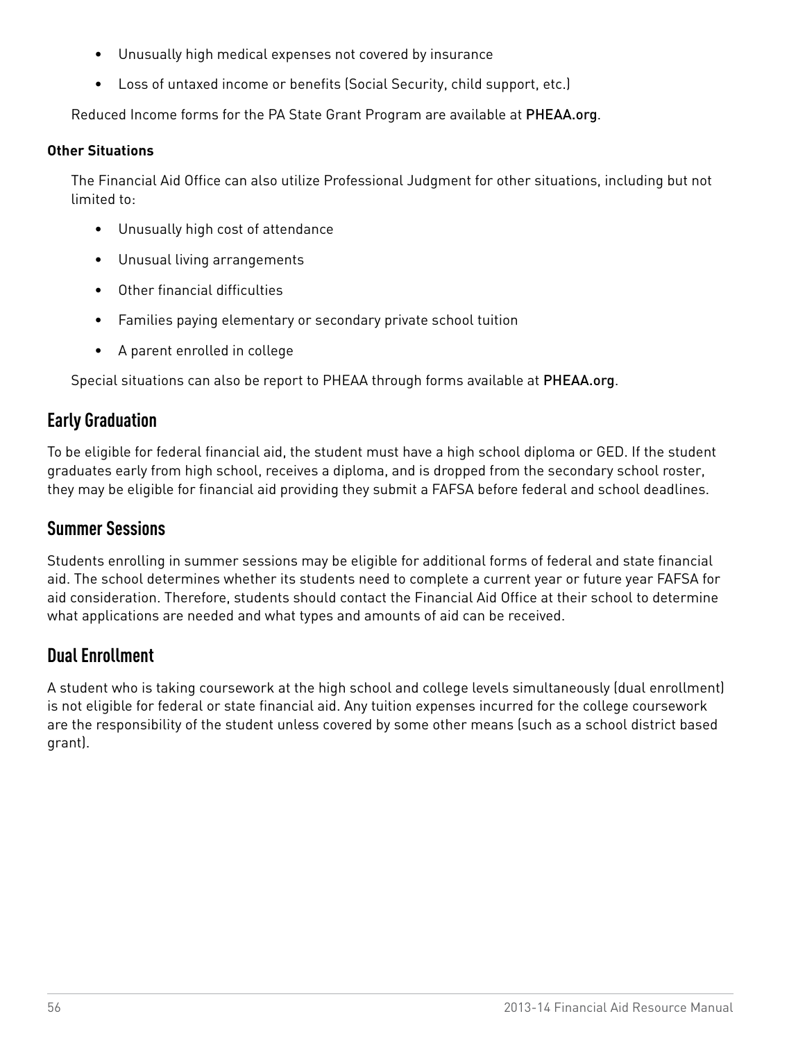- Unusually high medical expenses not covered by insurance
- Loss of untaxed income or benefits (Social Security, child support, etc.)

Reduced Income forms for the PA State Grant Program are available at PHEAA.org.

#### Other Situations

The Financial Aid Office can also utilize Professional Judgment for other situations, including but not limited to:

- Unusually high cost of attendance
- Unusual living arrangements
- Other financial difficulties
- Families paying elementary or secondary private school tuition
- A parent enrolled in college

Special situations can also be report to PHEAA through forms available at PHEAA.org.

## Early Graduation

To be eligible for federal financial aid, the student must have a high school diploma or GED. If the student graduates early from high school, receives a diploma, and is dropped from the secondary school roster, they may be eligible for financial aid providing they submit a FAFSA before federal and school deadlines.

## Summer Sessions

Students enrolling in summer sessions may be eligible for additional forms of federal and state financial aid. The school determines whether its students need to complete a current year or future year FAFSA for aid consideration. Therefore, students should contact the Financial Aid Office at their school to determine what applications are needed and what types and amounts of aid can be received.

## Dual Enrollment

A student who is taking coursework at the high school and college levels simultaneously (dual enrollment) is not eligible for federal or state financial aid. Any tuition expenses incurred for the college coursework are the responsibility of the student unless covered by some other means (such as a school district based grant).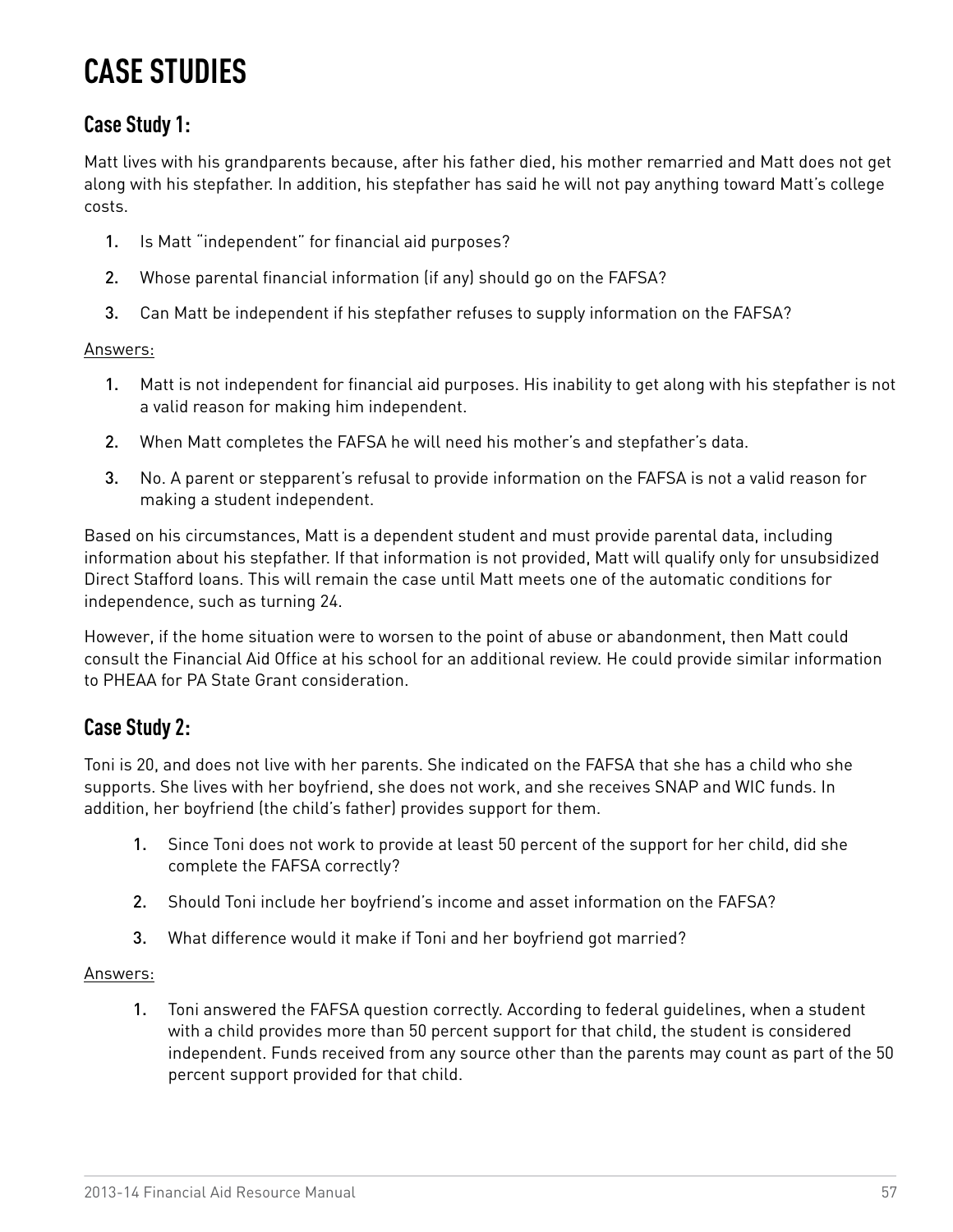# CASE STUDIES

## Case Study 1:

Matt lives with his grandparents because, after his father died, his mother remarried and Matt does not get along with his stepfather. In addition, his stepfather has said he will not pay anything toward Matt's college costs.

1. Is Matt "independent" for financial aid purposes?
2. Whose parental financial information (if any) should go on the FAFSA?
3. Can Matt be independent if his stepfather refuses to supply information on the FAFSA?

Answers:

1. Matt is not independent for financial aid purposes. His inability to get along with his stepfather is not a valid reason for making him independent.
2. When Matt completes the FAFSA he will need his mother's and stepfather's data.
3. No. A parent or stepparent's refusal to provide information on the FAFSA is not a valid reason for making a student independent.

Based on his circumstances, Matt is a dependent student and must provide parental data, including information about his stepfather. If that information is not provided, Matt will qualify only for unsubsidized Direct Stafford loans. This will remain the case until Matt meets one of the automatic conditions for independence, such as turning 24.

However, if the home situation were to worsen to the point of abuse or abandonment, then Matt could consult the Financial Aid Office at his school for an additional review. He could provide similar information to PHEAA for PA State Grant consideration.

## Case Study 2:

Toni is 20, and does not live with her parents. She indicated on the FAFSA that she has a child who she supports. She lives with her boyfriend, she does not work, and she receives SNAP and WIC funds. In addition, her boyfriend (the child's father) provides support for them.

1. Since Toni does not work to provide at least 50 percent of the support for her child, did she complete the FAFSA correctly?
2. Should Toni include her boyfriend's income and asset information on the FAFSA?
3. What difference would it make if Toni and her boyfriend got married?

Answers:

1. Toni answered the FAFSA question correctly. According to federal guidelines, when a student with a child provides more than 50 percent support for that child, the student is considered independent. Funds received from any source other than the parents may count as part of the 50 percent support provided for that child.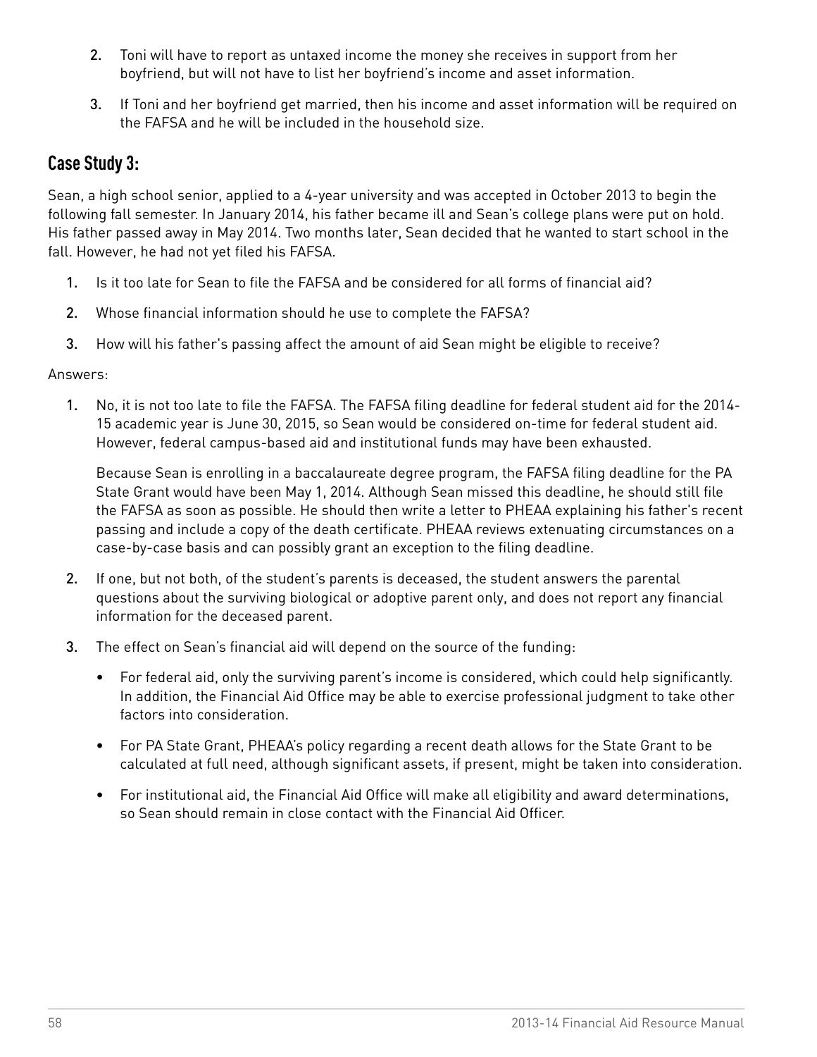2. Toni will have to report as untaxed income the money she receives in support from her boyfriend, but will not have to list her boyfriend's income and asset information.

3. If Toni and her boyfriend get married, then his income and asset information will be required on the FAFSA and he will be included in the household size.

## Case Study 3:

Sean, a high school senior, applied to a 4-year university and was accepted in October 2013 to begin the following fall semester. In January 2014, his father became ill and Sean's college plans were put on hold. His father passed away in May 2014. Two months later, Sean decided that he wanted to start school in the fall. However, he had not yet filed his FAFSA.

1. Is it too late for Sean to file the FAFSA and be considered for all forms of financial aid?
2. Whose financial information should he use to complete the FAFSA?
3. How will his father's passing affect the amount of aid Sean might be eligible to receive?

Answers:

1. No, it is not too late to file the FAFSA. The FAFSA filing deadline for federal student aid for the 2014-15 academic year is June 30, 2015, so Sean would be considered on-time for federal student aid. However, federal campus-based aid and institutional funds may have been exhausted.

   Because Sean is enrolling in a baccalaureate degree program, the FAFSA filing deadline for the PA State Grant would have been May 1, 2014. Although Sean missed this deadline, he should still file the FAFSA as soon as possible. He should then write a letter to PHEAA explaining his father's recent passing and include a copy of the death certificate. PHEAA reviews extenuating circumstances on a case-by-case basis and can possibly grant an exception to the filing deadline.

2. If one, but not both, of the student's parents is deceased, the student answers the parental questions about the surviving biological or adoptive parent only, and does not report any financial information for the deceased parent.

3. The effect on Sean's financial aid will depend on the source of the funding:

   - For federal aid, only the surviving parent's income is considered, which could help significantly. In addition, the Financial Aid Office may be able to exercise professional judgment to take other factors into consideration.
   - For PA State Grant, PHEAA's policy regarding a recent death allows for the State Grant to be calculated at full need, although significant assets, if present, might be taken into consideration.
   - For institutional aid, the Financial Aid Office will make all eligibility and award determinations, so Sean should remain in close contact with the Financial Aid Officer.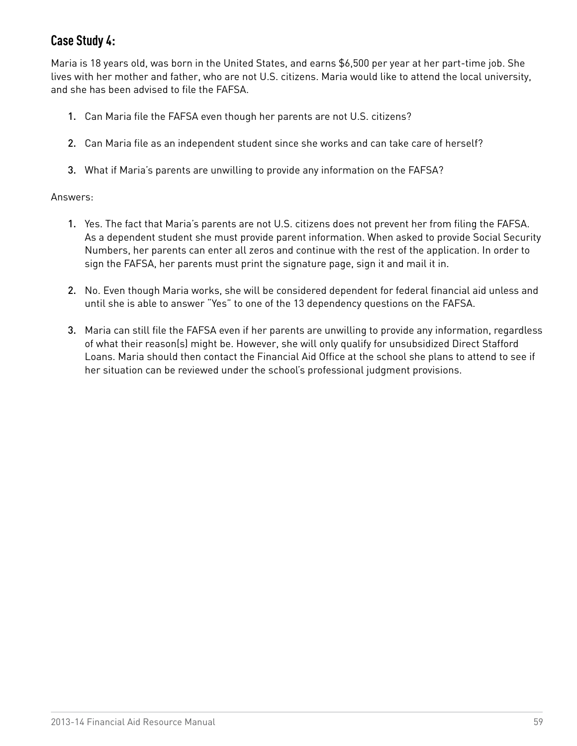## Case Study 4:

Maria is 18 years old, was born in the United States, and earns $6,500 per year at her part-time job. She lives with her mother and father, who are not U.S. citizens. Maria would like to attend the local university, and she has been advised to file the FAFSA.

1. Can Maria file the FAFSA even though her parents are not U.S. citizens?

2. Can Maria file as an independent student since she works and can take care of herself?

3. What if Maria's parents are unwilling to provide any information on the FAFSA?

Answers:

1. Yes. The fact that Maria's parents are not U.S. citizens does not prevent her from filing the FAFSA. As a dependent student she must provide parent information. When asked to provide Social Security Numbers, her parents can enter all zeros and continue with the rest of the application. In order to sign the FAFSA, her parents must print the signature page, sign it and mail it in.

2. No. Even though Maria works, she will be considered dependent for federal financial aid unless and until she is able to answer "Yes" to one of the 13 dependency questions on the FAFSA.

3. Maria can still file the FAFSA even if her parents are unwilling to provide any information, regardless of what their reason(s) might be. However, she will only qualify for unsubsidized Direct Stafford Loans. Maria should then contact the Financial Aid Office at the school she plans to attend to see if her situation can be reviewed under the school's professional judgment provisions.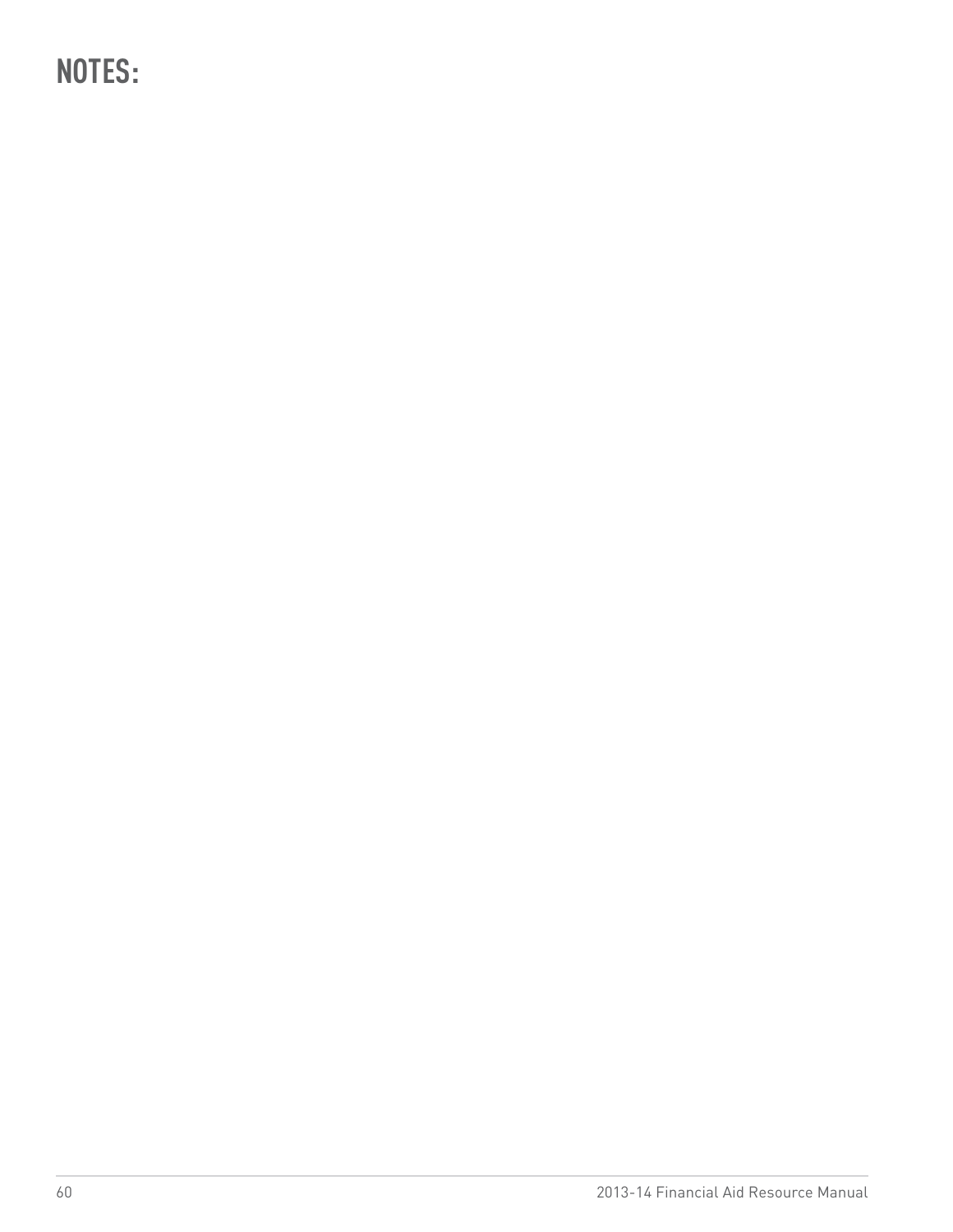# NOTES: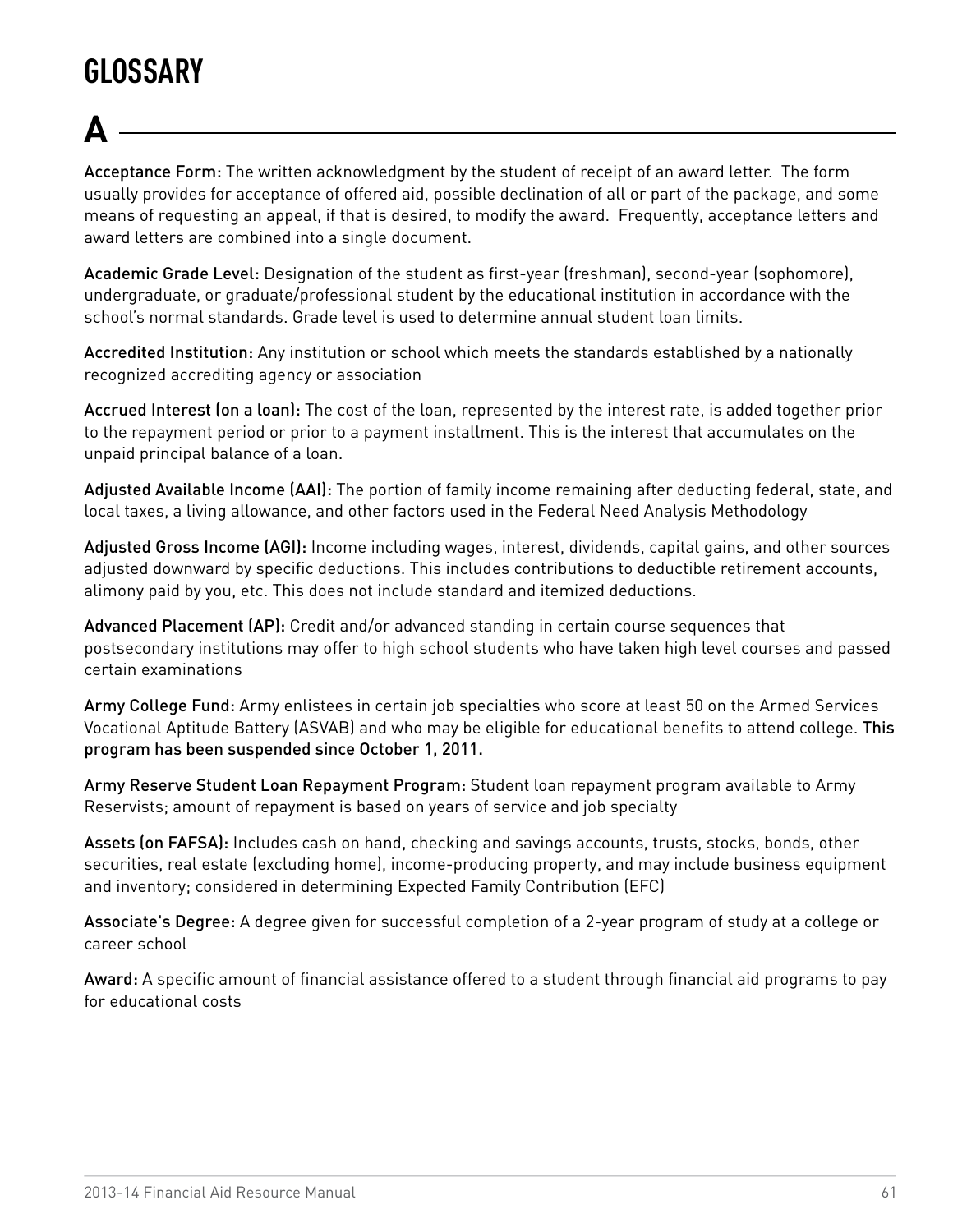# GLOSSARY

## A

**Acceptance Form:** The written acknowledgment by the student of receipt of an award letter. The form usually provides for acceptance of offered aid, possible declination of all or part of the package, and some means of requesting an appeal, if that is desired, to modify the award. Frequently, acceptance letters and award letters are combined into a single document.

**Academic Grade Level:** Designation of the student as first-year (freshman), second-year (sophomore), undergraduate, or graduate/professional student by the educational institution in accordance with the school's normal standards. Grade level is used to determine annual student loan limits.

**Accredited Institution:** Any institution or school which meets the standards established by a nationally recognized accrediting agency or association

**Accrued Interest (on a loan):** The cost of the loan, represented by the interest rate, is added together prior to the repayment period or prior to a payment installment. This is the interest that accumulates on the unpaid principal balance of a loan.

**Adjusted Available Income (AAI):** The portion of family income remaining after deducting federal, state, and local taxes, a living allowance, and other factors used in the Federal Need Analysis Methodology

**Adjusted Gross Income (AGI):** Income including wages, interest, dividends, capital gains, and other sources adjusted downward by specific deductions. This includes contributions to deductible retirement accounts, alimony paid by you, etc. This does not include standard and itemized deductions.

**Advanced Placement (AP):** Credit and/or advanced standing in certain course sequences that postsecondary institutions may offer to high school students who have taken high level courses and passed certain examinations

**Army College Fund:** Army enlistees in certain job specialties who score at least 50 on the Armed Services Vocational Aptitude Battery (ASVAB) and who may be eligible for educational benefits to attend college. **This program has been suspended since October 1, 2011.**

**Army Reserve Student Loan Repayment Program:** Student loan repayment program available to Army Reservists; amount of repayment is based on years of service and job specialty

**Assets (on FAFSA):** Includes cash on hand, checking and savings accounts, trusts, stocks, bonds, other securities, real estate (excluding home), income-producing property, and may include business equipment and inventory; considered in determining Expected Family Contribution (EFC)

**Associate's Degree:** A degree given for successful completion of a 2-year program of study at a college or career school

**Award:** A specific amount of financial assistance offered to a student through financial aid programs to pay for educational costs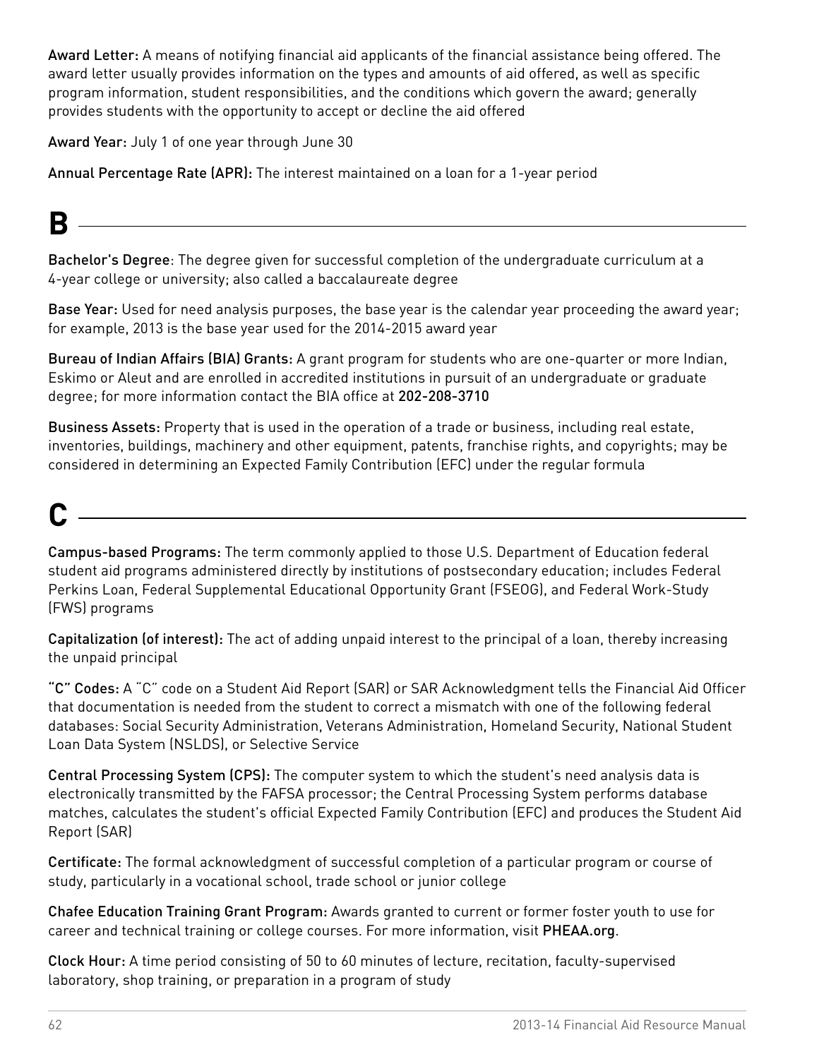**Award Letter:** A means of notifying financial aid applicants of the financial assistance being offered. The award letter usually provides information on the types and amounts of aid offered, as well as specific program information, student responsibilities, and the conditions which govern the award; generally provides students with the opportunity to accept or decline the aid offered

**Award Year:** July 1 of one year through June 30

**Annual Percentage Rate (APR):** The interest maintained on a loan for a 1-year period

## B

**Bachelor's Degree**: The degree given for successful completion of the undergraduate curriculum at a 4-year college or university; also called a baccalaureate degree

**Base Year:** Used for need analysis purposes, the base year is the calendar year proceeding the award year; for example, 2013 is the base year used for the 2014-2015 award year

**Bureau of Indian Affairs (BIA) Grants:** A grant program for students who are one-quarter or more Indian, Eskimo or Aleut and are enrolled in accredited institutions in pursuit of an undergraduate or graduate degree; for more information contact the BIA office at 202-208-3710

**Business Assets:** Property that is used in the operation of a trade or business, including real estate, inventories, buildings, machinery and other equipment, patents, franchise rights, and copyrights; may be considered in determining an Expected Family Contribution (EFC) under the regular formula

## C

**Campus-based Programs:** The term commonly applied to those U.S. Department of Education federal student aid programs administered directly by institutions of postsecondary education; includes Federal Perkins Loan, Federal Supplemental Educational Opportunity Grant (FSEOG), and Federal Work-Study (FWS) programs

**Capitalization (of interest):** The act of adding unpaid interest to the principal of a loan, thereby increasing the unpaid principal

**"C" Codes:** A "C" code on a Student Aid Report (SAR) or SAR Acknowledgment tells the Financial Aid Officer that documentation is needed from the student to correct a mismatch with one of the following federal databases: Social Security Administration, Veterans Administration, Homeland Security, National Student Loan Data System (NSLDS), or Selective Service

**Central Processing System (CPS):** The computer system to which the student's need analysis data is electronically transmitted by the FAFSA processor; the Central Processing System performs database matches, calculates the student's official Expected Family Contribution (EFC) and produces the Student Aid Report (SAR)

**Certificate:** The formal acknowledgment of successful completion of a particular program or course of study, particularly in a vocational school, trade school or junior college

**Chafee Education Training Grant Program:** Awards granted to current or former foster youth to use for career and technical training or college courses. For more information, visit PHEAA.org.

**Clock Hour:** A time period consisting of 50 to 60 minutes of lecture, recitation, faculty-supervised laboratory, shop training, or preparation in a program of study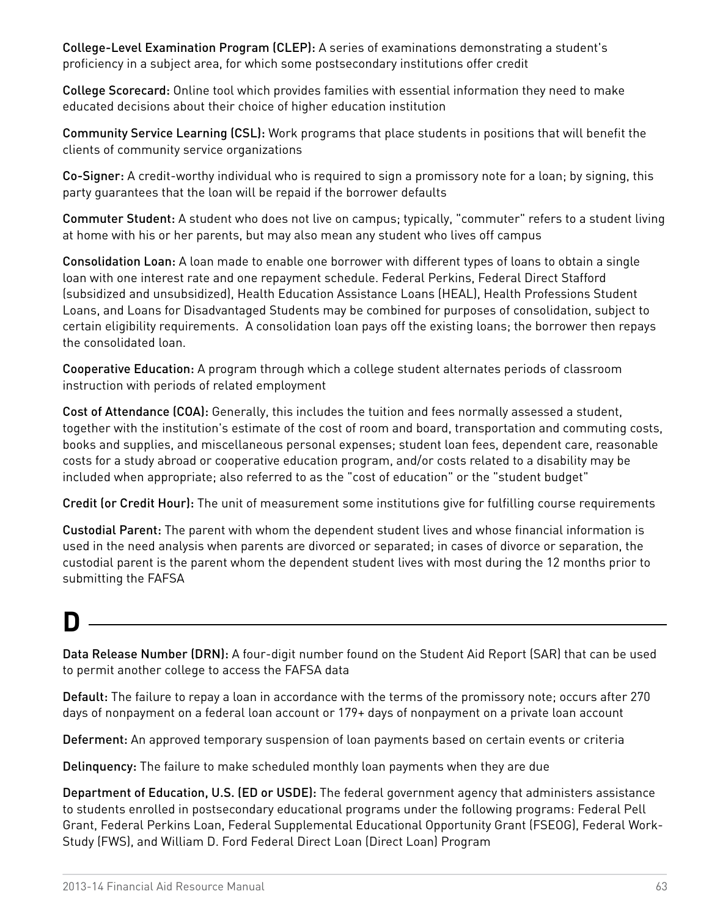**College-Level Examination Program (CLEP):** A series of examinations demonstrating a student's proficiency in a subject area, for which some postsecondary institutions offer credit

**College Scorecard:** Online tool which provides families with essential information they need to make educated decisions about their choice of higher education institution

**Community Service Learning (CSL):** Work programs that place students in positions that will benefit the clients of community service organizations

**Co-Signer:** A credit-worthy individual who is required to sign a promissory note for a loan; by signing, this party guarantees that the loan will be repaid if the borrower defaults

**Commuter Student:** A student who does not live on campus; typically, "commuter" refers to a student living at home with his or her parents, but may also mean any student who lives off campus

**Consolidation Loan:** A loan made to enable one borrower with different types of loans to obtain a single loan with one interest rate and one repayment schedule. Federal Perkins, Federal Direct Stafford (subsidized and unsubsidized), Health Education Assistance Loans (HEAL), Health Professions Student Loans, and Loans for Disadvantaged Students may be combined for purposes of consolidation, subject to certain eligibility requirements. A consolidation loan pays off the existing loans; the borrower then repays the consolidated loan.

**Cooperative Education:** A program through which a college student alternates periods of classroom instruction with periods of related employment

**Cost of Attendance (COA):** Generally, this includes the tuition and fees normally assessed a student, together with the institution's estimate of the cost of room and board, transportation and commuting costs, books and supplies, and miscellaneous personal expenses; student loan fees, dependent care, reasonable costs for a study abroad or cooperative education program, and/or costs related to a disability may be included when appropriate; also referred to as the "cost of education" or the "student budget"

**Credit (or Credit Hour):** The unit of measurement some institutions give for fulfilling course requirements

**Custodial Parent:** The parent with whom the dependent student lives and whose financial information is used in the need analysis when parents are divorced or separated; in cases of divorce or separation, the custodial parent is the parent whom the dependent student lives with most during the 12 months prior to submitting the FAFSA

# D

**Data Release Number (DRN):** A four-digit number found on the Student Aid Report (SAR) that can be used to permit another college to access the FAFSA data

**Default:** The failure to repay a loan in accordance with the terms of the promissory note; occurs after 270 days of nonpayment on a federal loan account or 179+ days of nonpayment on a private loan account

**Deferment:** An approved temporary suspension of loan payments based on certain events or criteria

**Delinquency:** The failure to make scheduled monthly loan payments when they are due

**Department of Education, U.S. (ED or USDE):** The federal government agency that administers assistance to students enrolled in postsecondary educational programs under the following programs: Federal Pell Grant, Federal Perkins Loan, Federal Supplemental Educational Opportunity Grant (FSEOG), Federal Work-Study (FWS), and William D. Ford Federal Direct Loan (Direct Loan) Program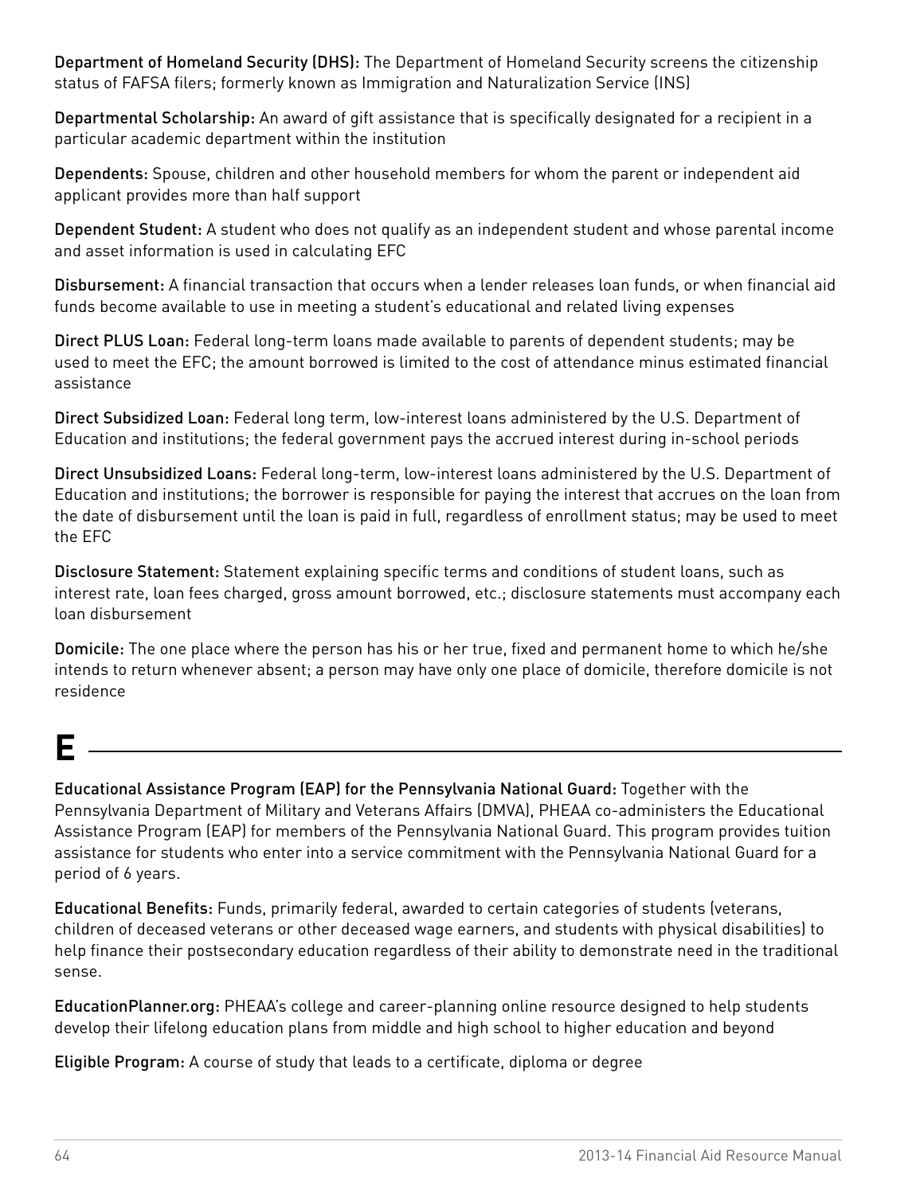**Department of Homeland Security (DHS):** The Department of Homeland Security screens the citizenship status of FAFSA filers; formerly known as Immigration and Naturalization Service (INS)

**Departmental Scholarship:** An award of gift assistance that is specifically designated for a recipient in a particular academic department within the institution

**Dependents:** Spouse, children and other household members for whom the parent or independent aid applicant provides more than half support

**Dependent Student:** A student who does not qualify as an independent student and whose parental income and asset information is used in calculating EFC

**Disbursement:** A financial transaction that occurs when a lender releases loan funds, or when financial aid funds become available to use in meeting a student's educational and related living expenses

**Direct PLUS Loan:** Federal long-term loans made available to parents of dependent students; may be used to meet the EFC; the amount borrowed is limited to the cost of attendance minus estimated financial assistance

**Direct Subsidized Loan:** Federal long term, low-interest loans administered by the U.S. Department of Education and institutions; the federal government pays the accrued interest during in-school periods

**Direct Unsubsidized Loans:** Federal long-term, low-interest loans administered by the U.S. Department of Education and institutions; the borrower is responsible for paying the interest that accrues on the loan from the date of disbursement until the loan is paid in full, regardless of enrollment status; may be used to meet the EFC

**Disclosure Statement:** Statement explaining specific terms and conditions of student loans, such as interest rate, loan fees charged, gross amount borrowed, etc.; disclosure statements must accompany each loan disbursement

**Domicile:** The one place where the person has his or her true, fixed and permanent home to which he/she intends to return whenever absent; a person may have only one place of domicile, therefore domicile is not residence

# E

**Educational Assistance Program (EAP) for the Pennsylvania National Guard:** Together with the Pennsylvania Department of Military and Veterans Affairs (DMVA), PHEAA co-administers the Educational Assistance Program (EAP) for members of the Pennsylvania National Guard. This program provides tuition assistance for students who enter into a service commitment with the Pennsylvania National Guard for a period of 6 years.

**Educational Benefits:** Funds, primarily federal, awarded to certain categories of students (veterans, children of deceased veterans or other deceased wage earners, and students with physical disabilities) to help finance their postsecondary education regardless of their ability to demonstrate need in the traditional sense.

**EducationPlanner.org:** PHEAA's college and career-planning online resource designed to help students develop their lifelong education plans from middle and high school to higher education and beyond

**Eligible Program:** A course of study that leads to a certificate, diploma or degree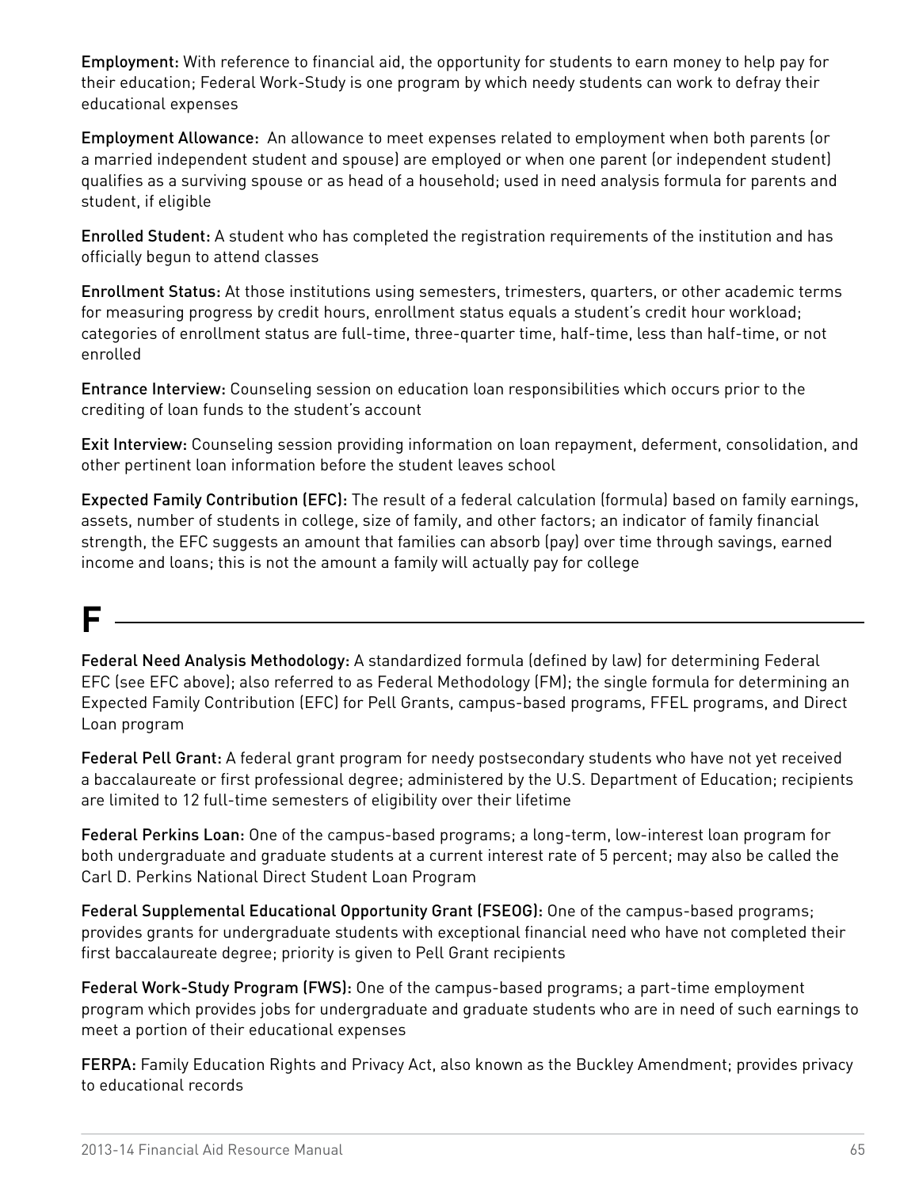**Employment:** With reference to financial aid, the opportunity for students to earn money to help pay for their education; Federal Work-Study is one program by which needy students can work to defray their educational expenses

**Employment Allowance:** An allowance to meet expenses related to employment when both parents (or a married independent student and spouse) are employed or when one parent (or independent student) qualifies as a surviving spouse or as head of a household; used in need analysis formula for parents and student, if eligible

**Enrolled Student:** A student who has completed the registration requirements of the institution and has officially begun to attend classes

**Enrollment Status:** At those institutions using semesters, trimesters, quarters, or other academic terms for measuring progress by credit hours, enrollment status equals a student's credit hour workload; categories of enrollment status are full-time, three-quarter time, half-time, less than half-time, or not enrolled

**Entrance Interview:** Counseling session on education loan responsibilities which occurs prior to the crediting of loan funds to the student's account

**Exit Interview:** Counseling session providing information on loan repayment, deferment, consolidation, and other pertinent loan information before the student leaves school

**Expected Family Contribution (EFC):** The result of a federal calculation (formula) based on family earnings, assets, number of students in college, size of family, and other factors; an indicator of family financial strength, the EFC suggests an amount that families can absorb (pay) over time through savings, earned income and loans; this is not the amount a family will actually pay for college

# F

**Federal Need Analysis Methodology:** A standardized formula (defined by law) for determining Federal EFC (see EFC above); also referred to as Federal Methodology (FM); the single formula for determining an Expected Family Contribution (EFC) for Pell Grants, campus-based programs, FFEL programs, and Direct Loan program

**Federal Pell Grant:** A federal grant program for needy postsecondary students who have not yet received a baccalaureate or first professional degree; administered by the U.S. Department of Education; recipients are limited to 12 full-time semesters of eligibility over their lifetime

**Federal Perkins Loan:** One of the campus-based programs; a long-term, low-interest loan program for both undergraduate and graduate students at a current interest rate of 5 percent; may also be called the Carl D. Perkins National Direct Student Loan Program

**Federal Supplemental Educational Opportunity Grant (FSEOG):** One of the campus-based programs; provides grants for undergraduate students with exceptional financial need who have not completed their first baccalaureate degree; priority is given to Pell Grant recipients

**Federal Work-Study Program (FWS):** One of the campus-based programs; a part-time employment program which provides jobs for undergraduate and graduate students who are in need of such earnings to meet a portion of their educational expenses

**FERPA:** Family Education Rights and Privacy Act, also known as the Buckley Amendment; provides privacy to educational records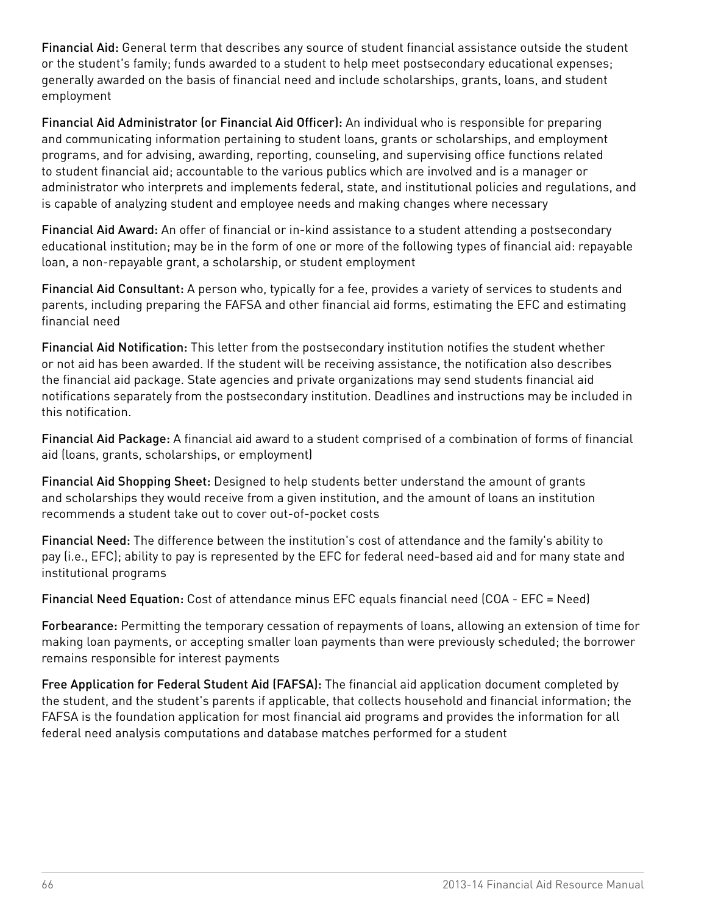**Financial Aid:** General term that describes any source of student financial assistance outside the student or the student's family; funds awarded to a student to help meet postsecondary educational expenses; generally awarded on the basis of financial need and include scholarships, grants, loans, and student employment

**Financial Aid Administrator (or Financial Aid Officer):** An individual who is responsible for preparing and communicating information pertaining to student loans, grants or scholarships, and employment programs, and for advising, awarding, reporting, counseling, and supervising office functions related to student financial aid; accountable to the various publics which are involved and is a manager or administrator who interprets and implements federal, state, and institutional policies and regulations, and is capable of analyzing student and employee needs and making changes where necessary

**Financial Aid Award:** An offer of financial or in-kind assistance to a student attending a postsecondary educational institution; may be in the form of one or more of the following types of financial aid: repayable loan, a non-repayable grant, a scholarship, or student employment

**Financial Aid Consultant:** A person who, typically for a fee, provides a variety of services to students and parents, including preparing the FAFSA and other financial aid forms, estimating the EFC and estimating financial need

**Financial Aid Notification:** This letter from the postsecondary institution notifies the student whether or not aid has been awarded. If the student will be receiving assistance, the notification also describes the financial aid package. State agencies and private organizations may send students financial aid notifications separately from the postsecondary institution. Deadlines and instructions may be included in this notification.

**Financial Aid Package:** A financial aid award to a student comprised of a combination of forms of financial aid (loans, grants, scholarships, or employment)

**Financial Aid Shopping Sheet:** Designed to help students better understand the amount of grants and scholarships they would receive from a given institution, and the amount of loans an institution recommends a student take out to cover out-of-pocket costs

**Financial Need:** The difference between the institution's cost of attendance and the family's ability to pay (i.e., EFC); ability to pay is represented by the EFC for federal need-based aid and for many state and institutional programs

**Financial Need Equation:** Cost of attendance minus EFC equals financial need (COA - EFC = Need)

**Forbearance:** Permitting the temporary cessation of repayments of loans, allowing an extension of time for making loan payments, or accepting smaller loan payments than were previously scheduled; the borrower remains responsible for interest payments

**Free Application for Federal Student Aid (FAFSA):** The financial aid application document completed by the student, and the student's parents if applicable, that collects household and financial information; the FAFSA is the foundation application for most financial aid programs and provides the information for all federal need analysis computations and database matches performed for a student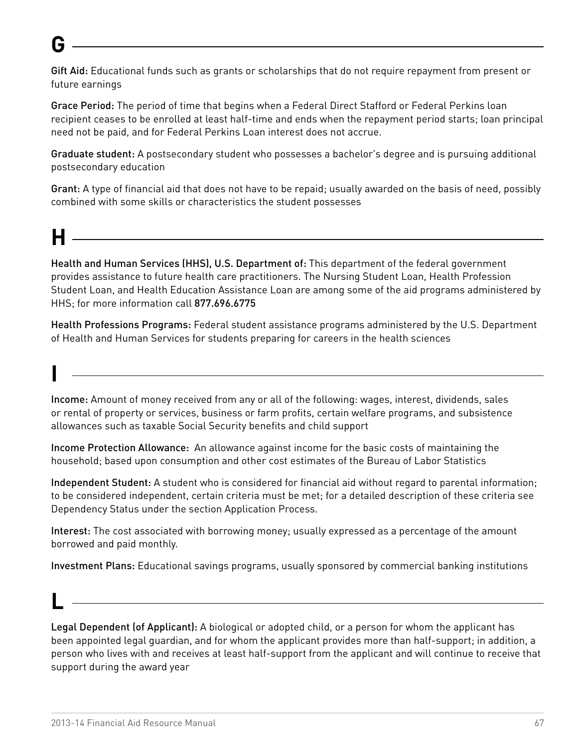# G

**Gift Aid:** Educational funds such as grants or scholarships that do not require repayment from present or future earnings

**Grace Period:** The period of time that begins when a Federal Direct Stafford or Federal Perkins loan recipient ceases to be enrolled at least half-time and ends when the repayment period starts; loan principal need not be paid, and for Federal Perkins Loan interest does not accrue.

**Graduate student:** A postsecondary student who possesses a bachelor's degree and is pursuing additional postsecondary education

**Grant:** A type of financial aid that does not have to be repaid; usually awarded on the basis of need, possibly combined with some skills or characteristics the student possesses

# H

**Health and Human Services (HHS), U.S. Department of:** This department of the federal government provides assistance to future health care practitioners. The Nursing Student Loan, Health Profession Student Loan, and Health Education Assistance Loan are among some of the aid programs administered by HHS; for more information call 877.696.6775

**Health Professions Programs:** Federal student assistance programs administered by the U.S. Department of Health and Human Services for students preparing for careers in the health sciences

# I

**Income:** Amount of money received from any or all of the following: wages, interest, dividends, sales or rental of property or services, business or farm profits, certain welfare programs, and subsistence allowances such as taxable Social Security benefits and child support

**Income Protection Allowance:** An allowance against income for the basic costs of maintaining the household; based upon consumption and other cost estimates of the Bureau of Labor Statistics

**Independent Student:** A student who is considered for financial aid without regard to parental information; to be considered independent, certain criteria must be met; for a detailed description of these criteria see Dependency Status under the section Application Process.

**Interest:** The cost associated with borrowing money; usually expressed as a percentage of the amount borrowed and paid monthly.

**Investment Plans:** Educational savings programs, usually sponsored by commercial banking institutions

# L

**Legal Dependent (of Applicant):** A biological or adopted child, or a person for whom the applicant has been appointed legal guardian, and for whom the applicant provides more than half-support; in addition, a person who lives with and receives at least half-support from the applicant and will continue to receive that support during the award year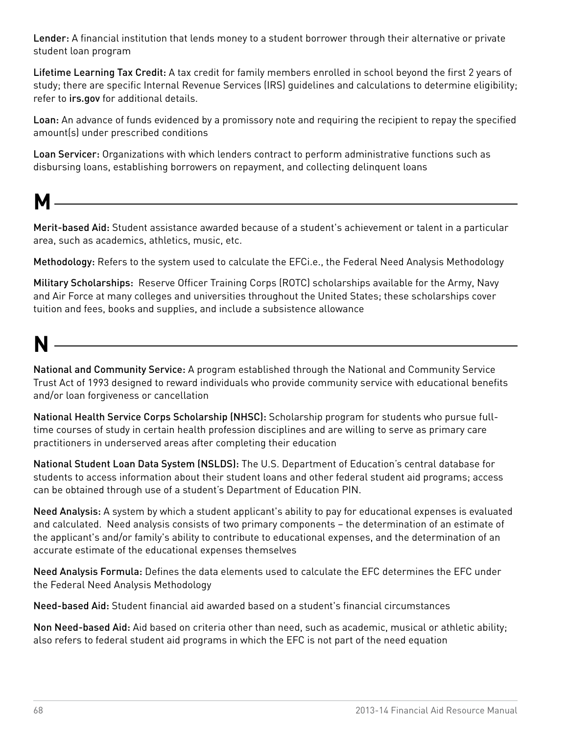**Lender:** A financial institution that lends money to a student borrower through their alternative or private student loan program

**Lifetime Learning Tax Credit:** A tax credit for family members enrolled in school beyond the first 2 years of study; there are specific Internal Revenue Services (IRS) guidelines and calculations to determine eligibility; refer to **irs.gov** for additional details.

**Loan:** An advance of funds evidenced by a promissory note and requiring the recipient to repay the specified amount(s) under prescribed conditions

**Loan Servicer:** Organizations with which lenders contract to perform administrative functions such as disbursing loans, establishing borrowers on repayment, and collecting delinquent loans

## M

**Merit-based Aid:** Student assistance awarded because of a student's achievement or talent in a particular area, such as academics, athletics, music, etc.

**Methodology:** Refers to the system used to calculate the EFCi.e., the Federal Need Analysis Methodology

**Military Scholarships:** Reserve Officer Training Corps (ROTC) scholarships available for the Army, Navy and Air Force at many colleges and universities throughout the United States; these scholarships cover tuition and fees, books and supplies, and include a subsistence allowance

## N

**National and Community Service:** A program established through the National and Community Service Trust Act of 1993 designed to reward individuals who provide community service with educational benefits and/or loan forgiveness or cancellation

**National Health Service Corps Scholarship (NHSC):** Scholarship program for students who pursue full-time courses of study in certain health profession disciplines and are willing to serve as primary care practitioners in underserved areas after completing their education

**National Student Loan Data System (NSLDS):** The U.S. Department of Education's central database for students to access information about their student loans and other federal student aid programs; access can be obtained through use of a student's Department of Education PIN.

**Need Analysis:** A system by which a student applicant's ability to pay for educational expenses is evaluated and calculated. Need analysis consists of two primary components – the determination of an estimate of the applicant's and/or family's ability to contribute to educational expenses, and the determination of an accurate estimate of the educational expenses themselves

**Need Analysis Formula:** Defines the data elements used to calculate the EFC determines the EFC under the Federal Need Analysis Methodology

**Need-based Aid:** Student financial aid awarded based on a student's financial circumstances

**Non Need-based Aid:** Aid based on criteria other than need, such as academic, musical or athletic ability; also refers to federal student aid programs in which the EFC is not part of the need equation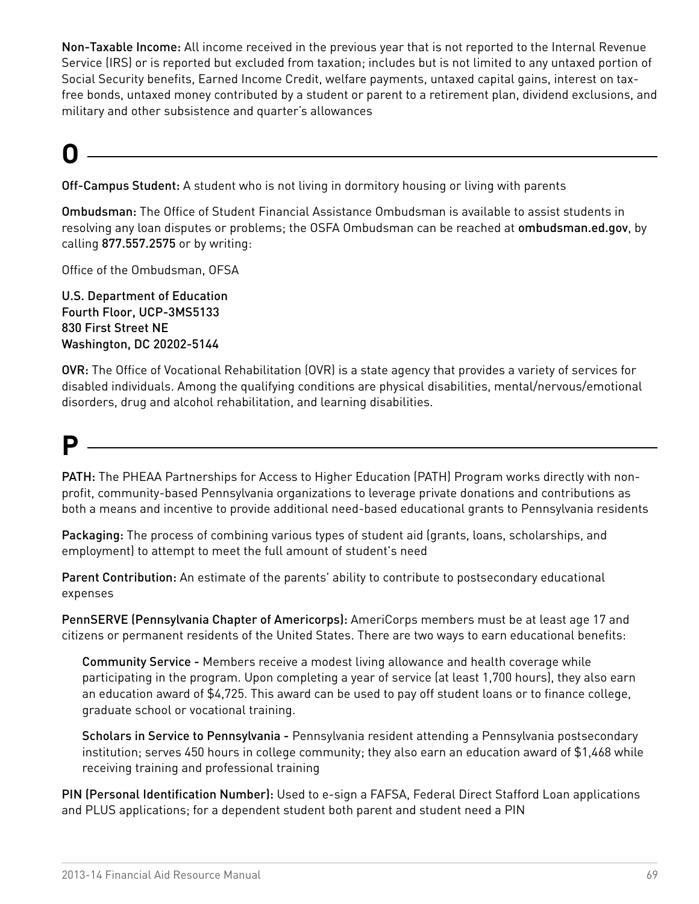**Non-Taxable Income:** All income received in the previous year that is not reported to the Internal Revenue Service (IRS) or is reported but excluded from taxation; includes but is not limited to any untaxed portion of Social Security benefits, Earned Income Credit, welfare payments, untaxed capital gains, interest on tax-free bonds, untaxed money contributed by a student or parent to a retirement plan, dividend exclusions, and military and other subsistence and quarter's allowances

# O

**Off-Campus Student:** A student who is not living in dormitory housing or living with parents

**Ombudsman:** The Office of Student Financial Assistance Ombudsman is available to assist students in resolving any loan disputes or problems; the OSFA Ombudsman can be reached at **ombudsman.ed.gov**, by calling **877.557.2575** or by writing:

Office of the Ombudsman, OFSA

U.S. Department of Education
Fourth Floor, UCP-3MS5133
830 First Street NE
Washington, DC 20202-5144

**OVR:** The Office of Vocational Rehabilitation (OVR) is a state agency that provides a variety of services for disabled individuals. Among the qualifying conditions are physical disabilities, mental/nervous/emotional disorders, drug and alcohol rehabilitation, and learning disabilities.

# P

**PATH:** The PHEAA Partnerships for Access to Higher Education (PATH) Program works directly with non-profit, community-based Pennsylvania organizations to leverage private donations and contributions as both a means and incentive to provide additional need-based educational grants to Pennsylvania residents

**Packaging:** The process of combining various types of student aid (grants, loans, scholarships, and employment) to attempt to meet the full amount of student's need

**Parent Contribution:** An estimate of the parents' ability to contribute to postsecondary educational expenses

**PennSERVE (Pennsylvania Chapter of Americorps):** AmeriCorps members must be at least age 17 and citizens or permanent residents of the United States. There are two ways to earn educational benefits:

> **Community Service -** Members receive a modest living allowance and health coverage while participating in the program. Upon completing a year of service (at least 1,700 hours), they also earn an education award of $4,725. This award can be used to pay off student loans or to finance college, graduate school or vocational training.
>
> **Scholars in Service to Pennsylvania -** Pennsylvania resident attending a Pennsylvania postsecondary institution; serves 450 hours in college community; they also earn an education award of $1,468 while receiving training and professional training

**PIN (Personal Identification Number):** Used to e-sign a FAFSA, Federal Direct Stafford Loan applications and PLUS applications; for a dependent student both parent and student need a PIN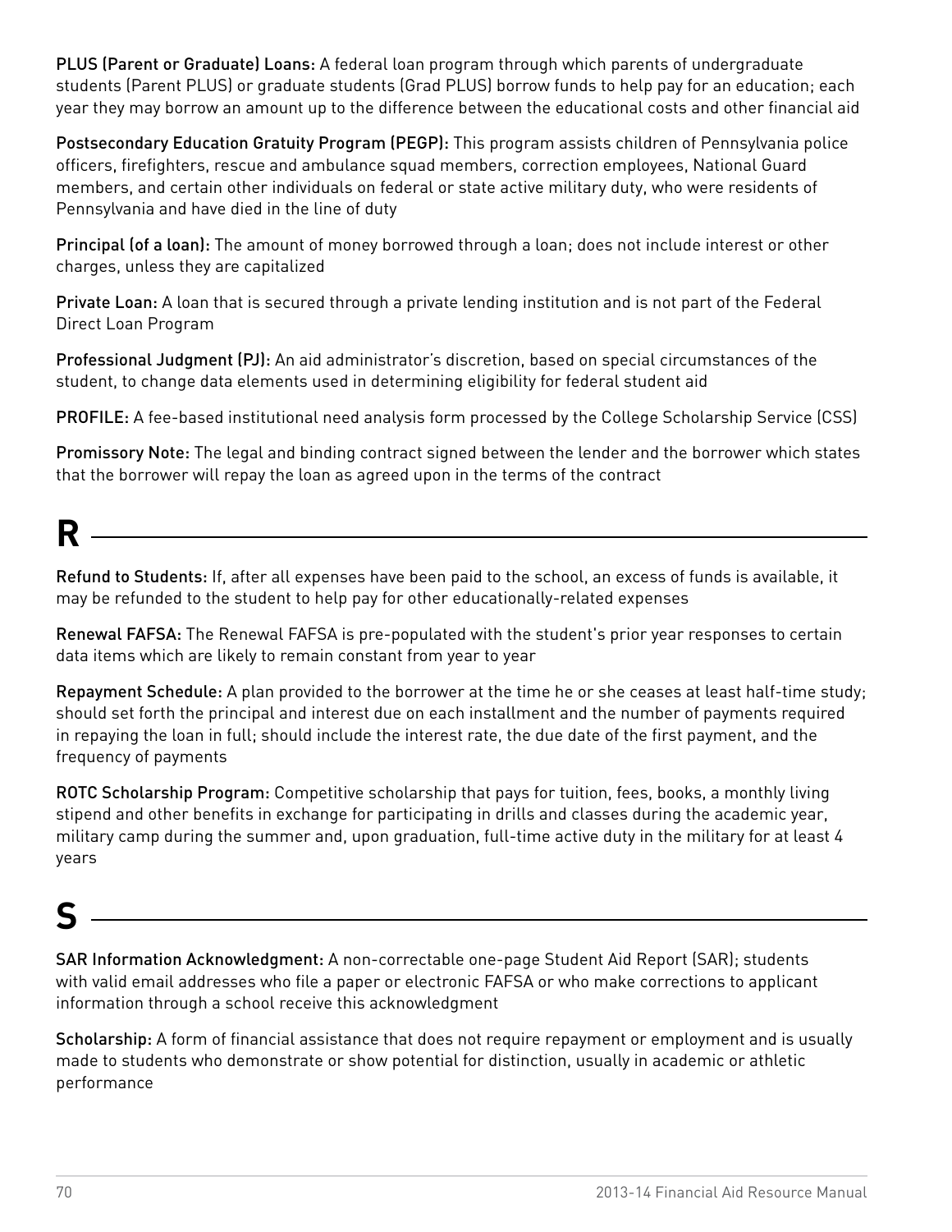**PLUS (Parent or Graduate) Loans:** A federal loan program through which parents of undergraduate students (Parent PLUS) or graduate students (Grad PLUS) borrow funds to help pay for an education; each year they may borrow an amount up to the difference between the educational costs and other financial aid

**Postsecondary Education Gratuity Program (PEGP):** This program assists children of Pennsylvania police officers, firefighters, rescue and ambulance squad members, correction employees, National Guard members, and certain other individuals on federal or state active military duty, who were residents of Pennsylvania and have died in the line of duty

**Principal (of a loan):** The amount of money borrowed through a loan; does not include interest or other charges, unless they are capitalized

**Private Loan:** A loan that is secured through a private lending institution and is not part of the Federal Direct Loan Program

**Professional Judgment (PJ):** An aid administrator's discretion, based on special circumstances of the student, to change data elements used in determining eligibility for federal student aid

**PROFILE:** A fee-based institutional need analysis form processed by the College Scholarship Service (CSS)

**Promissory Note:** The legal and binding contract signed between the lender and the borrower which states that the borrower will repay the loan as agreed upon in the terms of the contract

# R

**Refund to Students:** If, after all expenses have been paid to the school, an excess of funds is available, it may be refunded to the student to help pay for other educationally-related expenses

**Renewal FAFSA:** The Renewal FAFSA is pre-populated with the student's prior year responses to certain data items which are likely to remain constant from year to year

**Repayment Schedule:** A plan provided to the borrower at the time he or she ceases at least half-time study; should set forth the principal and interest due on each installment and the number of payments required in repaying the loan in full; should include the interest rate, the due date of the first payment, and the frequency of payments

**ROTC Scholarship Program:** Competitive scholarship that pays for tuition, fees, books, a monthly living stipend and other benefits in exchange for participating in drills and classes during the academic year, military camp during the summer and, upon graduation, full-time active duty in the military for at least 4 years

# S

**SAR Information Acknowledgment:** A non-correctable one-page Student Aid Report (SAR); students with valid email addresses who file a paper or electronic FAFSA or who make corrections to applicant information through a school receive this acknowledgment

**Scholarship:** A form of financial assistance that does not require repayment or employment and is usually made to students who demonstrate or show potential for distinction, usually in academic or athletic performance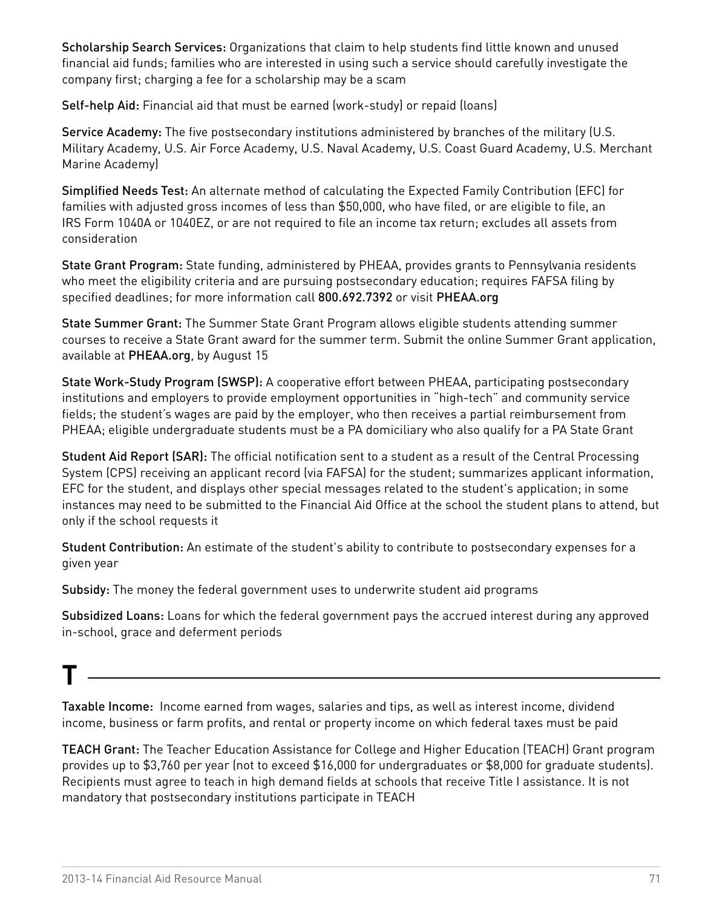**Scholarship Search Services:** Organizations that claim to help students find little known and unused financial aid funds; families who are interested in using such a service should carefully investigate the company first; charging a fee for a scholarship may be a scam

**Self-help Aid:** Financial aid that must be earned (work-study) or repaid (loans)

**Service Academy:** The five postsecondary institutions administered by branches of the military (U.S. Military Academy, U.S. Air Force Academy, U.S. Naval Academy, U.S. Coast Guard Academy, U.S. Merchant Marine Academy)

**Simplified Needs Test:** An alternate method of calculating the Expected Family Contribution (EFC) for families with adjusted gross incomes of less than $50,000, who have filed, or are eligible to file, an IRS Form 1040A or 1040EZ, or are not required to file an income tax return; excludes all assets from consideration

**State Grant Program:** State funding, administered by PHEAA, provides grants to Pennsylvania residents who meet the eligibility criteria and are pursuing postsecondary education; requires FAFSA filing by specified deadlines; for more information call **800.692.7392** or visit **PHEAA.org**

**State Summer Grant:** The Summer State Grant Program allows eligible students attending summer courses to receive a State Grant award for the summer term. Submit the online Summer Grant application, available at **PHEAA.org**, by August 15

**State Work-Study Program (SWSP):** A cooperative effort between PHEAA, participating postsecondary institutions and employers to provide employment opportunities in "high-tech" and community service fields; the student's wages are paid by the employer, who then receives a partial reimbursement from PHEAA; eligible undergraduate students must be a PA domiciliary who also qualify for a PA State Grant

**Student Aid Report (SAR):** The official notification sent to a student as a result of the Central Processing System (CPS) receiving an applicant record (via FAFSA) for the student; summarizes applicant information, EFC for the student, and displays other special messages related to the student's application; in some instances may need to be submitted to the Financial Aid Office at the school the student plans to attend, but only if the school requests it

**Student Contribution:** An estimate of the student's ability to contribute to postsecondary expenses for a given year

**Subsidy:** The money the federal government uses to underwrite student aid programs

**Subsidized Loans:** Loans for which the federal government pays the accrued interest during any approved in-school, grace and deferment periods

# T

**Taxable Income:** Income earned from wages, salaries and tips, as well as interest income, dividend income, business or farm profits, and rental or property income on which federal taxes must be paid

**TEACH Grant:** The Teacher Education Assistance for College and Higher Education (TEACH) Grant program provides up to $3,760 per year (not to exceed $16,000 for undergraduates or $8,000 for graduate students). Recipients must agree to teach in high demand fields at schools that receive Title I assistance. It is not mandatory that postsecondary institutions participate in TEACH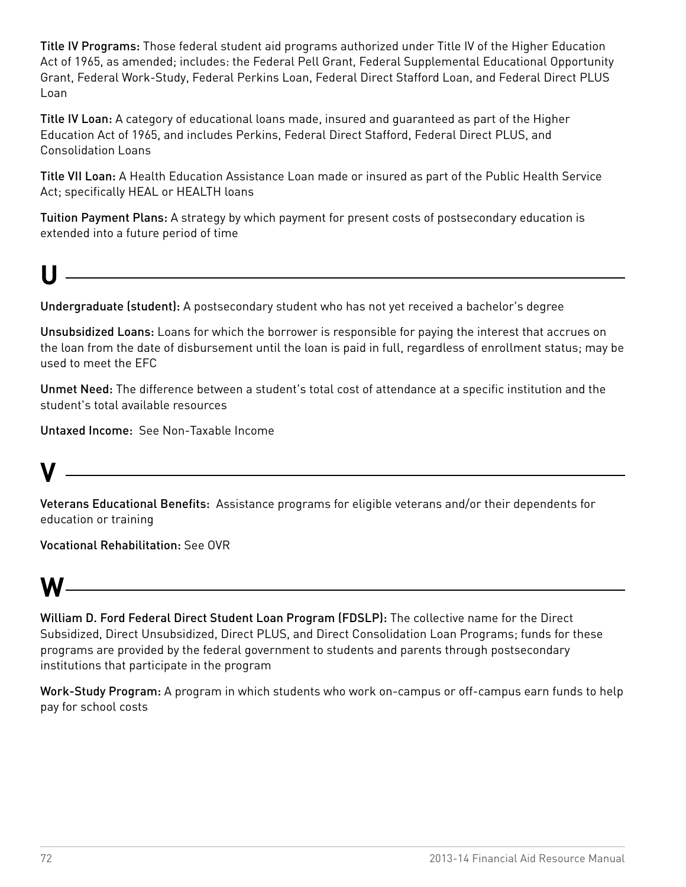**Title IV Programs:** Those federal student aid programs authorized under Title IV of the Higher Education Act of 1965, as amended; includes: the Federal Pell Grant, Federal Supplemental Educational Opportunity Grant, Federal Work-Study, Federal Perkins Loan, Federal Direct Stafford Loan, and Federal Direct PLUS Loan

**Title IV Loan:** A category of educational loans made, insured and guaranteed as part of the Higher Education Act of 1965, and includes Perkins, Federal Direct Stafford, Federal Direct PLUS, and Consolidation Loans

**Title VII Loan:** A Health Education Assistance Loan made or insured as part of the Public Health Service Act; specifically HEAL or HEALTH loans

**Tuition Payment Plans:** A strategy by which payment for present costs of postsecondary education is extended into a future period of time

# U

**Undergraduate (student):** A postsecondary student who has not yet received a bachelor's degree

**Unsubsidized Loans:** Loans for which the borrower is responsible for paying the interest that accrues on the loan from the date of disbursement until the loan is paid in full, regardless of enrollment status; may be used to meet the EFC

**Unmet Need:** The difference between a student's total cost of attendance at a specific institution and the student's total available resources

**Untaxed Income:** See Non-Taxable Income

# V

**Veterans Educational Benefits:** Assistance programs for eligible veterans and/or their dependents for education or training

**Vocational Rehabilitation:** See OVR

# W

**William D. Ford Federal Direct Student Loan Program (FDSLP):** The collective name for the Direct Subsidized, Direct Unsubsidized, Direct PLUS, and Direct Consolidation Loan Programs; funds for these programs are provided by the federal government to students and parents through postsecondary institutions that participate in the program

**Work-Study Program:** A program in which students who work on-campus or off-campus earn funds to help pay for school costs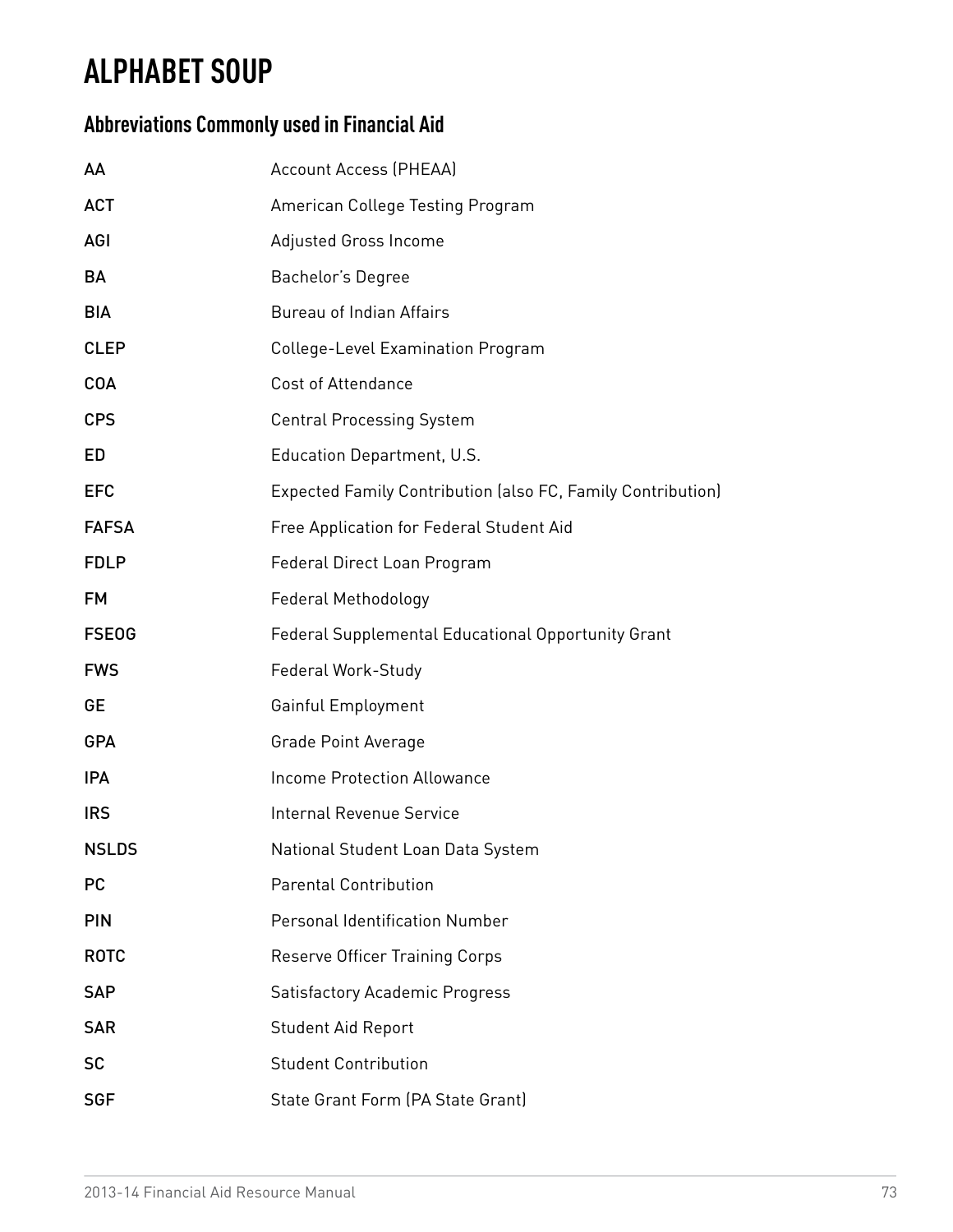# ALPHABET SOUP

## Abbreviations Commonly used in Financial Aid

| | |
|---|---|
| AA | Account Access (PHEAA) |
| ACT | American College Testing Program |
| AGI | Adjusted Gross Income |
| BA | Bachelor's Degree |
| BIA | Bureau of Indian Affairs |
| CLEP | College-Level Examination Program |
| COA | Cost of Attendance |
| CPS | Central Processing System |
| ED | Education Department, U.S. |
| EFC | Expected Family Contribution (also FC, Family Contribution) |
| FAFSA | Free Application for Federal Student Aid |
| FDLP | Federal Direct Loan Program |
| FM | Federal Methodology |
| FSEOG | Federal Supplemental Educational Opportunity Grant |
| FWS | Federal Work-Study |
| GE | Gainful Employment |
| GPA | Grade Point Average |
| IPA | Income Protection Allowance |
| IRS | Internal Revenue Service |
| NSLDS | National Student Loan Data System |
| PC | Parental Contribution |
| PIN | Personal Identification Number |
| ROTC | Reserve Officer Training Corps |
| SAP | Satisfactory Academic Progress |
| SAR | Student Aid Report |
| SC | Student Contribution |
| SGF | State Grant Form (PA State Grant) |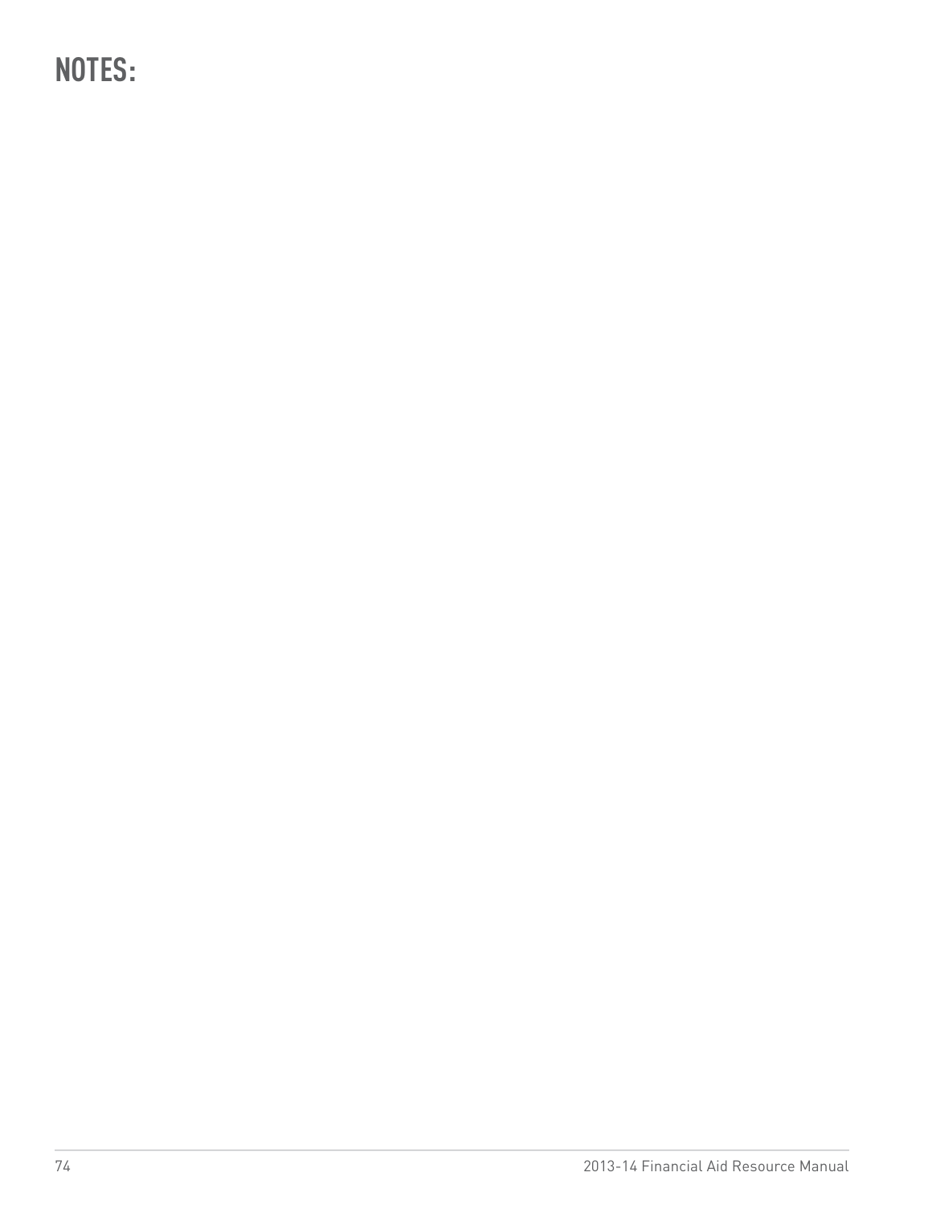# NOTES: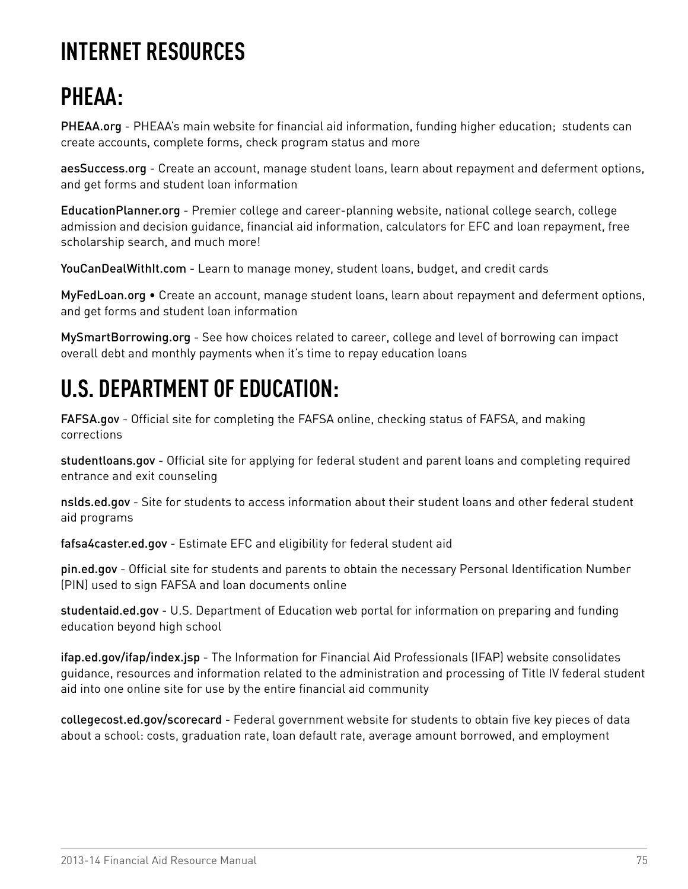# INTERNET RESOURCES

## PHEAA:

PHEAA.org - PHEAA's main website for financial aid information, funding higher education; students can create accounts, complete forms, check program status and more

aesSuccess.org - Create an account, manage student loans, learn about repayment and deferment options, and get forms and student loan information

EducationPlanner.org - Premier college and career-planning website, national college search, college admission and decision guidance, financial aid information, calculators for EFC and loan repayment, free scholarship search, and much more!

YouCanDealWithIt.com - Learn to manage money, student loans, budget, and credit cards

MyFedLoan.org • Create an account, manage student loans, learn about repayment and deferment options, and get forms and student loan information

MySmartBorrowing.org - See how choices related to career, college and level of borrowing can impact overall debt and monthly payments when it's time to repay education loans

## U.S. DEPARTMENT OF EDUCATION:

FAFSA.gov - Official site for completing the FAFSA online, checking status of FAFSA, and making corrections

studentloans.gov - Official site for applying for federal student and parent loans and completing required entrance and exit counseling

nslds.ed.gov - Site for students to access information about their student loans and other federal student aid programs

fafsa4caster.ed.gov - Estimate EFC and eligibility for federal student aid

pin.ed.gov - Official site for students and parents to obtain the necessary Personal Identification Number (PIN) used to sign FAFSA and loan documents online

studentaid.ed.gov - U.S. Department of Education web portal for information on preparing and funding education beyond high school

ifap.ed.gov/ifap/index.jsp - The Information for Financial Aid Professionals (IFAP) website consolidates guidance, resources and information related to the administration and processing of Title IV federal student aid into one online site for use by the entire financial aid community

collegecost.ed.gov/scorecard - Federal government website for students to obtain five key pieces of data about a school: costs, graduation rate, loan default rate, average amount borrowed, and employment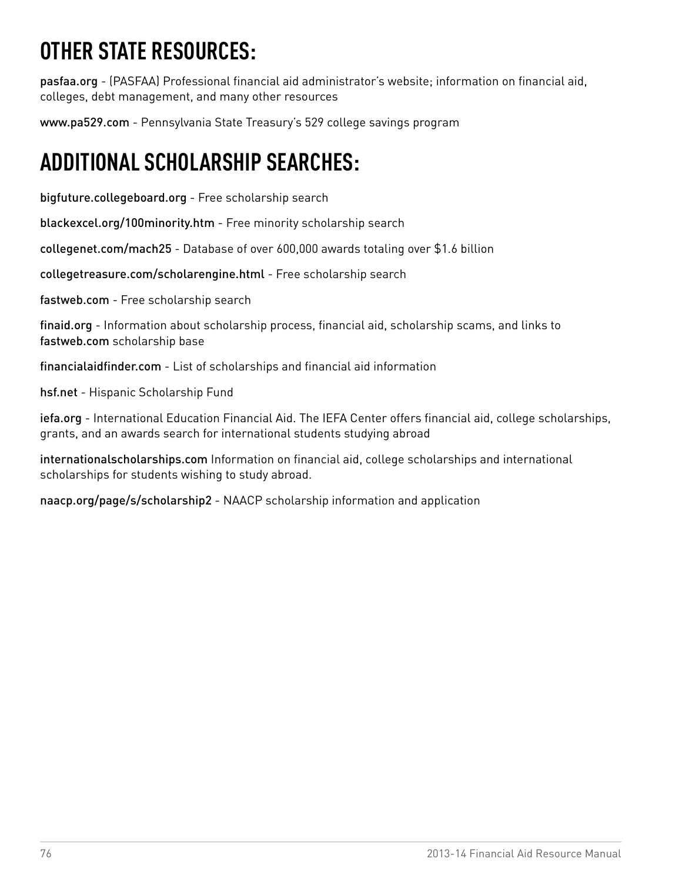# OTHER STATE RESOURCES:

pasfaa.org - (PASFAA) Professional financial aid administrator's website; information on financial aid, colleges, debt management, and many other resources

www.pa529.com - Pennsylvania State Treasury's 529 college savings program

# ADDITIONAL SCHOLARSHIP SEARCHES:

bigfuture.collegeboard.org - Free scholarship search

blackexcel.org/100minority.htm - Free minority scholarship search

collegenet.com/mach25 - Database of over 600,000 awards totaling over $1.6 billion

collegetreasure.com/scholarengine.html - Free scholarship search

fastweb.com - Free scholarship search

finaid.org - Information about scholarship process, financial aid, scholarship scams, and links to fastweb.com scholarship base

financialaidfinder.com - List of scholarships and financial aid information

hsf.net - Hispanic Scholarship Fund

iefa.org - International Education Financial Aid. The IEFA Center offers financial aid, college scholarships, grants, and an awards search for international students studying abroad

internationalscholarships.com Information on financial aid, college scholarships and international scholarships for students wishing to study abroad.

naacp.org/page/s/scholarship2 - NAACP scholarship information and application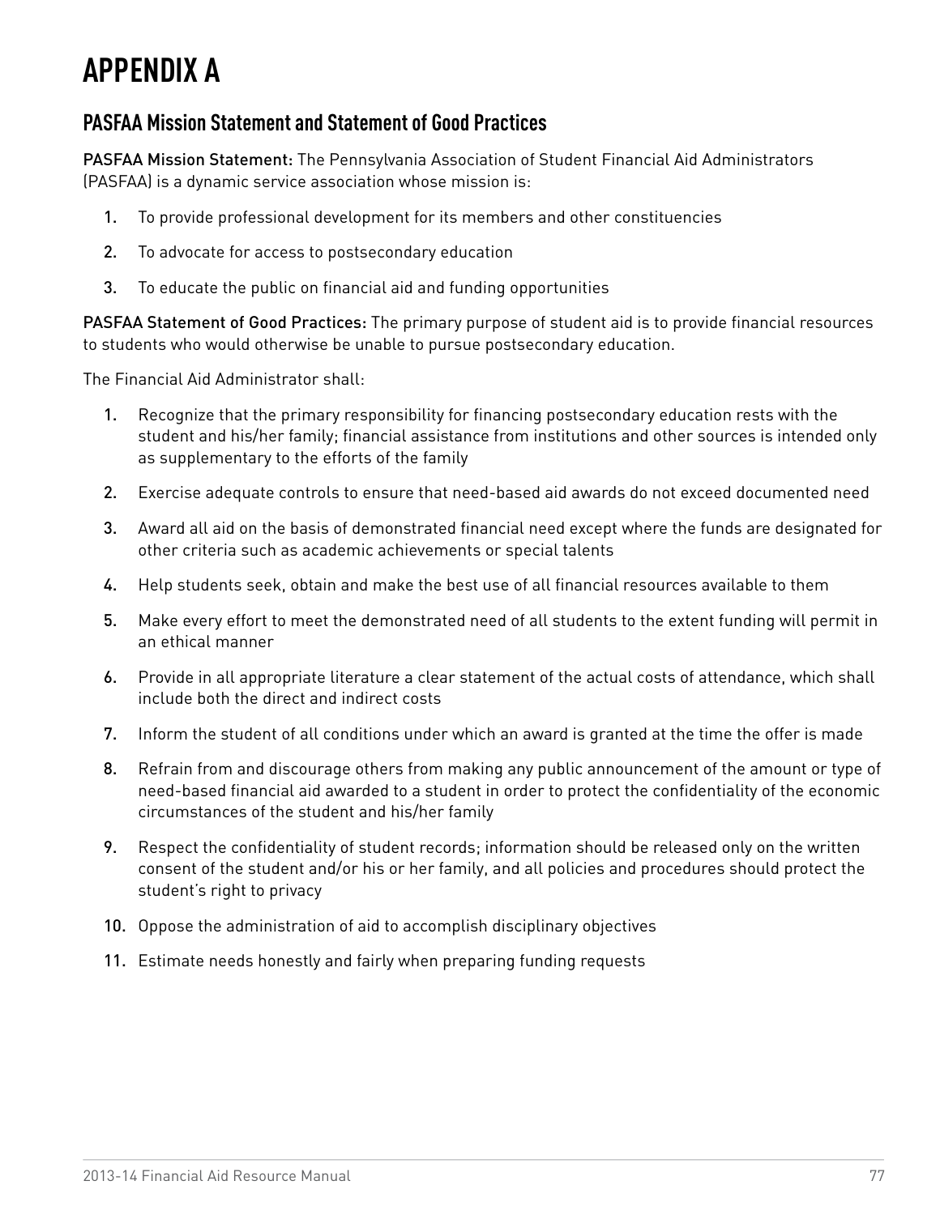# APPENDIX A

## PASFAA Mission Statement and Statement of Good Practices

PASFAA Mission Statement: The Pennsylvania Association of Student Financial Aid Administrators (PASFAA) is a dynamic service association whose mission is:

1. To provide professional development for its members and other constituencies
2. To advocate for access to postsecondary education
3. To educate the public on financial aid and funding opportunities

PASFAA Statement of Good Practices: The primary purpose of student aid is to provide financial resources to students who would otherwise be unable to pursue postsecondary education.

The Financial Aid Administrator shall:

1. Recognize that the primary responsibility for financing postsecondary education rests with the student and his/her family; financial assistance from institutions and other sources is intended only as supplementary to the efforts of the family
2. Exercise adequate controls to ensure that need-based aid awards do not exceed documented need
3. Award all aid on the basis of demonstrated financial need except where the funds are designated for other criteria such as academic achievements or special talents
4. Help students seek, obtain and make the best use of all financial resources available to them
5. Make every effort to meet the demonstrated need of all students to the extent funding will permit in an ethical manner
6. Provide in all appropriate literature a clear statement of the actual costs of attendance, which shall include both the direct and indirect costs
7. Inform the student of all conditions under which an award is granted at the time the offer is made
8. Refrain from and discourage others from making any public announcement of the amount or type of need-based financial aid awarded to a student in order to protect the confidentiality of the economic circumstances of the student and his/her family
9. Respect the confidentiality of student records; information should be released only on the written consent of the student and/or his or her family, and all policies and procedures should protect the student's right to privacy
10. Oppose the administration of aid to accomplish disciplinary objectives
11. Estimate needs honestly and fairly when preparing funding requests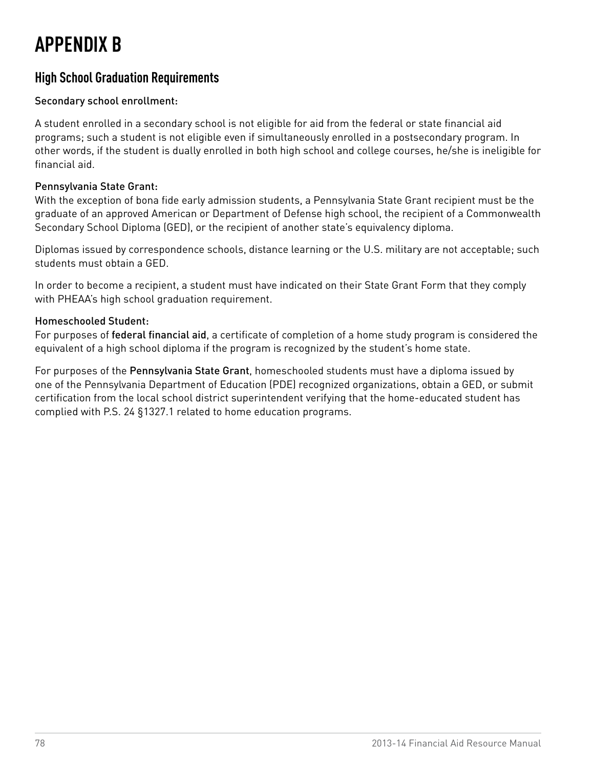# APPENDIX B

## High School Graduation Requirements

Secondary school enrollment:

A student enrolled in a secondary school is not eligible for aid from the federal or state financial aid programs; such a student is not eligible even if simultaneously enrolled in a postsecondary program. In other words, if the student is dually enrolled in both high school and college courses, he/she is ineligible for financial aid.

Pennsylvania State Grant:

With the exception of bona fide early admission students, a Pennsylvania State Grant recipient must be the graduate of an approved American or Department of Defense high school, the recipient of a Commonwealth Secondary School Diploma (GED), or the recipient of another state's equivalency diploma.

Diplomas issued by correspondence schools, distance learning or the U.S. military are not acceptable; such students must obtain a GED.

In order to become a recipient, a student must have indicated on their State Grant Form that they comply with PHEAA's high school graduation requirement.

Homeschooled Student:

For purposes of federal financial aid, a certificate of completion of a home study program is considered the equivalent of a high school diploma if the program is recognized by the student's home state.

For purposes of the Pennsylvania State Grant, homeschooled students must have a diploma issued by one of the Pennsylvania Department of Education (PDE) recognized organizations, obtain a GED, or submit certification from the local school district superintendent verifying that the home-educated student has complied with P.S. 24 §1327.1 related to home education programs.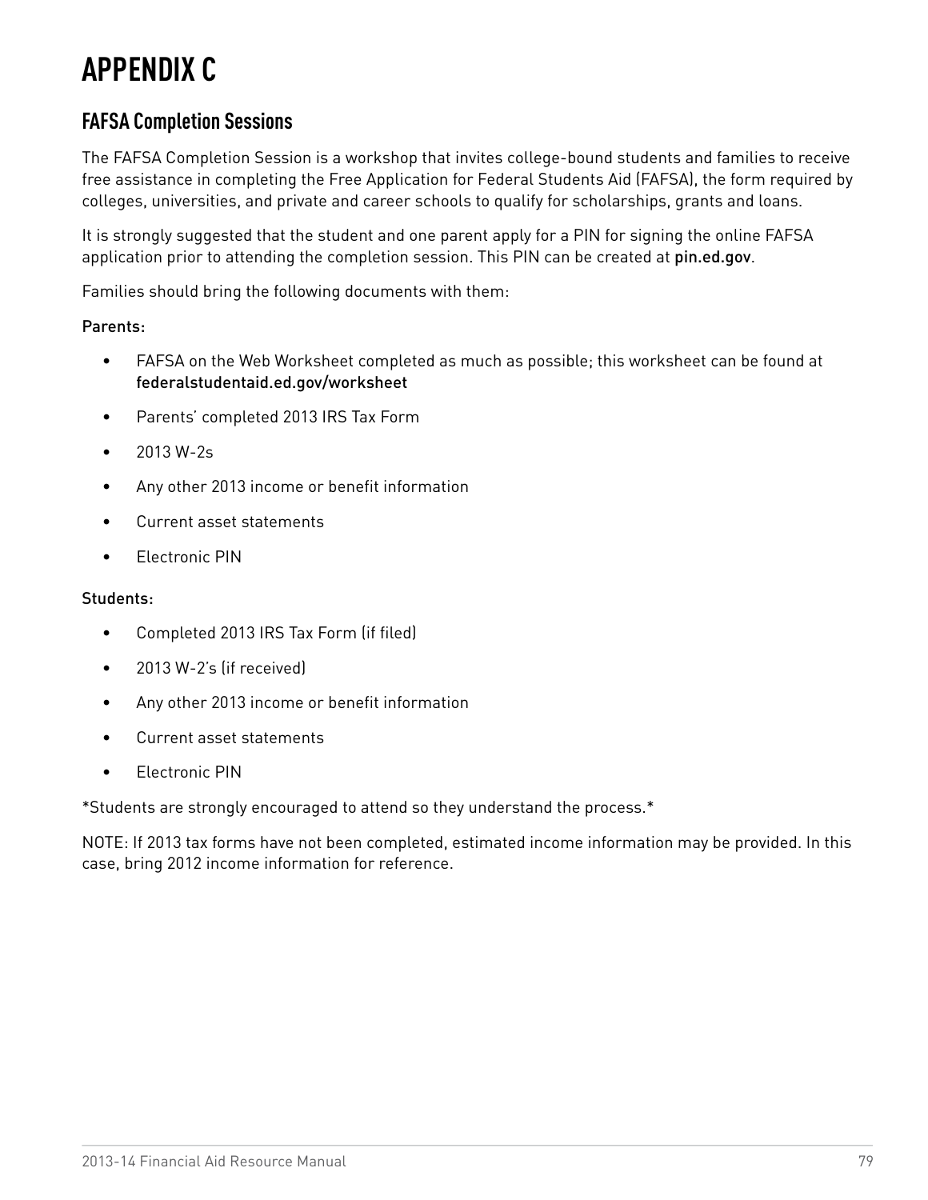# APPENDIX C

## FAFSA Completion Sessions

The FAFSA Completion Session is a workshop that invites college-bound students and families to receive free assistance in completing the Free Application for Federal Students Aid (FAFSA), the form required by colleges, universities, and private and career schools to qualify for scholarships, grants and loans.

It is strongly suggested that the student and one parent apply for a PIN for signing the online FAFSA application prior to attending the completion session. This PIN can be created at pin.ed.gov.

Families should bring the following documents with them:

Parents:

- FAFSA on the Web Worksheet completed as much as possible; this worksheet can be found at federalstudentaid.ed.gov/worksheet
- Parents' completed 2013 IRS Tax Form
- 2013 W-2s
- Any other 2013 income or benefit information
- Current asset statements
- Electronic PIN

Students:

- Completed 2013 IRS Tax Form (if filed)
- 2013 W-2's (if received)
- Any other 2013 income or benefit information
- Current asset statements
- Electronic PIN

*Students are strongly encouraged to attend so they understand the process.*

NOTE: If 2013 tax forms have not been completed, estimated income information may be provided. In this case, bring 2012 income information for reference.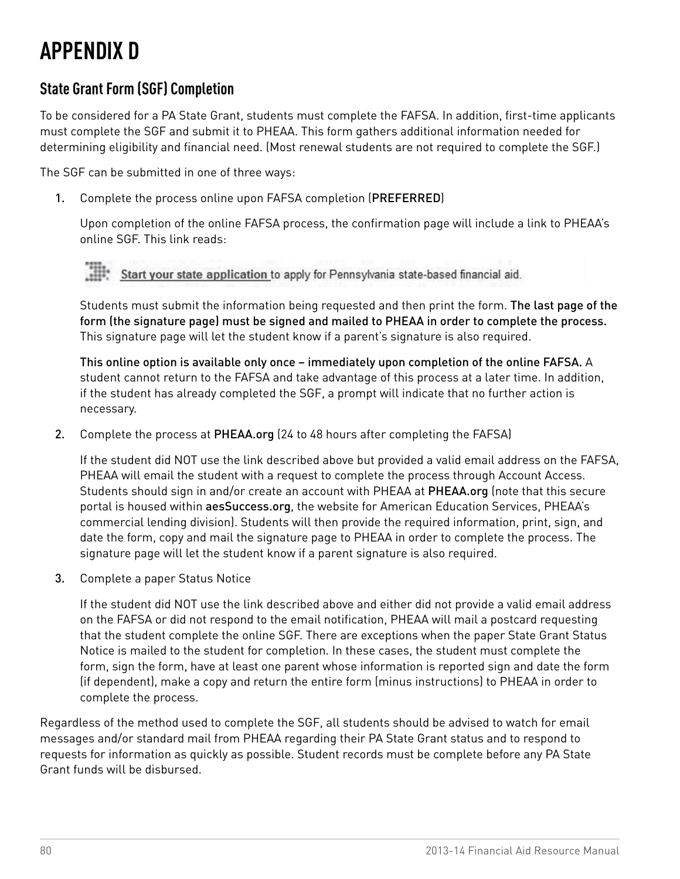# APPENDIX D

## State Grant Form (SGF) Completion

To be considered for a PA State Grant, students must complete the FAFSA. In addition, first-time applicants must complete the SGF and submit it to PHEAA. This form gathers additional information needed for determining eligibility and financial need. (Most renewal students are not required to complete the SGF.)

The SGF can be submitted in one of three ways:

1. Complete the process online upon FAFSA completion (PREFERRED)

   Upon completion of the online FAFSA process, the confirmation page will include a link to PHEAA's online SGF. This link reads:

   Start your state application to apply for Pennsylvania state-based financial aid.

   Students must submit the information being requested and then print the form. **The last page of the form (the signature page) must be signed and mailed to PHEAA in order to complete the process.** This signature page will let the student know if a parent's signature is also required.

   **This online option is available only once – immediately upon completion of the online FAFSA.** A student cannot return to the FAFSA and take advantage of this process at a later time. In addition, if the student has already completed the SGF, a prompt will indicate that no further action is necessary.

2. Complete the process at **PHEAA.org** (24 to 48 hours after completing the FAFSA)

   If the student did NOT use the link described above but provided a valid email address on the FAFSA, PHEAA will email the student with a request to complete the process through Account Access. Students should sign in and/or create an account with PHEAA at **PHEAA.org** (note that this secure portal is housed within **aesSuccess.org**, the website for American Education Services, PHEAA's commercial lending division). Students will then provide the required information, print, sign, and date the form, copy and mail the signature page to PHEAA in order to complete the process. The signature page will let the student know if a parent signature is also required.

3. Complete a paper Status Notice

   If the student did NOT use the link described above and either did not provide a valid email address on the FAFSA or did not respond to the email notification, PHEAA will mail a postcard requesting that the student complete the online SGF. There are exceptions when the paper State Grant Status Notice is mailed to the student for completion. In these cases, the student must complete the form, sign the form, have at least one parent whose information is reported sign and date the form (if dependent), make a copy and return the entire form (minus instructions) to PHEAA in order to complete the process.

Regardless of the method used to complete the SGF, all students should be advised to watch for email messages and/or standard mail from PHEAA regarding their PA State Grant status and to respond to requests for information as quickly as possible. Student records must be complete before any PA State Grant funds will be disbursed.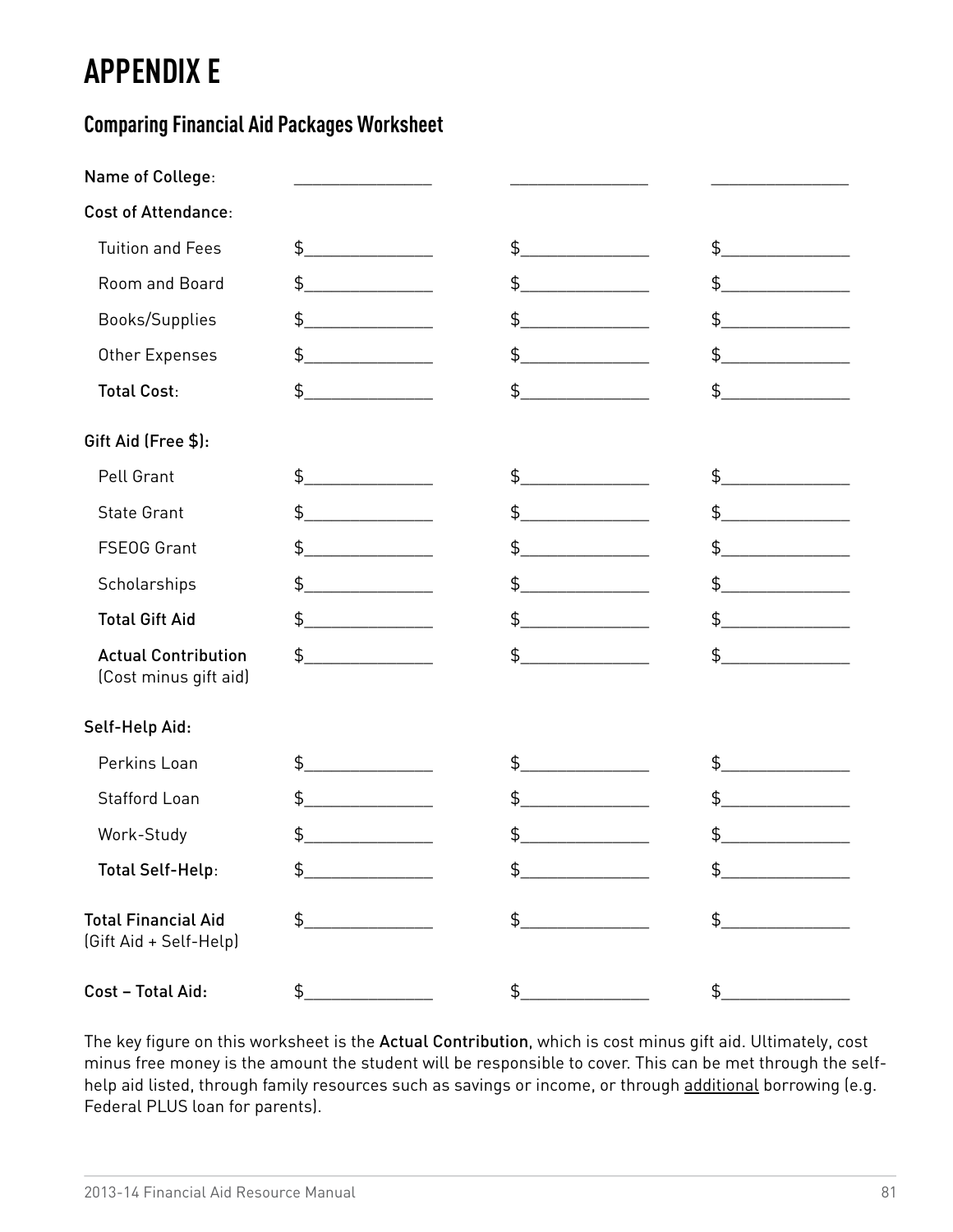# APPENDIX E

## Comparing Financial Aid Packages Worksheet

| | | | |
|---|---|---|---|
| Name of College: | ______________ | ______________ | ______________ |
| **Cost of Attendance:** | | | |
| Tuition and Fees | $______________ | $______________ | $______________ |
| Room and Board | $______________ | $______________ | $______________ |
| Books/Supplies | $______________ | $______________ | $______________ |
| Other Expenses | $______________ | $______________ | $______________ |
| **Total Cost:** | $______________ | $______________ | $______________ |
| **Gift Aid (Free $):** | | | |
| Pell Grant | $______________ | $______________ | $______________ |
| State Grant | $______________ | $______________ | $______________ |
| FSEOG Grant | $______________ | $______________ | $______________ |
| Scholarships | $______________ | $______________ | $______________ |
| **Total Gift Aid** | $______________ | $______________ | $______________ |
| **Actual Contribution** (Cost minus gift aid) | $______________ | $______________ | $______________ |
| **Self-Help Aid:** | | | |
| Perkins Loan | $______________ | $______________ | $______________ |
| Stafford Loan | $______________ | $______________ | $______________ |
| Work-Study | $______________ | $______________ | $______________ |
| **Total Self-Help:** | $______________ | $______________ | $______________ |
| **Total Financial Aid** (Gift Aid + Self-Help) | $______________ | $______________ | $______________ |
| **Cost – Total Aid:** | $______________ | $______________ | $______________ |

The key figure on this worksheet is the **Actual Contribution**, which is cost minus gift aid. Ultimately, cost minus free money is the amount the student will be responsible to cover. This can be met through the self-help aid listed, through family resources such as savings or income, or through additional borrowing (e.g. Federal PLUS loan for parents).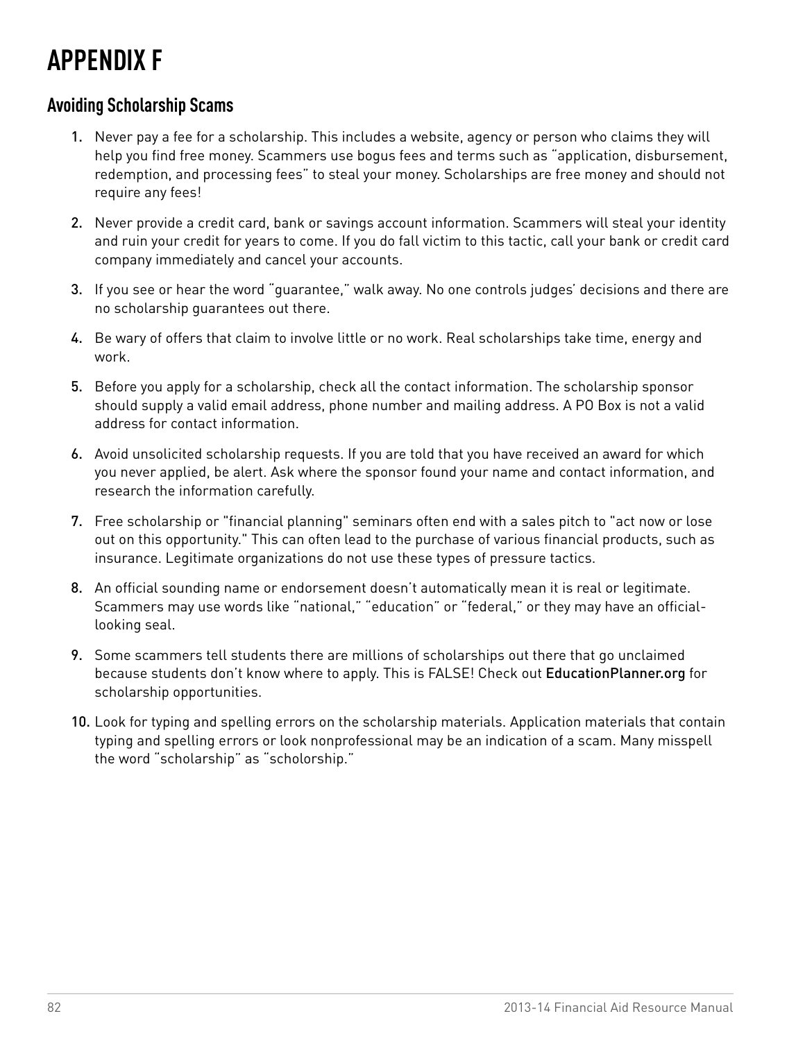# APPENDIX F

## Avoiding Scholarship Scams

1. Never pay a fee for a scholarship. This includes a website, agency or person who claims they will help you find free money. Scammers use bogus fees and terms such as "application, disbursement, redemption, and processing fees" to steal your money. Scholarships are free money and should not require any fees!

2. Never provide a credit card, bank or savings account information. Scammers will steal your identity and ruin your credit for years to come. If you do fall victim to this tactic, call your bank or credit card company immediately and cancel your accounts.

3. If you see or hear the word "guarantee," walk away. No one controls judges' decisions and there are no scholarship guarantees out there.

4. Be wary of offers that claim to involve little or no work. Real scholarships take time, energy and work.

5. Before you apply for a scholarship, check all the contact information. The scholarship sponsor should supply a valid email address, phone number and mailing address. A PO Box is not a valid address for contact information.

6. Avoid unsolicited scholarship requests. If you are told that you have received an award for which you never applied, be alert. Ask where the sponsor found your name and contact information, and research the information carefully.

7. Free scholarship or "financial planning" seminars often end with a sales pitch to "act now or lose out on this opportunity." This can often lead to the purchase of various financial products, such as insurance. Legitimate organizations do not use these types of pressure tactics.

8. An official sounding name or endorsement doesn't automatically mean it is real or legitimate. Scammers may use words like "national," "education" or "federal," or they may have an official-looking seal.

9. Some scammers tell students there are millions of scholarships out there that go unclaimed because students don't know where to apply. This is FALSE! Check out EducationPlanner.org for scholarship opportunities.

10. Look for typing and spelling errors on the scholarship materials. Application materials that contain typing and spelling errors or look nonprofessional may be an indication of a scam. Many misspell the word "scholarship" as "scholorship."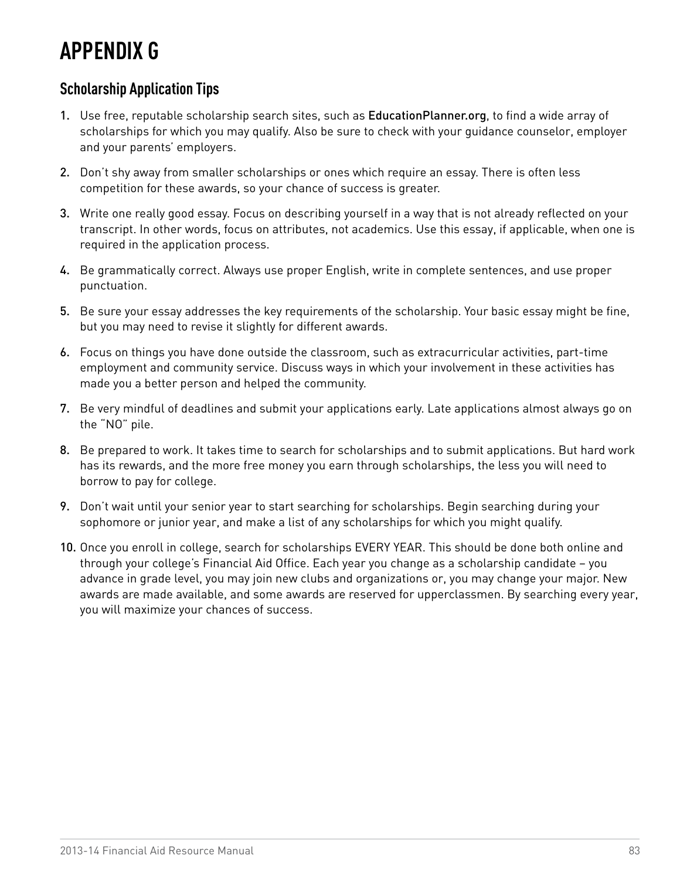# APPENDIX G

## Scholarship Application Tips

1. Use free, reputable scholarship search sites, such as EducationPlanner.org, to find a wide array of scholarships for which you may qualify. Also be sure to check with your guidance counselor, employer and your parents' employers.
2. Don't shy away from smaller scholarships or ones which require an essay. There is often less competition for these awards, so your chance of success is greater.
3. Write one really good essay. Focus on describing yourself in a way that is not already reflected on your transcript. In other words, focus on attributes, not academics. Use this essay, if applicable, when one is required in the application process.
4. Be grammatically correct. Always use proper English, write in complete sentences, and use proper punctuation.
5. Be sure your essay addresses the key requirements of the scholarship. Your basic essay might be fine, but you may need to revise it slightly for different awards.
6. Focus on things you have done outside the classroom, such as extracurricular activities, part-time employment and community service. Discuss ways in which your involvement in these activities has made you a better person and helped the community.
7. Be very mindful of deadlines and submit your applications early. Late applications almost always go on the "NO" pile.
8. Be prepared to work. It takes time to search for scholarships and to submit applications. But hard work has its rewards, and the more free money you earn through scholarships, the less you will need to borrow to pay for college.
9. Don't wait until your senior year to start searching for scholarships. Begin searching during your sophomore or junior year, and make a list of any scholarships for which you might qualify.
10. Once you enroll in college, search for scholarships EVERY YEAR. This should be done both online and through your college's Financial Aid Office. Each year you change as a scholarship candidate – you advance in grade level, you may join new clubs and organizations or, you may change your major. New awards are made available, and some awards are reserved for upperclassmen. By searching every year, you will maximize your chances of success.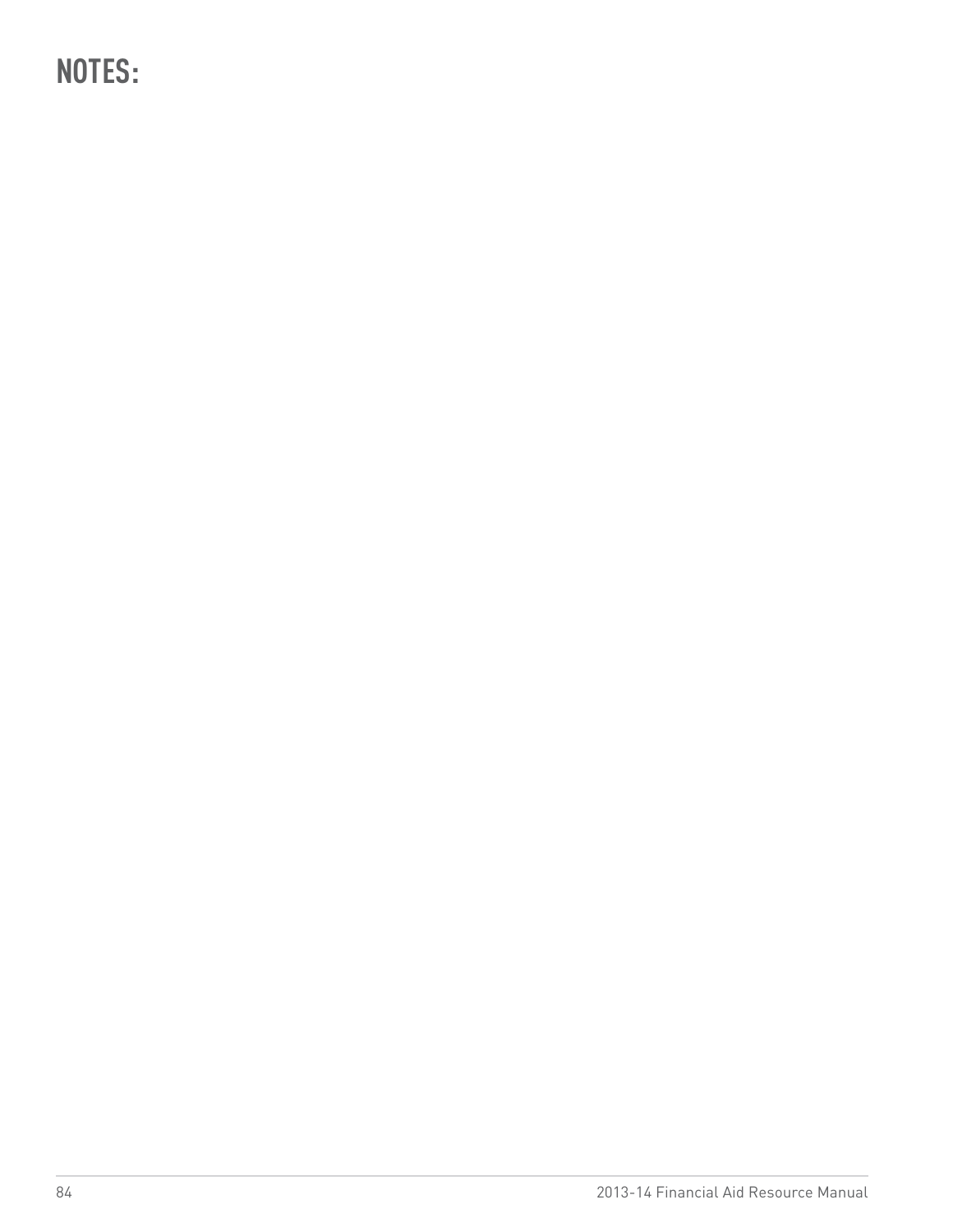# NOTES: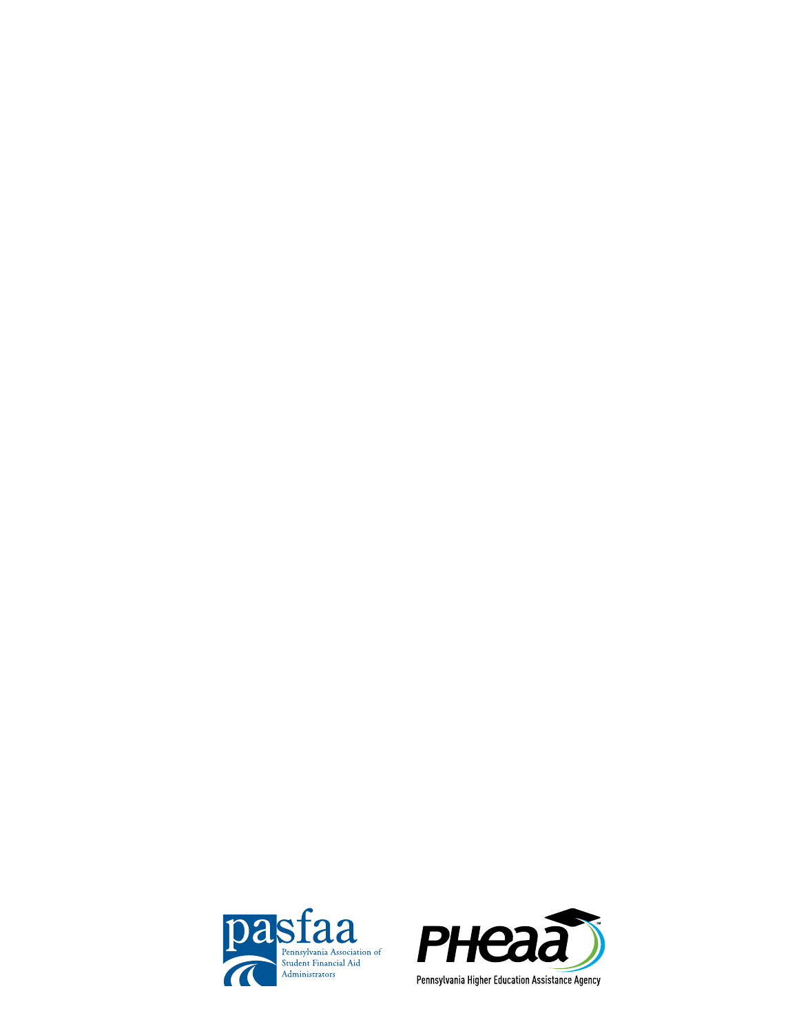pasfaa

Pennsylvania Association of Student Financial Aid Administrators

PHEAA

Pennsylvania Higher Education Assistance Agency